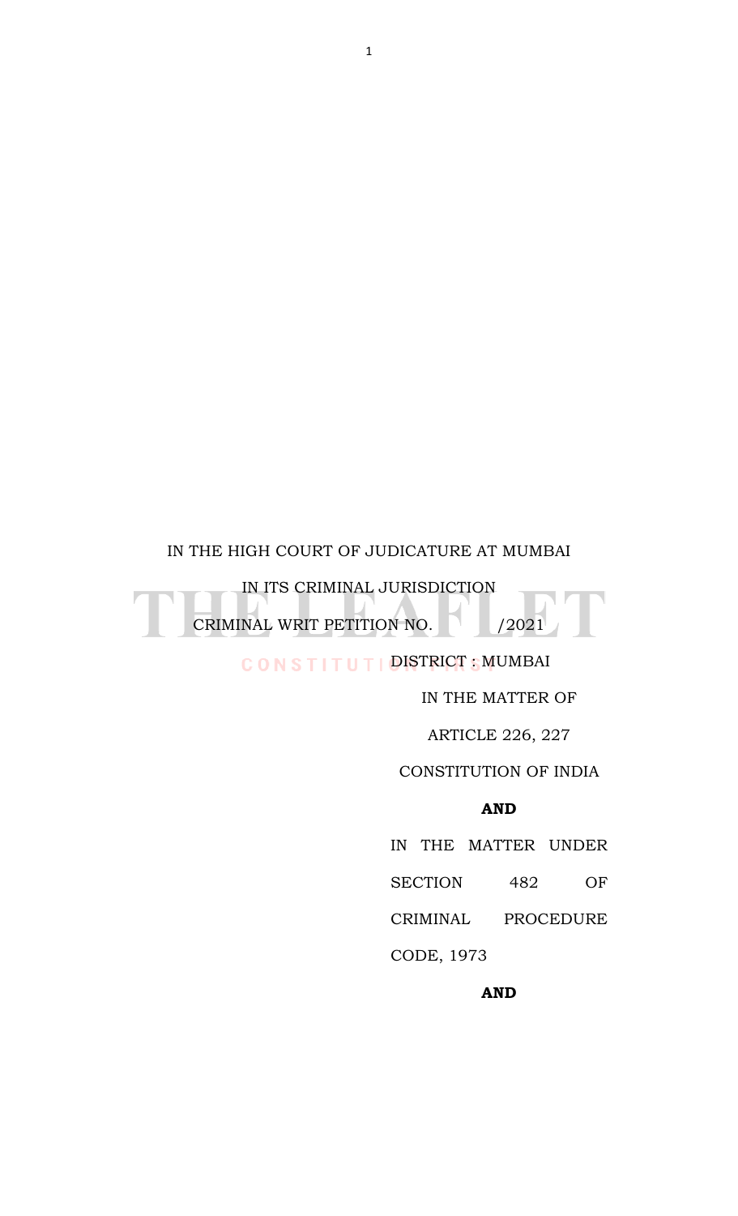IN THE HIGH COURT OF JUDICATURE AT MUMBAI

IN ITS CRIMINAL JURISDICTION

CRIMINAL WRIT PETITION NO. /2021

DISTRICT : MUMBAI

IN THE MATTER OF

ARTICLE 226, 227

CONSTITUTION OF INDIA

**AND**

IN THE MATTER UNDER SECTION 482 OF CRIMINAL PROCEDURE CODE, 1973

**AND**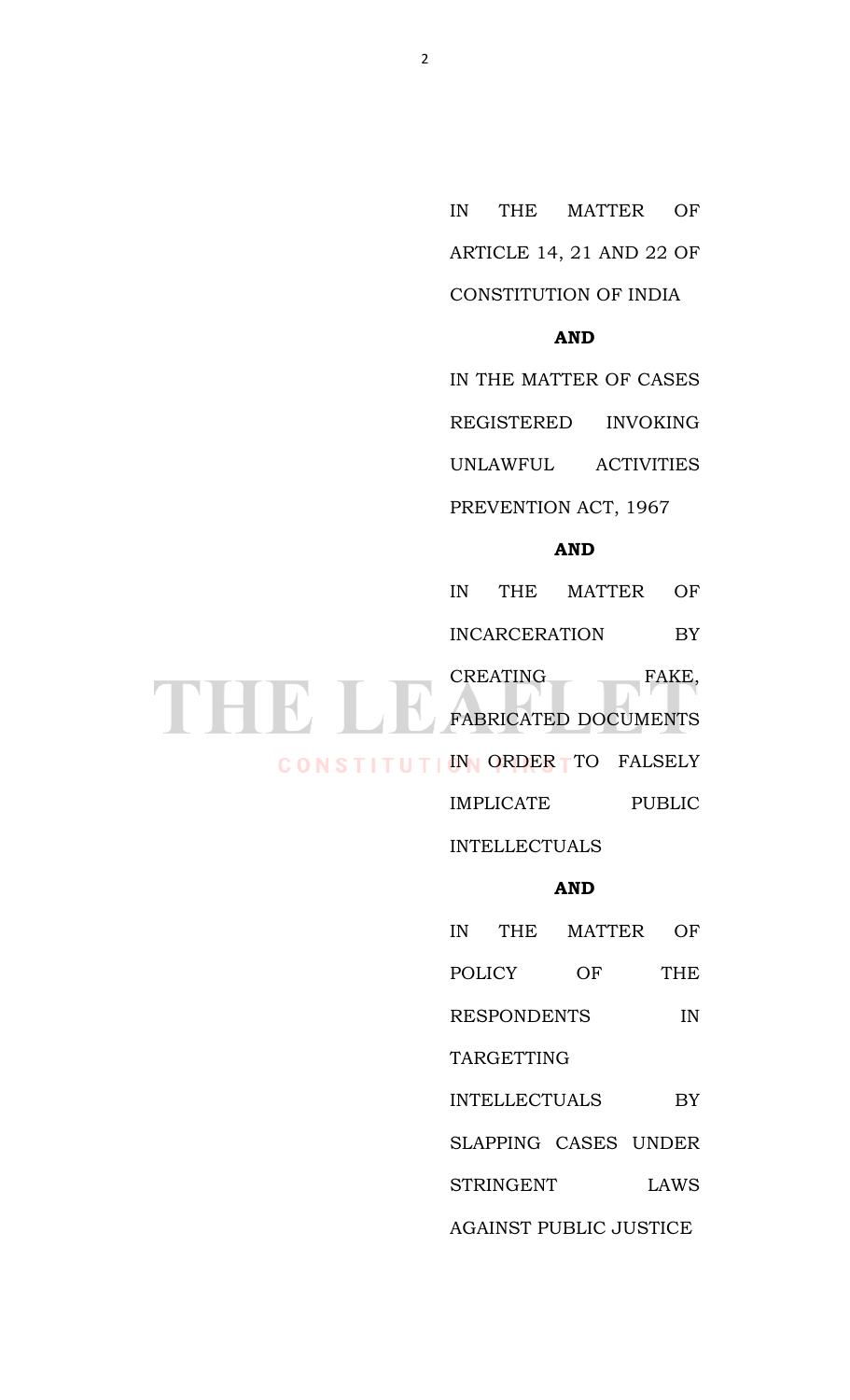IN THE MATTER OF ARTICLE 14, 21 AND 22 OF CONSTITUTION OF INDIA

**AND**

IN THE MATTER OF CASES REGISTERED INVOKING UNLAWFUL ACTIVITIES PREVENTION ACT, 1967

**AND**

IN THE MATTER OF INCARCERATION BY CREATING FAKE, FABRICATED DOCUMENTS IN ORDER TO FALSELY IMPLICATE PUBLIC INTELLECTUALS

**AND**

IN THE MATTER OF POLICY OF THE RESPONDENTS IN TARGETTING INTELLECTUALS BY SLAPPING CASES UNDER STRINGENT LAWS AGAINST PUBLIC JUSTICE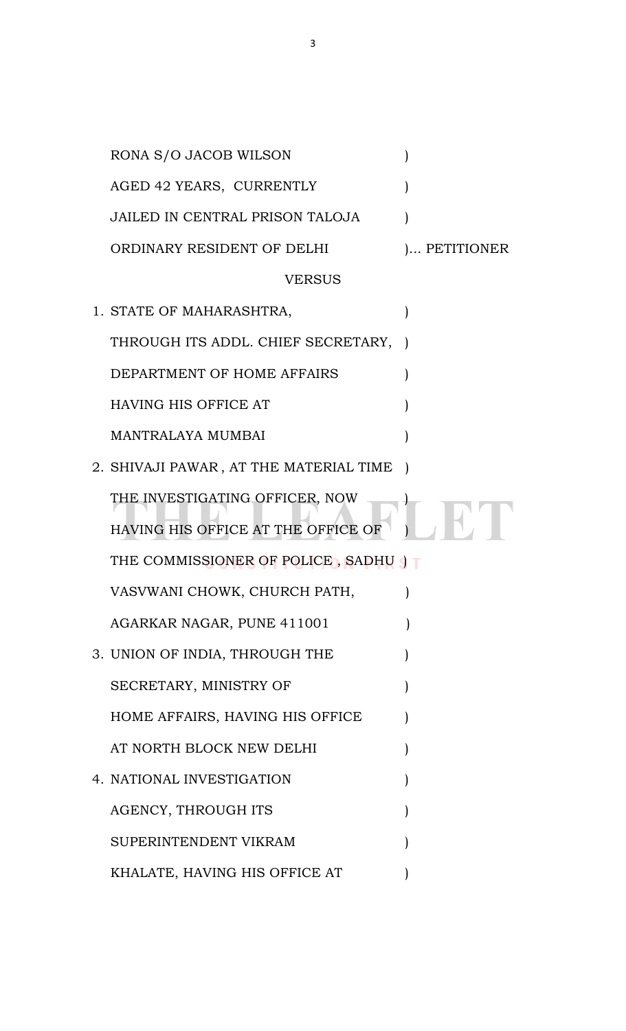RONA S/O JACOB WILSON )
AGED 42 YEARS, CURRENTLY )
JAILED IN CENTRAL PRISON TALOJA )
ORDINARY RESIDENT OF DELHI )... PETITIONER

VERSUS

1. STATE OF MAHARASHTRA, )
   THROUGH ITS ADDL. CHIEF SECRETARY, )
   DEPARTMENT OF HOME AFFAIRS )
   HAVING HIS OFFICE AT )
   MANTRALAYA MUMBAI )
2. SHIVAJI PAWAR , AT THE MATERIAL TIME )
   THE INVESTIGATING OFFICER, NOW )
   HAVING HIS OFFICE AT THE OFFICE OF )
   THE COMMISSIONER OF POLICE , SADHU )
   VASVWANI CHOWK, CHURCH PATH, )
   AGARKAR NAGAR, PUNE 411001 )
3. UNION OF INDIA, THROUGH THE )
   SECRETARY, MINISTRY OF )
   HOME AFFAIRS, HAVING HIS OFFICE )
   AT NORTH BLOCK NEW DELHI )
4. NATIONAL INVESTIGATION )
   AGENCY, THROUGH ITS )
   SUPERINTENDENT VIKRAM )
   KHALATE, HAVING HIS OFFICE AT )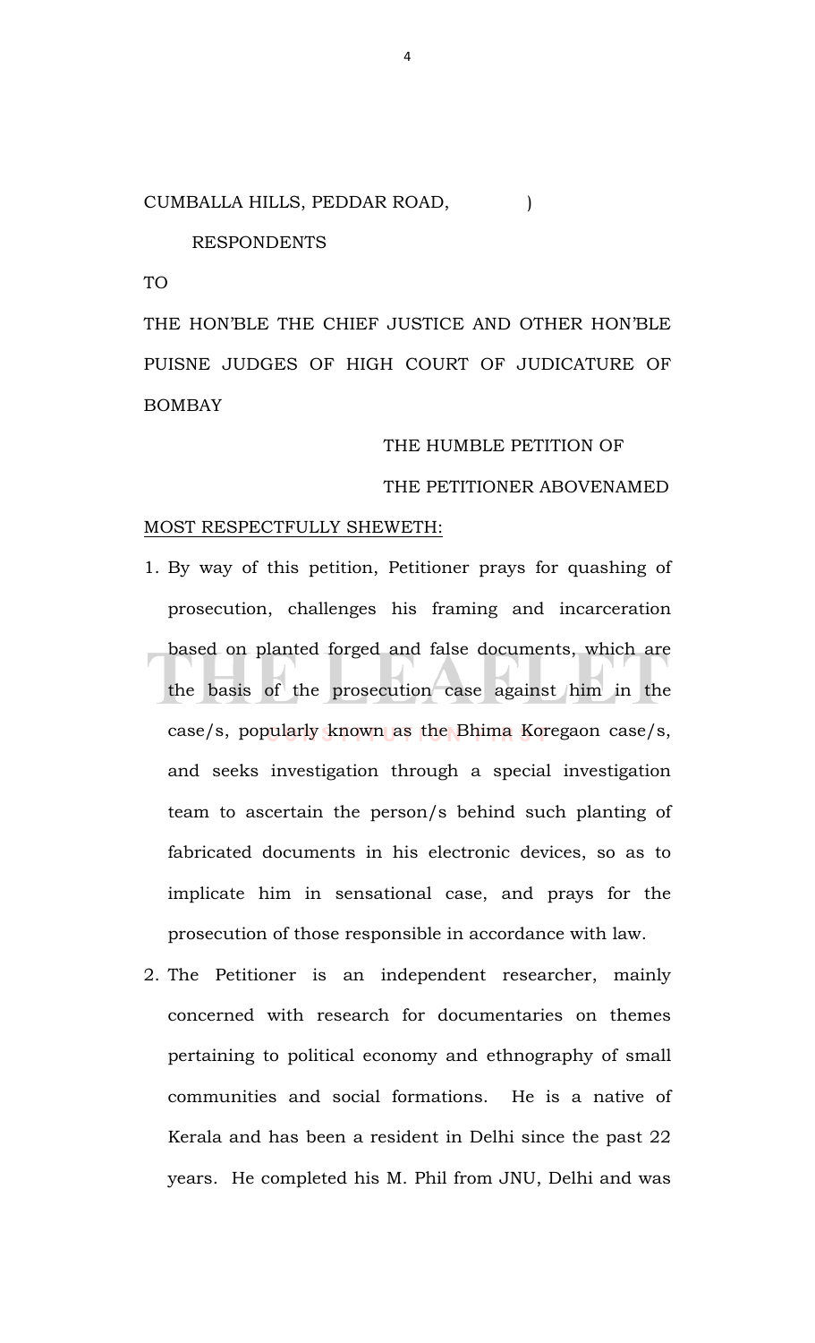CUMBALLA HILLS, PEDDAR ROAD, )

RESPONDENTS

TO

THE HON'BLE THE CHIEF JUSTICE AND OTHER HON'BLE PUISNE JUDGES OF HIGH COURT OF JUDICATURE OF BOMBAY

THE HUMBLE PETITION OF

THE PETITIONER ABOVENAMED

MOST RESPECTFULLY SHEWETH:

1. By way of this petition, Petitioner prays for quashing of prosecution, challenges his framing and incarceration based on planted forged and false documents, which are the basis of the prosecution case against him in the case/s, popularly known as the Bhima Koregaon case/s, and seeks investigation through a special investigation team to ascertain the person/s behind such planting of fabricated documents in his electronic devices, so as to implicate him in sensational case, and prays for the prosecution of those responsible in accordance with law.

2. The Petitioner is an independent researcher, mainly concerned with research for documentaries on themes pertaining to political economy and ethnography of small communities and social formations. He is a native of Kerala and has been a resident in Delhi since the past 22 years. He completed his M. Phil from JNU, Delhi and was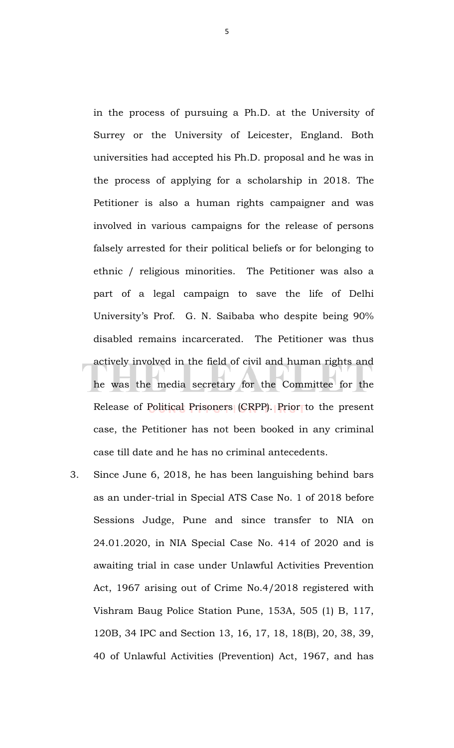in the process of pursuing a Ph.D. at the University of Surrey or the University of Leicester, England. Both universities had accepted his Ph.D. proposal and he was in the process of applying for a scholarship in 2018. The Petitioner is also a human rights campaigner and was involved in various campaigns for the release of persons falsely arrested for their political beliefs or for belonging to ethnic / religious minorities. The Petitioner was also a part of a legal campaign to save the life of Delhi University's Prof. G. N. Saibaba who despite being 90% disabled remains incarcerated. The Petitioner was thus actively involved in the field of civil and human rights and he was the media secretary for the Committee for the Release of Political Prisoners (CRPP). Prior to the present case, the Petitioner has not been booked in any criminal case till date and he has no criminal antecedents.

3. Since June 6, 2018, he has been languishing behind bars as an under-trial in Special ATS Case No. 1 of 2018 before Sessions Judge, Pune and since transfer to NIA on 24.01.2020, in NIA Special Case No. 414 of 2020 and is awaiting trial in case under Unlawful Activities Prevention Act, 1967 arising out of Crime No.4/2018 registered with Vishram Baug Police Station Pune, 153A, 505 (1) B, 117, 120B, 34 IPC and Section 13, 16, 17, 18, 18(B), 20, 38, 39, 40 of Unlawful Activities (Prevention) Act, 1967, and has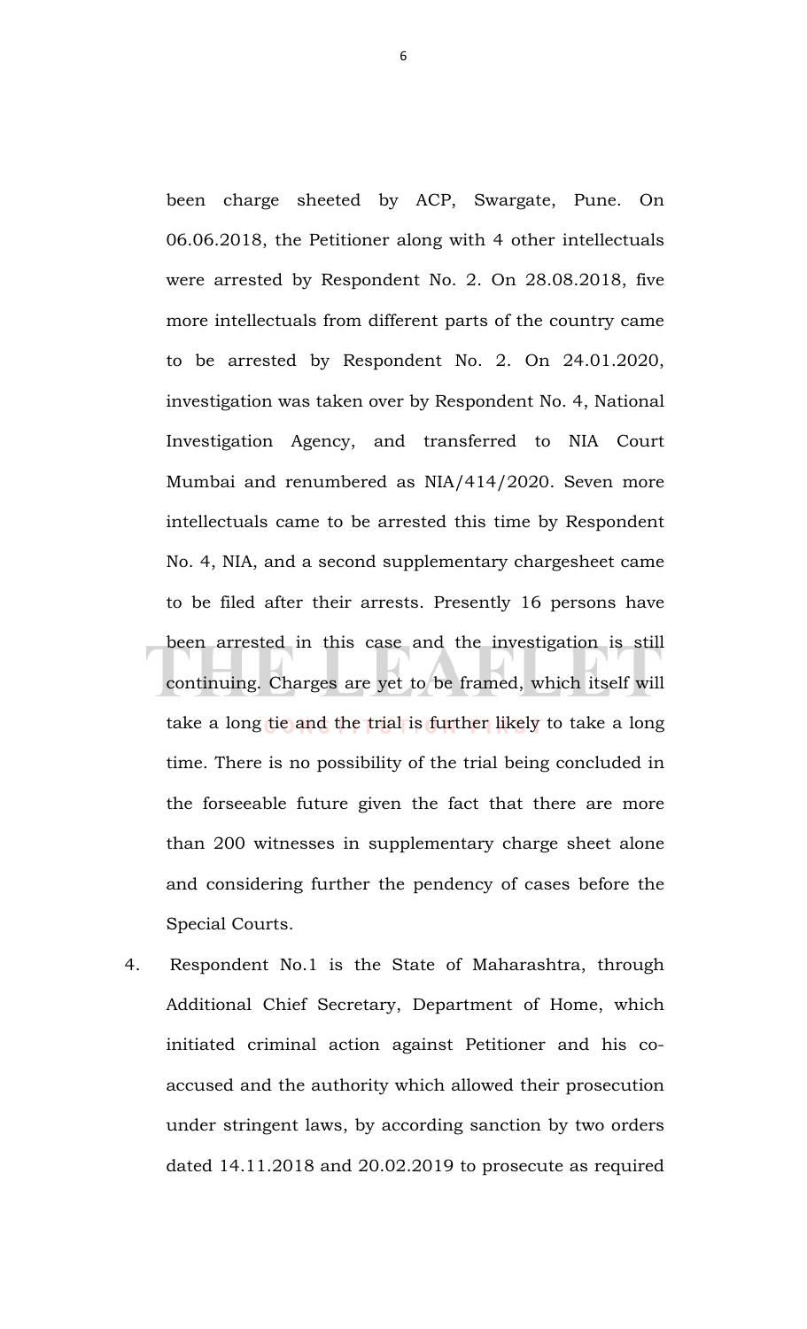been charge sheeted by ACP, Swargate, Pune. On 06.06.2018, the Petitioner along with 4 other intellectuals were arrested by Respondent No. 2. On 28.08.2018, five more intellectuals from different parts of the country came to be arrested by Respondent No. 2. On 24.01.2020, investigation was taken over by Respondent No. 4, National Investigation Agency, and transferred to NIA Court Mumbai and renumbered as NIA/414/2020. Seven more intellectuals came to be arrested this time by Respondent No. 4, NIA, and a second supplementary chargesheet came to be filed after their arrests. Presently 16 persons have been arrested in this case and the investigation is still continuing. Charges are yet to be framed, which itself will take a long tie and the trial is further likely to take a long time. There is no possibility of the trial being concluded in the forseeable future given the fact that there are more than 200 witnesses in supplementary charge sheet alone and considering further the pendency of cases before the Special Courts.

4. Respondent No.1 is the State of Maharashtra, through Additional Chief Secretary, Department of Home, which initiated criminal action against Petitioner and his co-accused and the authority which allowed their prosecution under stringent laws, by according sanction by two orders dated 14.11.2018 and 20.02.2019 to prosecute as required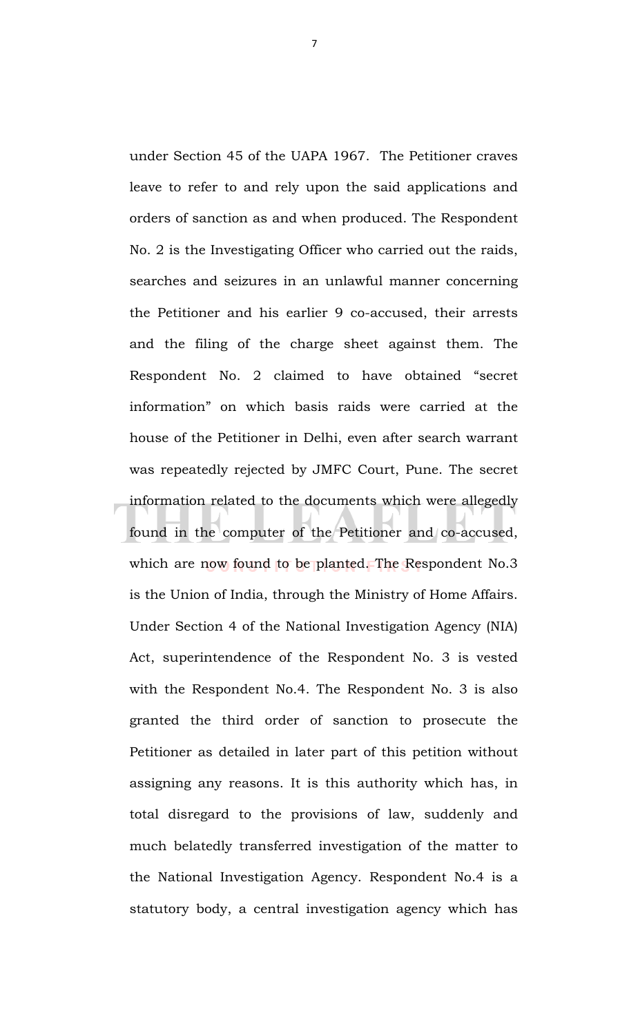under Section 45 of the UAPA 1967. The Petitioner craves leave to refer to and rely upon the said applications and orders of sanction as and when produced. The Respondent No. 2 is the Investigating Officer who carried out the raids, searches and seizures in an unlawful manner concerning the Petitioner and his earlier 9 co-accused, their arrests and the filing of the charge sheet against them. The Respondent No. 2 claimed to have obtained "secret information" on which basis raids were carried at the house of the Petitioner in Delhi, even after search warrant was repeatedly rejected by JMFC Court, Pune. The secret information related to the documents which were allegedly found in the computer of the Petitioner and co-accused, which are now found to be planted. The Respondent No.3 is the Union of India, through the Ministry of Home Affairs. Under Section 4 of the National Investigation Agency (NIA) Act, superintendence of the Respondent No. 3 is vested with the Respondent No.4. The Respondent No. 3 is also granted the third order of sanction to prosecute the Petitioner as detailed in later part of this petition without assigning any reasons. It is this authority which has, in total disregard to the provisions of law, suddenly and much belatedly transferred investigation of the matter to the National Investigation Agency. Respondent No.4 is a statutory body, a central investigation agency which has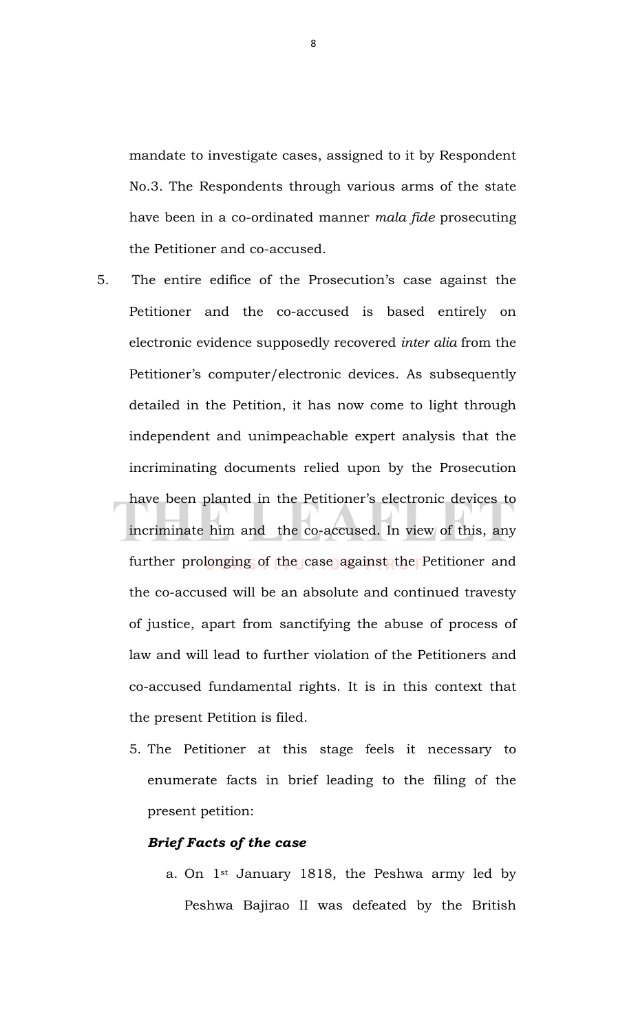mandate to investigate cases, assigned to it by Respondent No.3. The Respondents through various arms of the state have been in a co-ordinated manner *mala fide* prosecuting the Petitioner and co-accused.

5. The entire edifice of the Prosecution's case against the Petitioner and the co-accused is based entirely on electronic evidence supposedly recovered *inter alia* from the Petitioner's computer/electronic devices. As subsequently detailed in the Petition, it has now come to light through independent and unimpeachable expert analysis that the incriminating documents relied upon by the Prosecution have been planted in the Petitioner's electronic devices to incriminate him and the co-accused. In view of this, any further prolonging of the case against the Petitioner and the co-accused will be an absolute and continued travesty of justice, apart from sanctifying the abuse of process of law and will lead to further violation of the Petitioners and co-accused fundamental rights. It is in this context that the present Petition is filed.

5. The Petitioner at this stage feels it necessary to enumerate facts in brief leading to the filing of the present petition:

***Brief Facts of the case***

a. On 1st January 1818, the Peshwa army led by Peshwa Bajirao II was defeated by the British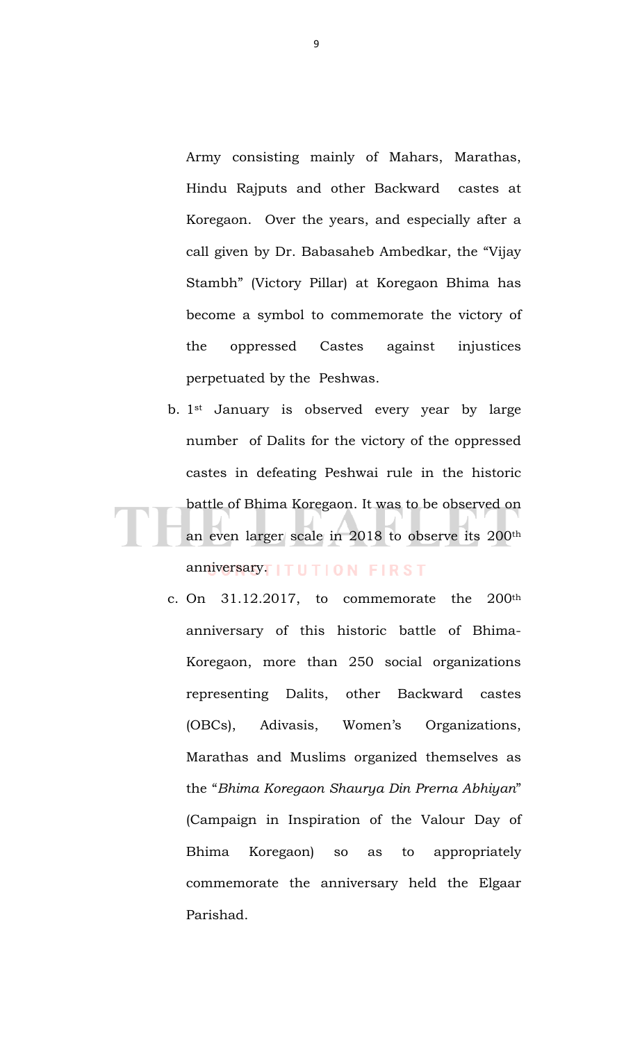Army consisting mainly of Mahars, Marathas, Hindu Rajputs and other Backward castes at Koregaon. Over the years, and especially after a call given by Dr. Babasaheb Ambedkar, the "Vijay Stambh" (Victory Pillar) at Koregaon Bhima has become a symbol to commemorate the victory of the oppressed Castes against injustices perpetuated by the Peshwas.

b. 1st January is observed every year by large number of Dalits for the victory of the oppressed castes in defeating Peshwai rule in the historic battle of Bhima Koregaon. It was to be observed on an even larger scale in 2018 to observe its 200th anniversary.

c. On 31.12.2017, to commemorate the 200th anniversary of this historic battle of Bhima-Koregaon, more than 250 social organizations representing Dalits, other Backward castes (OBCs), Adivasis, Women's Organizations, Marathas and Muslims organized themselves as the "*Bhima Koregaon Shaurya Din Prerna Abhiyan*" (Campaign in Inspiration of the Valour Day of Bhima Koregaon) so as to appropriately commemorate the anniversary held the Elgaar Parishad.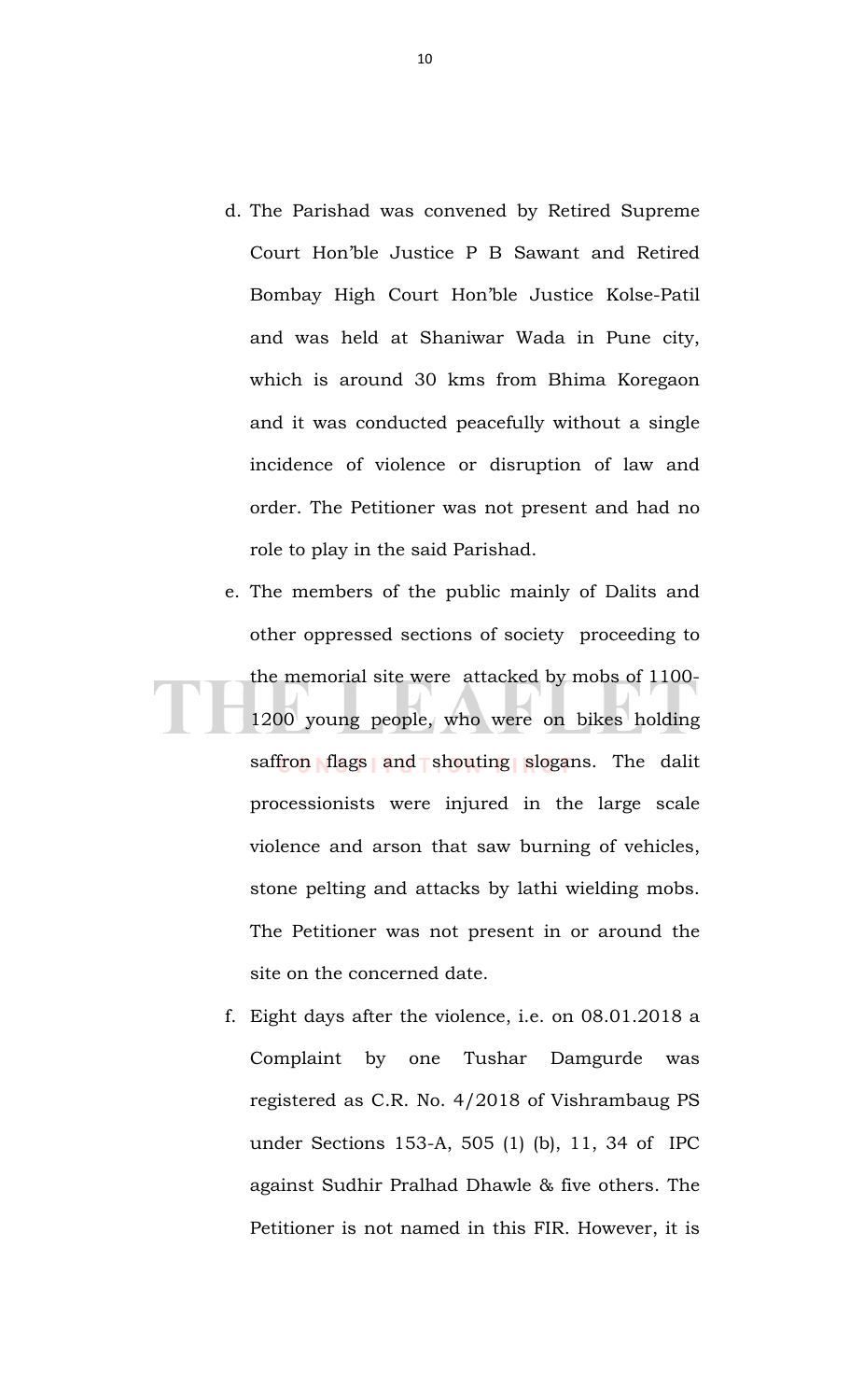d. The Parishad was convened by Retired Supreme Court Hon'ble Justice P B Sawant and Retired Bombay High Court Hon'ble Justice Kolse-Patil and was held at Shaniwar Wada in Pune city, which is around 30 kms from Bhima Koregaon and it was conducted peacefully without a single incidence of violence or disruption of law and order. The Petitioner was not present and had no role to play in the said Parishad.

e. The members of the public mainly of Dalits and other oppressed sections of society proceeding to the memorial site were attacked by mobs of 1100-1200 young people, who were on bikes holding saffron flags and shouting slogans. The dalit processionists were injured in the large scale violence and arson that saw burning of vehicles, stone pelting and attacks by lathi wielding mobs. The Petitioner was not present in or around the site on the concerned date.

f. Eight days after the violence, i.e. on 08.01.2018 a Complaint by one Tushar Damgurde was registered as C.R. No. 4/2018 of Vishrambaug PS under Sections 153-A, 505 (1) (b), 11, 34 of IPC against Sudhir Pralhad Dhawle & five others. The Petitioner is not named in this FIR. However, it is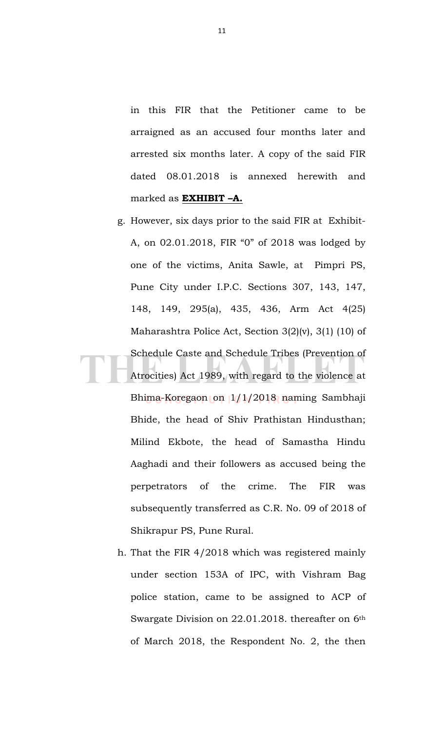in this FIR that the Petitioner came to be arraigned as an accused four months later and arrested six months later. A copy of the said FIR dated 08.01.2018 is annexed herewith and marked as **EXHIBIT –A.**

g. However, six days prior to the said FIR at Exhibit-A, on 02.01.2018, FIR "0" of 2018 was lodged by one of the victims, Anita Sawle, at Pimpri PS, Pune City under I.P.C. Sections 307, 143, 147, 148, 149, 295(a), 435, 436, Arm Act 4(25) Maharashtra Police Act, Section 3(2)(v), 3(1) (10) of Schedule Caste and Schedule Tribes (Prevention of Atrocities) Act 1989, with regard to the violence at Bhima-Koregaon on 1/1/2018 naming Sambhaji Bhide, the head of Shiv Prathistan Hindusthan; Milind Ekbote, the head of Samastha Hindu Aaghadi and their followers as accused being the perpetrators of the crime. The FIR was subsequently transferred as C.R. No. 09 of 2018 of Shikrapur PS, Pune Rural.

h. That the FIR 4/2018 which was registered mainly under section 153A of IPC, with Vishram Bag police station, came to be assigned to ACP of Swargate Division on 22.01.2018. thereafter on 6th of March 2018, the Respondent No. 2, the then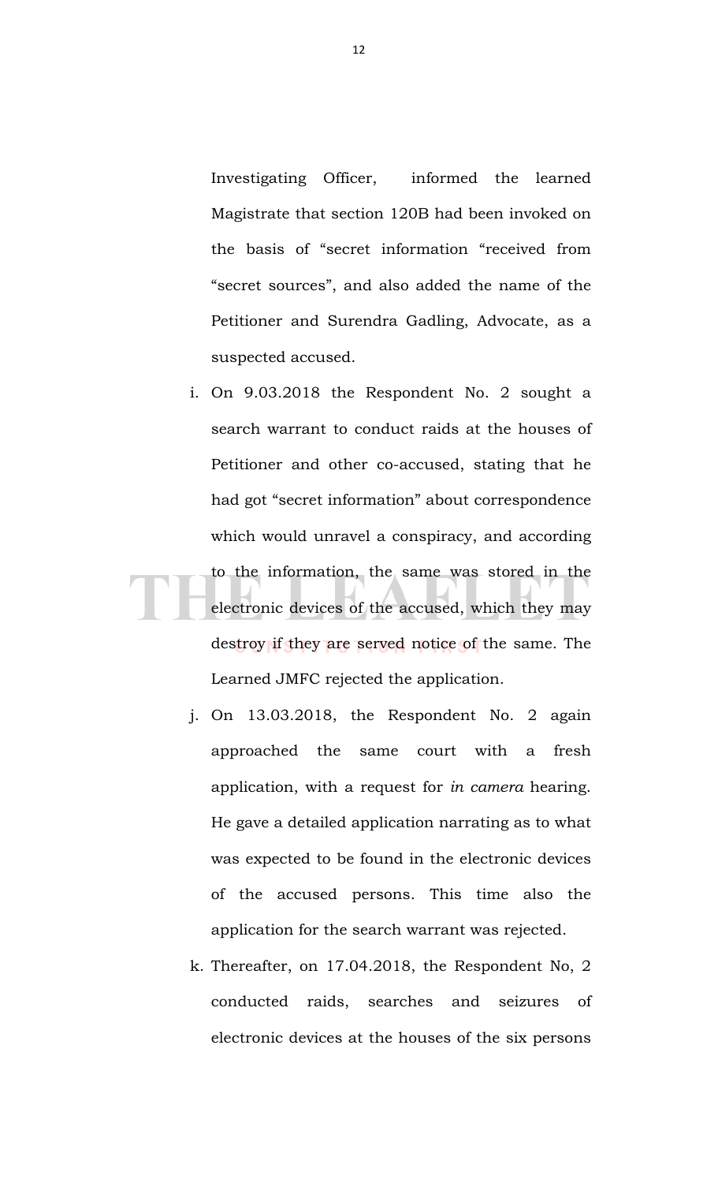Investigating Officer, informed the learned Magistrate that section 120B had been invoked on the basis of "secret information "received from "secret sources", and also added the name of the Petitioner and Surendra Gadling, Advocate, as a suspected accused.

i. On 9.03.2018 the Respondent No. 2 sought a search warrant to conduct raids at the houses of Petitioner and other co-accused, stating that he had got "secret information" about correspondence which would unravel a conspiracy, and according to the information, the same was stored in the electronic devices of the accused, which they may destroy if they are served notice of the same. The Learned JMFC rejected the application.

j. On 13.03.2018, the Respondent No. 2 again approached the same court with a fresh application, with a request for *in camera* hearing. He gave a detailed application narrating as to what was expected to be found in the electronic devices of the accused persons. This time also the application for the search warrant was rejected.

k. Thereafter, on 17.04.2018, the Respondent No, 2 conducted raids, searches and seizures of electronic devices at the houses of the six persons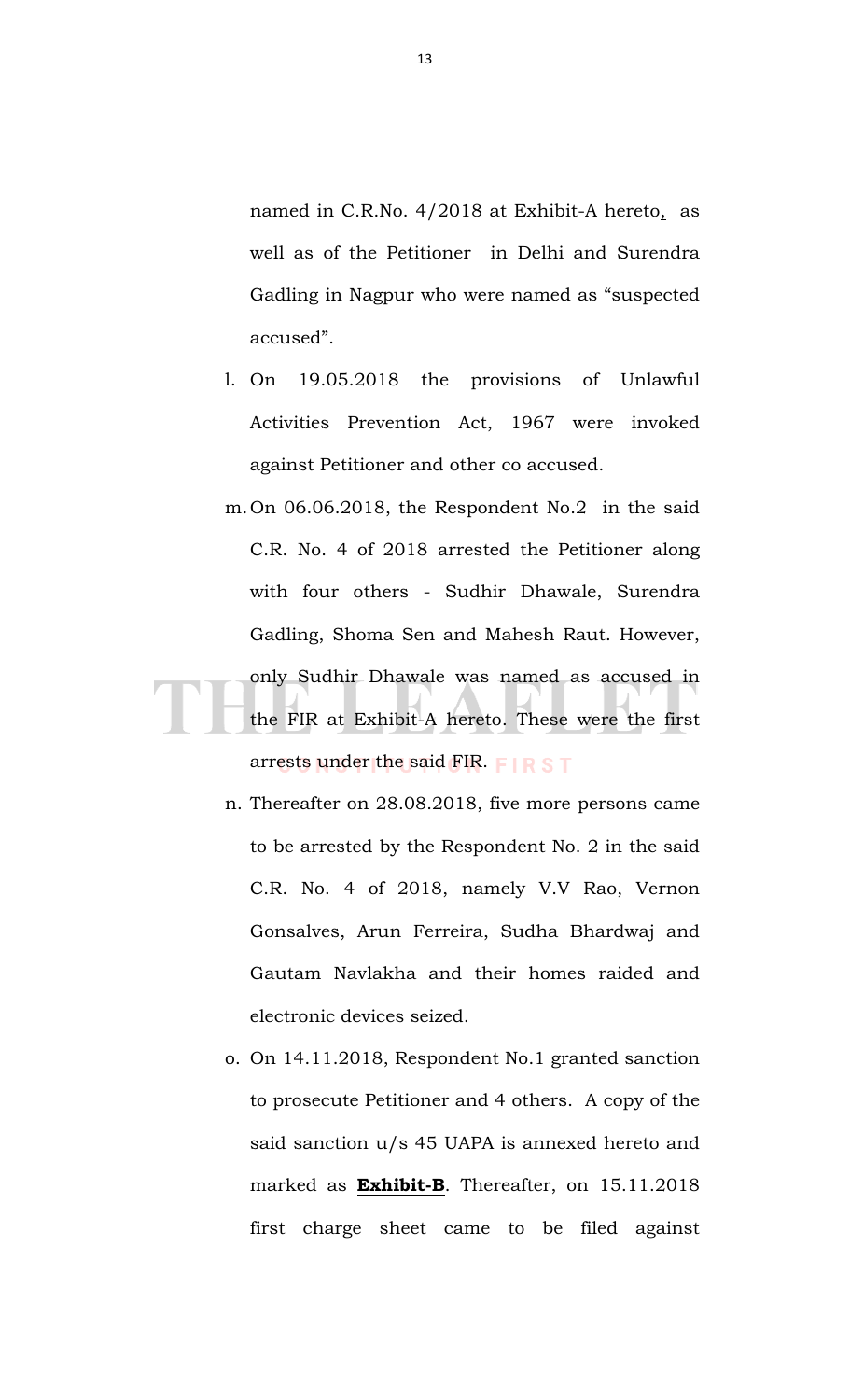named in C.R.No. 4/2018 at Exhibit-A hereto, as well as of the Petitioner in Delhi and Surendra Gadling in Nagpur who were named as "suspected accused".

l. On 19.05.2018 the provisions of Unlawful Activities Prevention Act, 1967 were invoked against Petitioner and other co accused.

m. On 06.06.2018, the Respondent No.2 in the said C.R. No. 4 of 2018 arrested the Petitioner along with four others - Sudhir Dhawale, Surendra Gadling, Shoma Sen and Mahesh Raut. However, only Sudhir Dhawale was named as accused in the FIR at Exhibit-A hereto. These were the first arrests under the said FIR.

n. Thereafter on 28.08.2018, five more persons came to be arrested by the Respondent No. 2 in the said C.R. No. 4 of 2018, namely V.V Rao, Vernon Gonsalves, Arun Ferreira, Sudha Bhardwaj and Gautam Navlakha and their homes raided and electronic devices seized.

o. On 14.11.2018, Respondent No.1 granted sanction to prosecute Petitioner and 4 others. A copy of the said sanction u/s 45 UAPA is annexed hereto and marked as **Exhibit-B**. Thereafter, on 15.11.2018 first charge sheet came to be filed against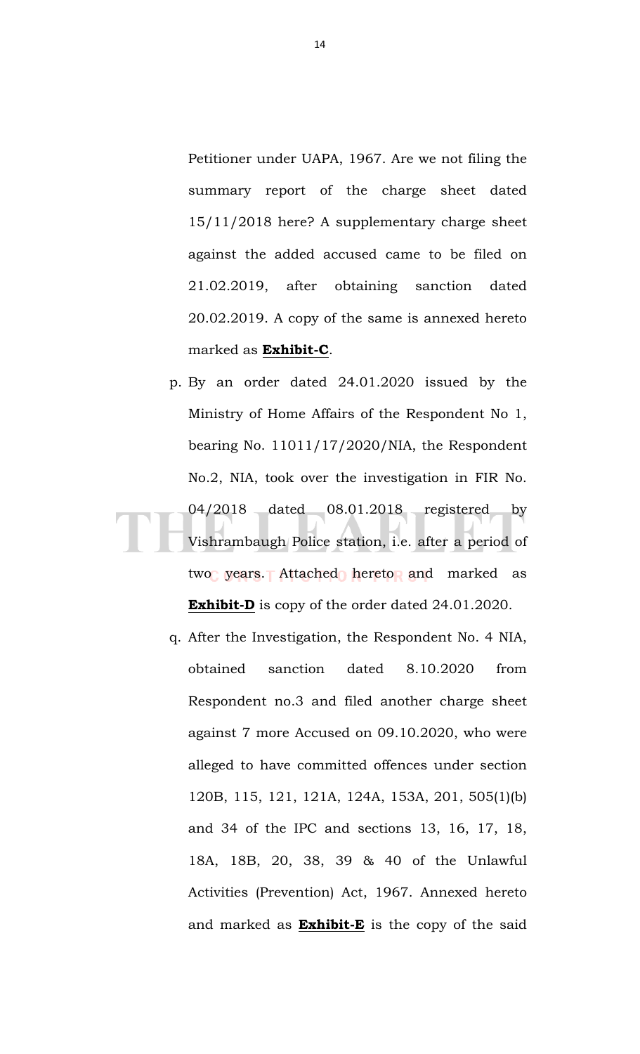Petitioner under UAPA, 1967. Are we not filing the summary report of the charge sheet dated 15/11/2018 here? A supplementary charge sheet against the added accused came to be filed on 21.02.2019, after obtaining sanction dated 20.02.2019. A copy of the same is annexed hereto marked as **Exhibit-C**.

p. By an order dated 24.01.2020 issued by the Ministry of Home Affairs of the Respondent No 1, bearing No. 11011/17/2020/NIA, the Respondent No.2, NIA, took over the investigation in FIR No. 04/2018 dated 08.01.2018 registered by Vishrambaugh Police station, i.e. after a period of two years. Attached hereto and marked as **Exhibit-D** is copy of the order dated 24.01.2020.

q. After the Investigation, the Respondent No. 4 NIA, obtained sanction dated 8.10.2020 from Respondent no.3 and filed another charge sheet against 7 more Accused on 09.10.2020, who were alleged to have committed offences under section 120B, 115, 121, 121A, 124A, 153A, 201, 505(1)(b) and 34 of the IPC and sections 13, 16, 17, 18, 18A, 18B, 20, 38, 39 & 40 of the Unlawful Activities (Prevention) Act, 1967. Annexed hereto and marked as **Exhibit-E** is the copy of the said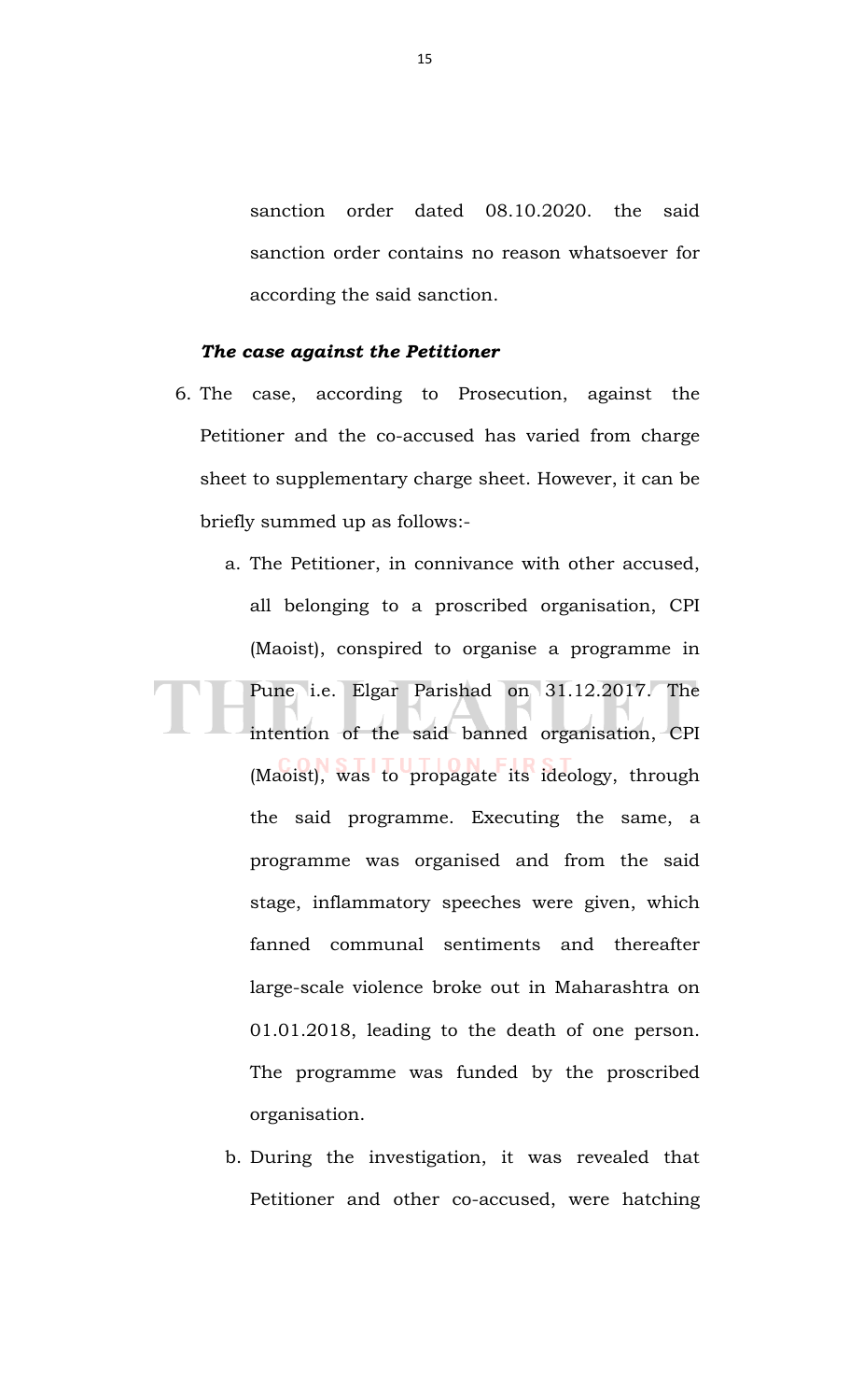sanction order dated 08.10.2020. the said sanction order contains no reason whatsoever for according the said sanction.

***The case against the Petitioner***

6. The case, according to Prosecution, against the Petitioner and the co-accused has varied from charge sheet to supplementary charge sheet. However, it can be briefly summed up as follows:-

   a. The Petitioner, in connivance with other accused, all belonging to a proscribed organisation, CPI (Maoist), conspired to organise a programme in Pune i.e. Elgar Parishad on 31.12.2017. The intention of the said banned organisation, CPI (Maoist), was to propagate its ideology, through the said programme. Executing the same, a programme was organised and from the said stage, inflammatory speeches were given, which fanned communal sentiments and thereafter large-scale violence broke out in Maharashtra on 01.01.2018, leading to the death of one person. The programme was funded by the proscribed organisation.

   b. During the investigation, it was revealed that Petitioner and other co-accused, were hatching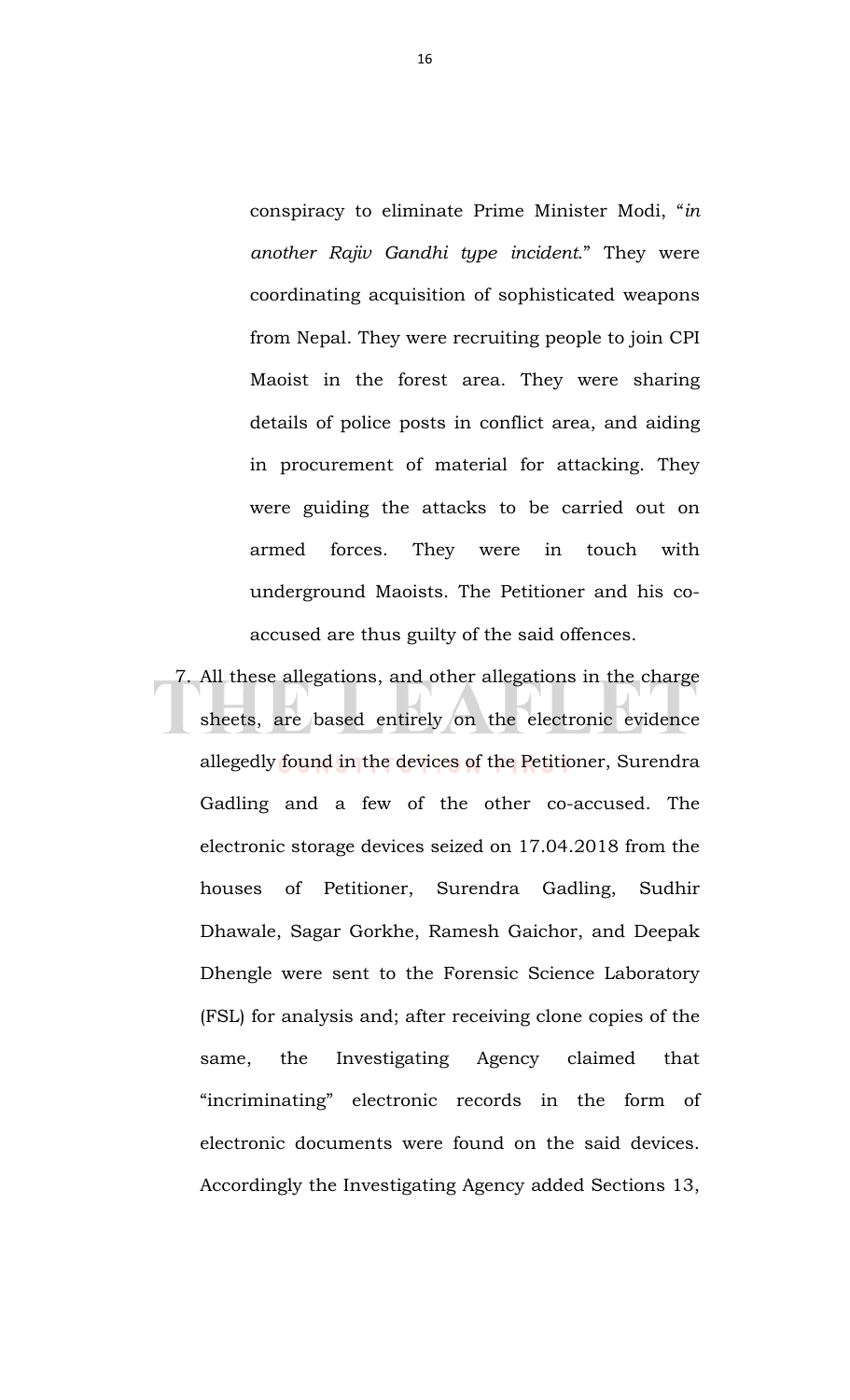conspiracy to eliminate Prime Minister Modi, "*in another Rajiv Gandhi type incident*." They were coordinating acquisition of sophisticated weapons from Nepal. They were recruiting people to join CPI Maoist in the forest area. They were sharing details of police posts in conflict area, and aiding in procurement of material for attacking. They were guiding the attacks to be carried out on armed forces. They were in touch with underground Maoists. The Petitioner and his co-accused are thus guilty of the said offences.

7. All these allegations, and other allegations in the charge sheets, are based entirely on the electronic evidence allegedly found in the devices of the Petitioner, Surendra Gadling and a few of the other co-accused. The electronic storage devices seized on 17.04.2018 from the houses of Petitioner, Surendra Gadling, Sudhir Dhawale, Sagar Gorkhe, Ramesh Gaichor, and Deepak Dhengle were sent to the Forensic Science Laboratory (FSL) for analysis and; after receiving clone copies of the same, the Investigating Agency claimed that "incriminating" electronic records in the form of electronic documents were found on the said devices. Accordingly the Investigating Agency added Sections 13,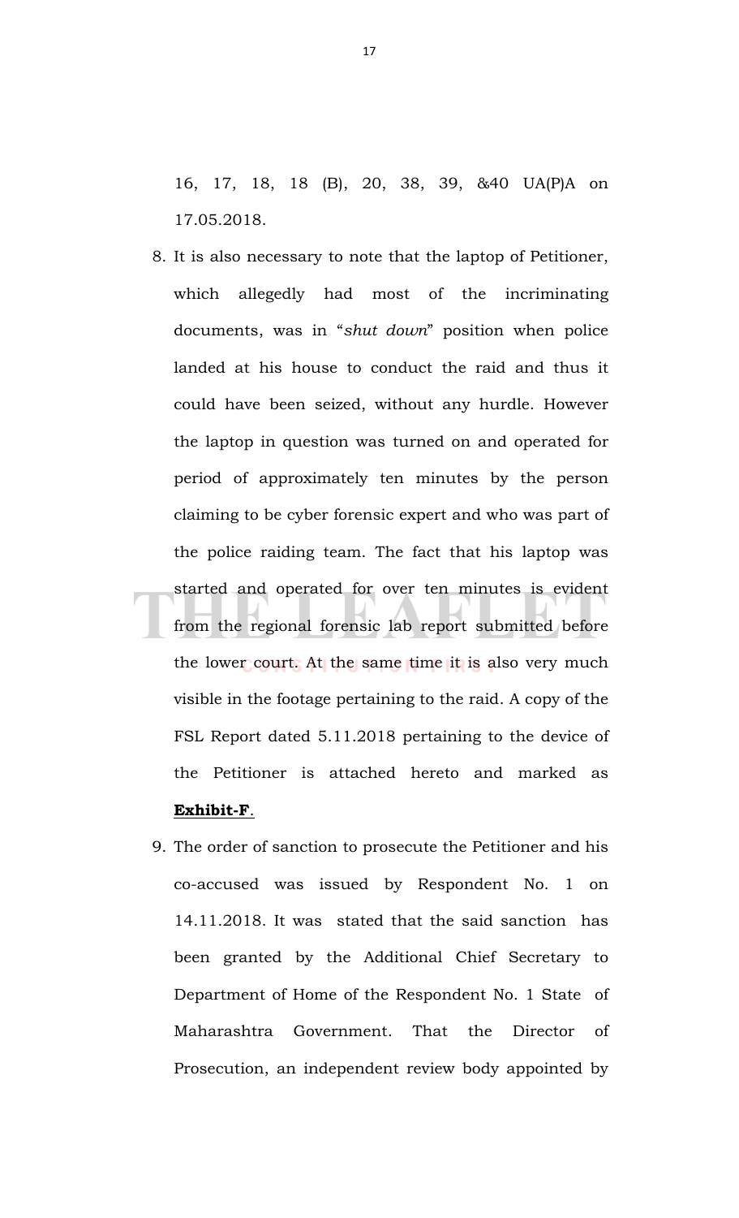16, 17, 18, 18 (B), 20, 38, 39, &40 UA(P)A on 17.05.2018.

8. It is also necessary to note that the laptop of Petitioner, which allegedly had most of the incriminating documents, was in "*shut down*" position when police landed at his house to conduct the raid and thus it could have been seized, without any hurdle. However the laptop in question was turned on and operated for period of approximately ten minutes by the person claiming to be cyber forensic expert and who was part of the police raiding team. The fact that his laptop was started and operated for over ten minutes is evident from the regional forensic lab report submitted before the lower court. At the same time it is also very much visible in the footage pertaining to the raid. A copy of the FSL Report dated 5.11.2018 pertaining to the device of the Petitioner is attached hereto and marked as **Exhibit-F**.

9. The order of sanction to prosecute the Petitioner and his co-accused was issued by Respondent No. 1 on 14.11.2018. It was stated that the said sanction has been granted by the Additional Chief Secretary to Department of Home of the Respondent No. 1 State of Maharashtra Government. That the Director of Prosecution, an independent review body appointed by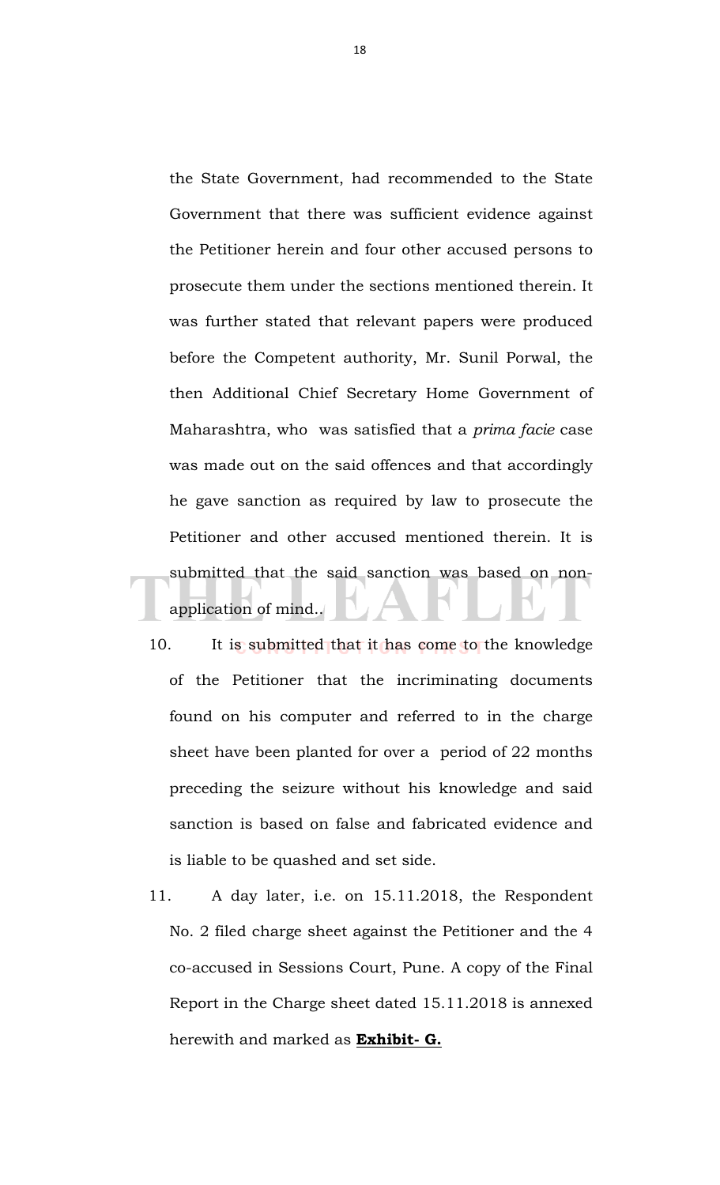the State Government, had recommended to the State Government that there was sufficient evidence against the Petitioner herein and four other accused persons to prosecute them under the sections mentioned therein. It was further stated that relevant papers were produced before the Competent authority, Mr. Sunil Porwal, the then Additional Chief Secretary Home Government of Maharashtra, who was satisfied that a *prima facie* case was made out on the said offences and that accordingly he gave sanction as required by law to prosecute the Petitioner and other accused mentioned therein. It is submitted that the said sanction was based on non-application of mind..

10. It is submitted that it has come to the knowledge of the Petitioner that the incriminating documents found on his computer and referred to in the charge sheet have been planted for over a period of 22 months preceding the seizure without his knowledge and said sanction is based on false and fabricated evidence and is liable to be quashed and set side.

11. A day later, i.e. on 15.11.2018, the Respondent No. 2 filed charge sheet against the Petitioner and the 4 co-accused in Sessions Court, Pune. A copy of the Final Report in the Charge sheet dated 15.11.2018 is annexed herewith and marked as **Exhibit- G.**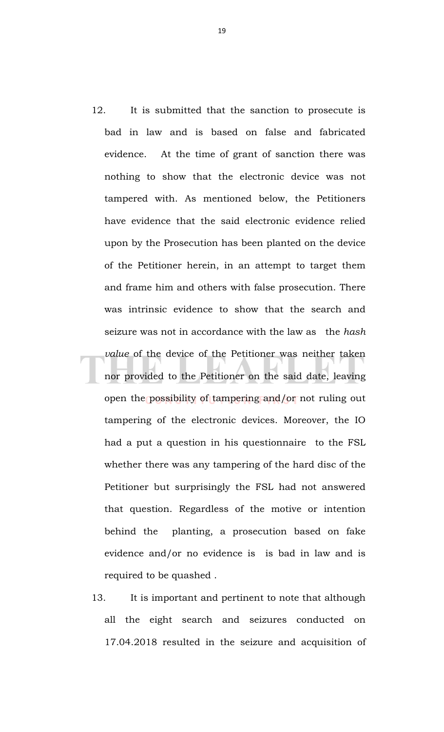12. It is submitted that the sanction to prosecute is bad in law and is based on false and fabricated evidence. At the time of grant of sanction there was nothing to show that the electronic device was not tampered with. As mentioned below, the Petitioners have evidence that the said electronic evidence relied upon by the Prosecution has been planted on the device of the Petitioner herein, in an attempt to target them and frame him and others with false prosecution. There was intrinsic evidence to show that the search and seizure was not in accordance with the law as the *hash value* of the device of the Petitioner was neither taken nor provided to the Petitioner on the said date, leaving open the possibility of tampering and/or not ruling out tampering of the electronic devices. Moreover, the IO had a put a question in his questionnaire to the FSL whether there was any tampering of the hard disc of the Petitioner but surprisingly the FSL had not answered that question. Regardless of the motive or intention behind the planting, a prosecution based on fake evidence and/or no evidence is is bad in law and is required to be quashed .

13. It is important and pertinent to note that although all the eight search and seizures conducted on 17.04.2018 resulted in the seizure and acquisition of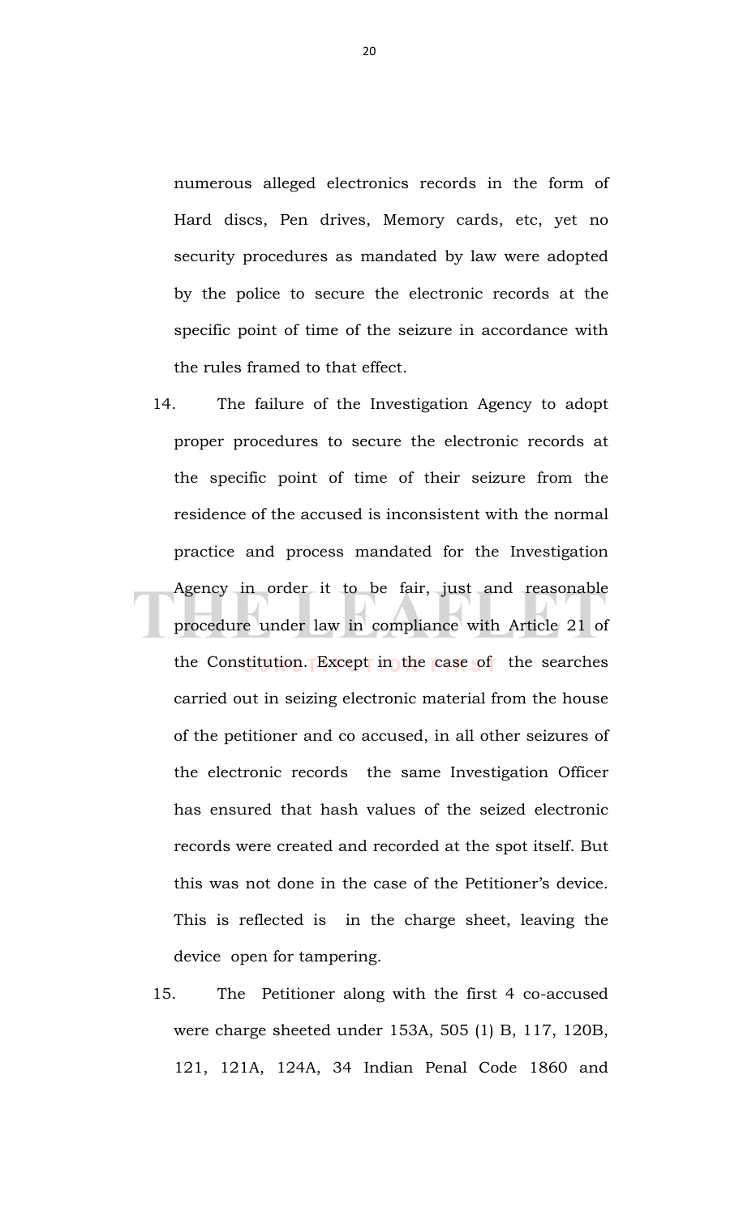numerous alleged electronics records in the form of Hard discs, Pen drives, Memory cards, etc, yet no security procedures as mandated by law were adopted by the police to secure the electronic records at the specific point of time of the seizure in accordance with the rules framed to that effect.

14. The failure of the Investigation Agency to adopt proper procedures to secure the electronic records at the specific point of time of their seizure from the residence of the accused is inconsistent with the normal practice and process mandated for the Investigation Agency in order it to be fair, just and reasonable procedure under law in compliance with Article 21 of the Constitution. Except in the case of the searches carried out in seizing electronic material from the house of the petitioner and co accused, in all other seizures of the electronic records the same Investigation Officer has ensured that hash values of the seized electronic records were created and recorded at the spot itself. But this was not done in the case of the Petitioner's device. This is reflected is in the charge sheet, leaving the device open for tampering.

15. The Petitioner along with the first 4 co-accused were charge sheeted under 153A, 505 (1) B, 117, 120B, 121, 121A, 124A, 34 Indian Penal Code 1860 and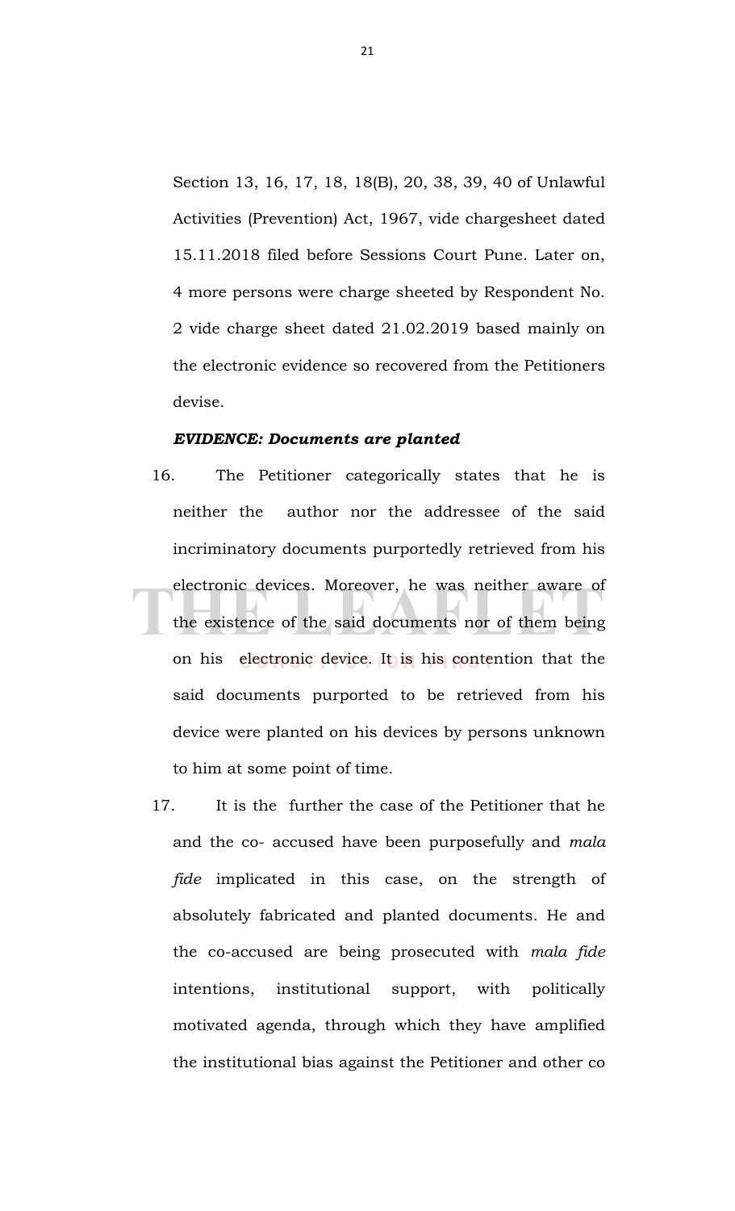Section 13, 16, 17, 18, 18(B), 20, 38, 39, 40 of Unlawful Activities (Prevention) Act, 1967, vide chargesheet dated 15.11.2018 filed before Sessions Court Pune. Later on, 4 more persons were charge sheeted by Respondent No. 2 vide charge sheet dated 21.02.2019 based mainly on the electronic evidence so recovered from the Petitioners devise.

***EVIDENCE: Documents are planted***

16. The Petitioner categorically states that he is neither the author nor the addressee of the said incriminatory documents purportedly retrieved from his electronic devices. Moreover, he was neither aware of the existence of the said documents nor of them being on his electronic device. It is his contention that the said documents purported to be retrieved from his device were planted on his devices by persons unknown to him at some point of time.

17. It is the further the case of the Petitioner that he and the co- accused have been purposefully and *mala fide* implicated in this case, on the strength of absolutely fabricated and planted documents. He and the co-accused are being prosecuted with *mala fide* intentions, institutional support, with politically motivated agenda, through which they have amplified the institutional bias against the Petitioner and other co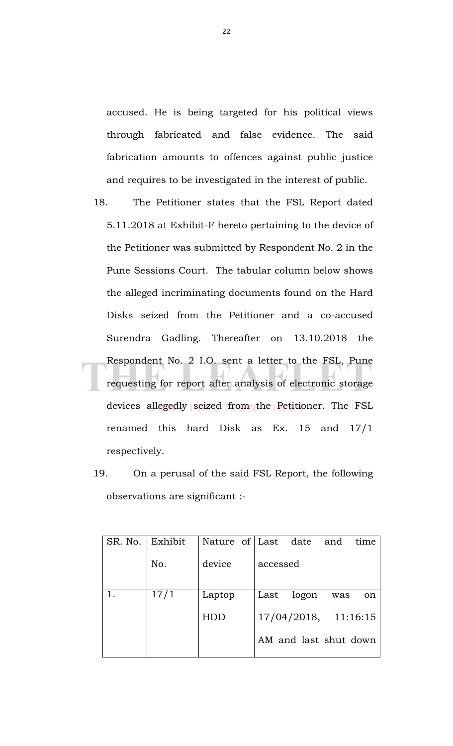accused. He is being targeted for his political views through fabricated and false evidence. The said fabrication amounts to offences against public justice and requires to be investigated in the interest of public.

18. The Petitioner states that the FSL Report dated 5.11.2018 at Exhibit-F hereto pertaining to the device of the Petitioner was submitted by Respondent No. 2 in the Pune Sessions Court. The tabular column below shows the alleged incriminating documents found on the Hard Disks seized from the Petitioner and a co-accused Surendra Gadling. Thereafter on 13.10.2018 the Respondent No. 2 I.O. sent a letter to the FSL, Pune requesting for report after analysis of electronic storage devices allegedly seized from the Petitioner. The FSL renamed this hard Disk as Ex. 15 and 17/1 respectively.

19. On a perusal of the said FSL Report, the following observations are significant :-

| SR. No. | Exhibit No. | Nature of device | Last date and time accessed |
|---|---|---|---|
| 1. | 17/1 | Laptop HDD | Last logon was on 17/04/2018, 11:16:15 AM and last shut down |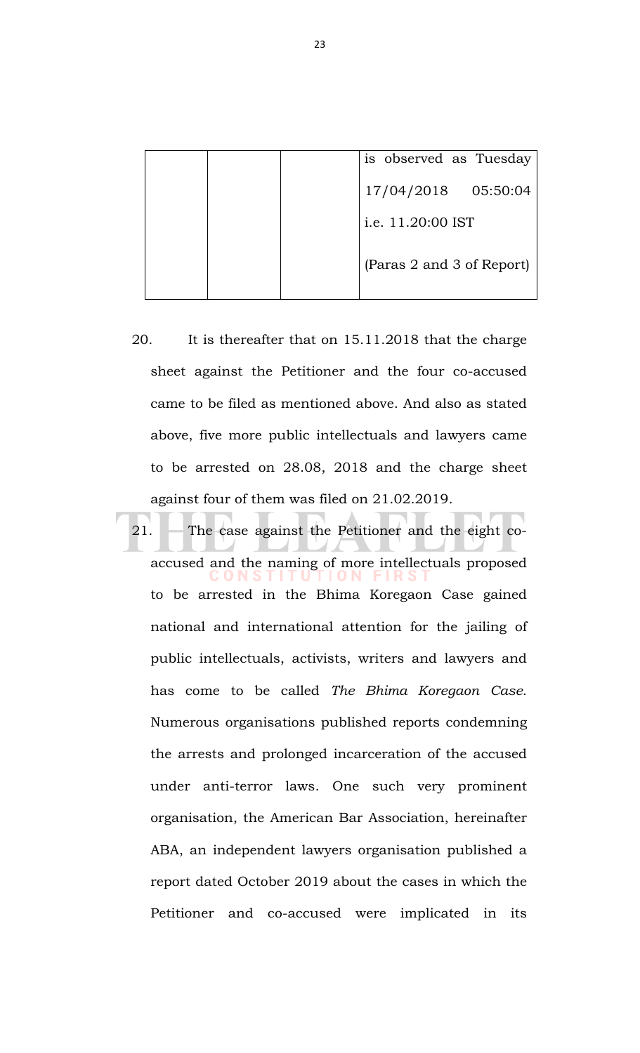|  |  |  | is observed as Tuesday 17/04/2018 05:50:04 i.e. 11.20:00 IST (Paras 2 and 3 of Report) |
|---|---|---|---|

20. It is thereafter that on 15.11.2018 that the charge sheet against the Petitioner and the four co-accused came to be filed as mentioned above. And also as stated above, five more public intellectuals and lawyers came to be arrested on 28.08, 2018 and the charge sheet against four of them was filed on 21.02.2019.

21. The case against the Petitioner and the eight co-accused and the naming of more intellectuals proposed to be arrested in the Bhima Koregaon Case gained national and international attention for the jailing of public intellectuals, activists, writers and lawyers and has come to be called *The Bhima Koregaon Case*. Numerous organisations published reports condemning the arrests and prolonged incarceration of the accused under anti-terror laws. One such very prominent organisation, the American Bar Association, hereinafter ABA, an independent lawyers organisation published a report dated October 2019 about the cases in which the Petitioner and co-accused were implicated in its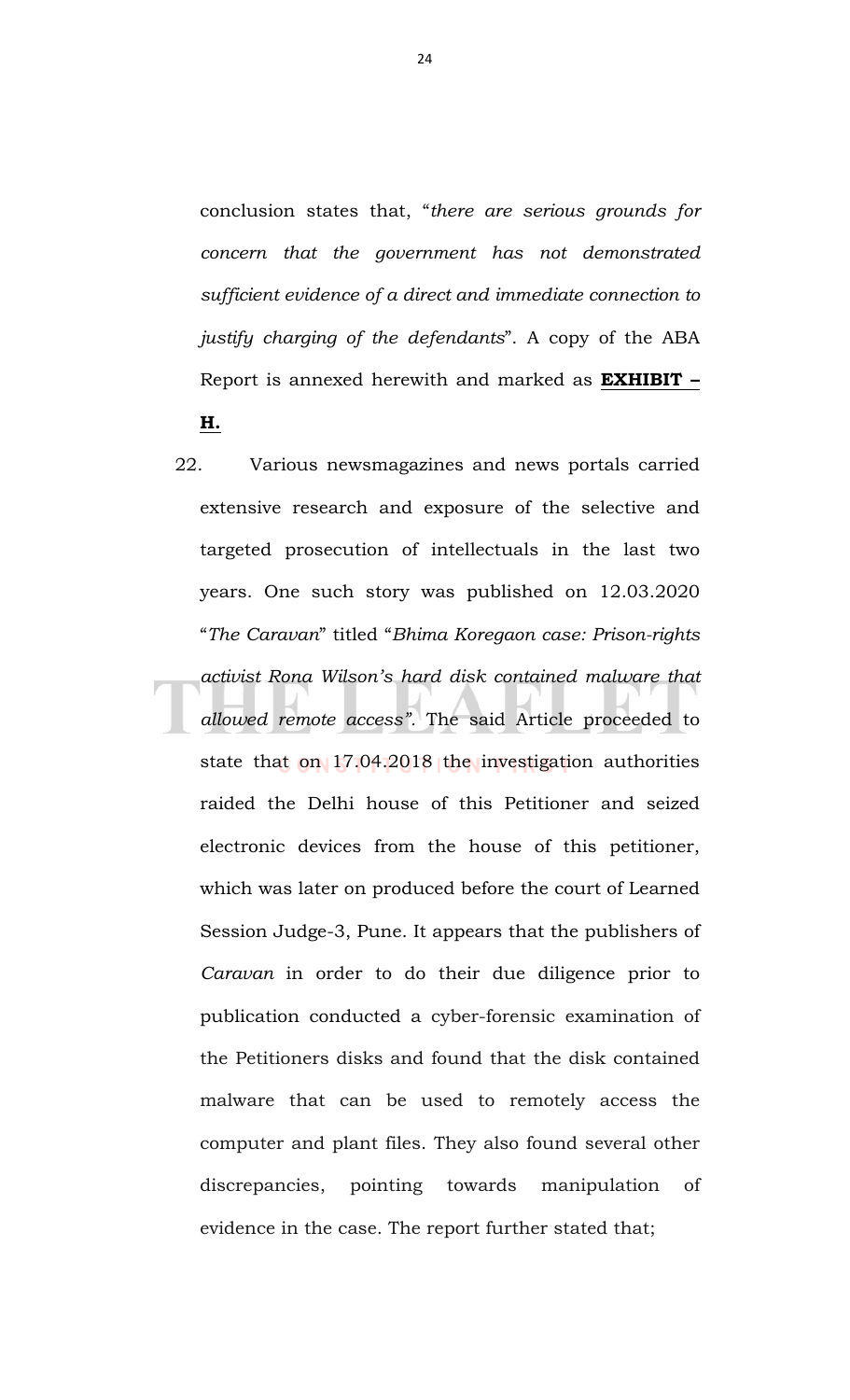conclusion states that, "*there are serious grounds for concern that the government has not demonstrated sufficient evidence of a direct and immediate connection to justify charging of the defendants*". A copy of the ABA Report is annexed herewith and marked as **EXHIBIT – H.**

22. Various newsmagazines and news portals carried extensive research and exposure of the selective and targeted prosecution of intellectuals in the last two years. One such story was published on 12.03.2020 "*The Caravan*" titled "*Bhima Koregaon case: Prison-rights activist Rona Wilson's hard disk contained malware that allowed remote access"*. The said Article proceeded to state that on 17.04.2018 the investigation authorities raided the Delhi house of this Petitioner and seized electronic devices from the house of this petitioner, which was later on produced before the court of Learned Session Judge-3, Pune. It appears that the publishers of *Caravan* in order to do their due diligence prior to publication conducted a cyber-forensic examination of the Petitioners disks and found that the disk contained malware that can be used to remotely access the computer and plant files. They also found several other discrepancies, pointing towards manipulation of evidence in the case. The report further stated that;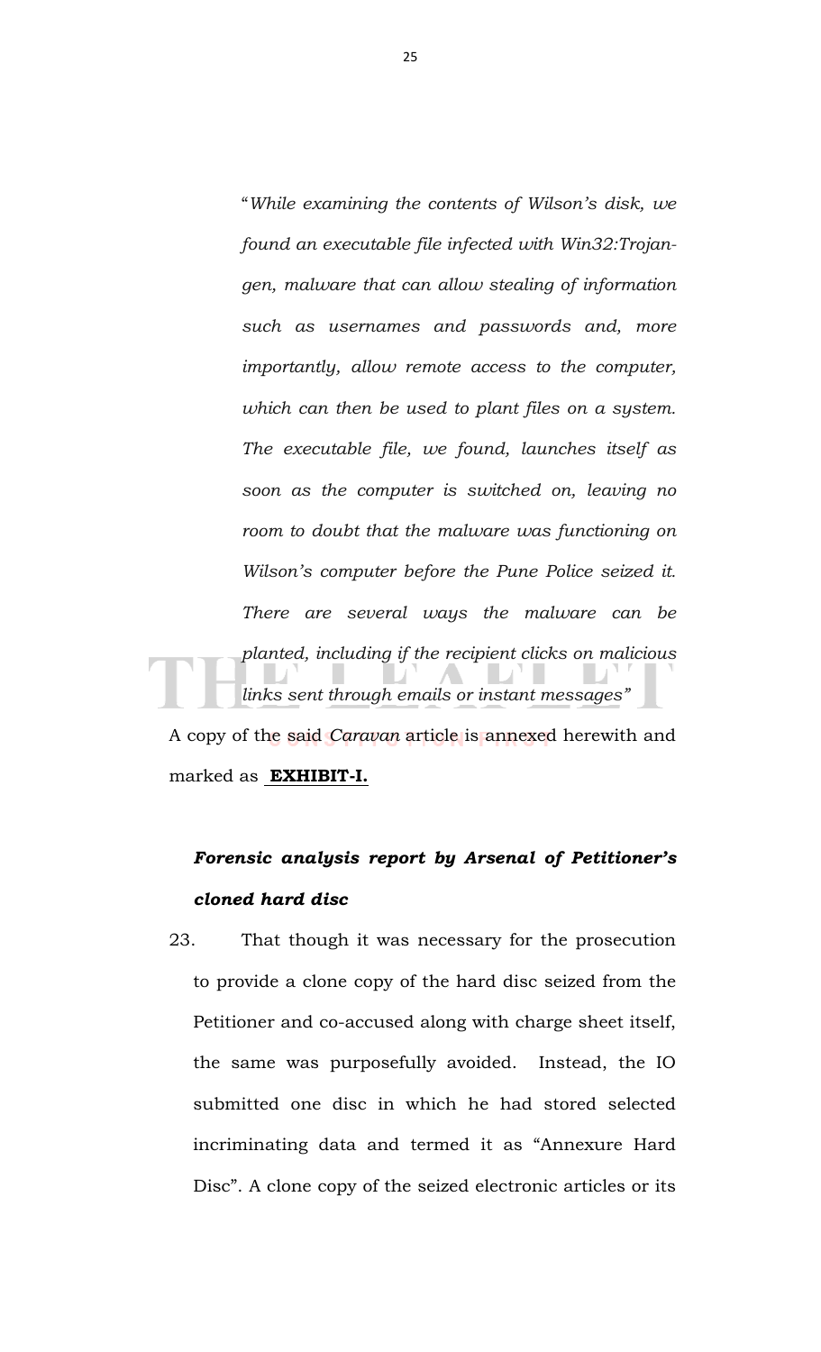> "*While examining the contents of Wilson's disk, we found an executable file infected with Win32:Trojan-gen, malware that can allow stealing of information such as usernames and passwords and, more importantly, allow remote access to the computer, which can then be used to plant files on a system. The executable file, we found, launches itself as soon as the computer is switched on, leaving no room to doubt that the malware was functioning on Wilson's computer before the Pune Police seized it. There are several ways the malware can be planted, including if the recipient clicks on malicious links sent through emails or instant messages*"

A copy of the said *Caravan* article is annexed herewith and marked as **EXHIBIT-I.**

***Forensic analysis report by Arsenal of Petitioner's cloned hard disc***

23. That though it was necessary for the prosecution to provide a clone copy of the hard disc seized from the Petitioner and co-accused along with charge sheet itself, the same was purposefully avoided. Instead, the IO submitted one disc in which he had stored selected incriminating data and termed it as "Annexure Hard Disc". A clone copy of the seized electronic articles or its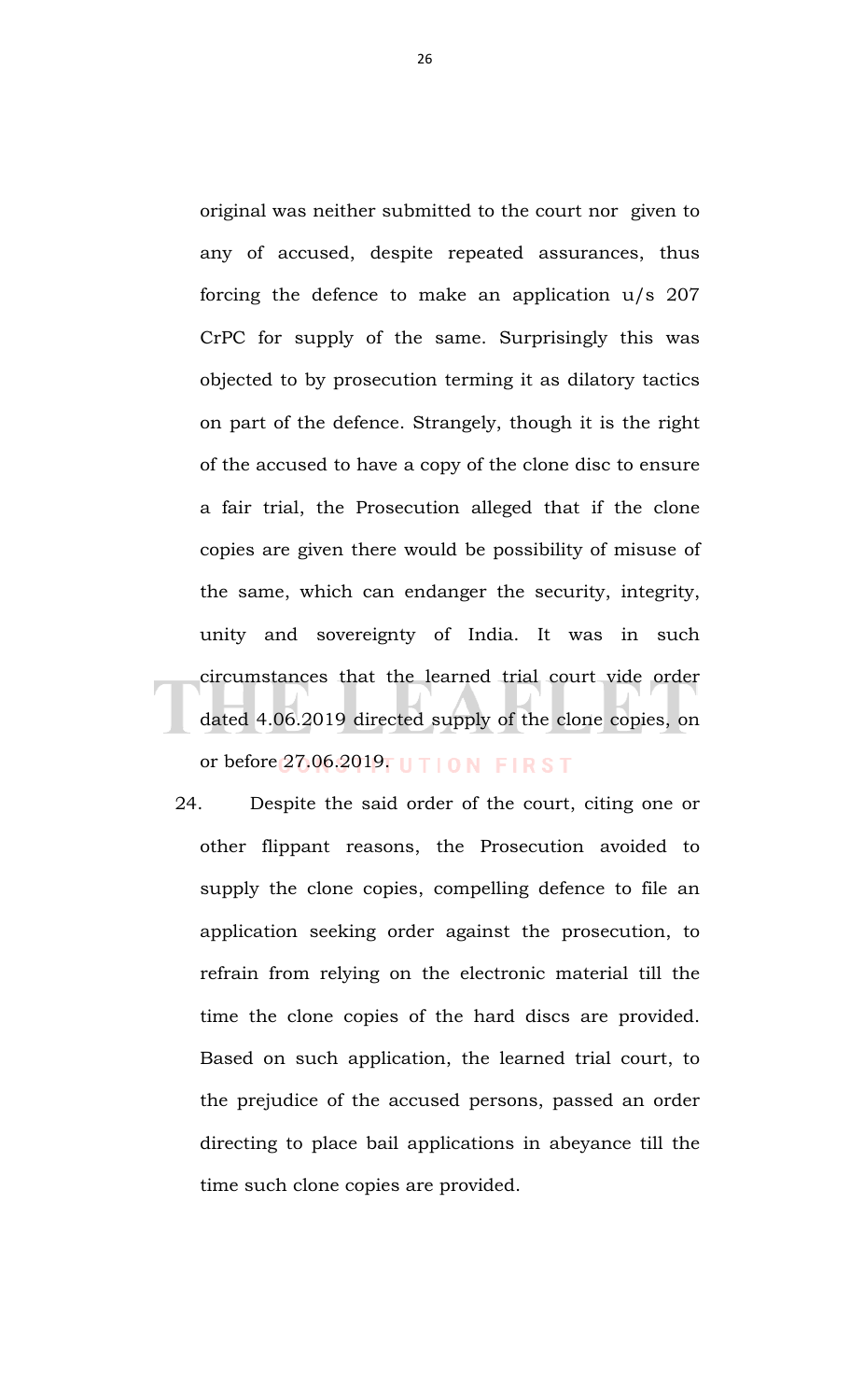original was neither submitted to the court nor given to any of accused, despite repeated assurances, thus forcing the defence to make an application u/s 207 CrPC for supply of the same. Surprisingly this was objected to by prosecution terming it as dilatory tactics on part of the defence. Strangely, though it is the right of the accused to have a copy of the clone disc to ensure a fair trial, the Prosecution alleged that if the clone copies are given there would be possibility of misuse of the same, which can endanger the security, integrity, unity and sovereignty of India. It was in such circumstances that the learned trial court vide order dated 4.06.2019 directed supply of the clone copies, on or before 27.06.2019.

24. Despite the said order of the court, citing one or other flippant reasons, the Prosecution avoided to supply the clone copies, compelling defence to file an application seeking order against the prosecution, to refrain from relying on the electronic material till the time the clone copies of the hard discs are provided. Based on such application, the learned trial court, to the prejudice of the accused persons, passed an order directing to place bail applications in abeyance till the time such clone copies are provided.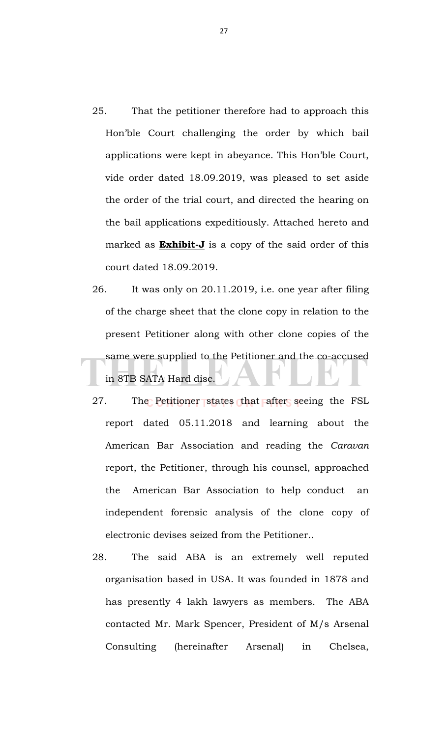25. That the petitioner therefore had to approach this Hon'ble Court challenging the order by which bail applications were kept in abeyance. This Hon'ble Court, vide order dated 18.09.2019, was pleased to set aside the order of the trial court, and directed the hearing on the bail applications expeditiously. Attached hereto and marked as **Exhibit-J** is a copy of the said order of this court dated 18.09.2019.

26. It was only on 20.11.2019, i.e. one year after filing of the charge sheet that the clone copy in relation to the present Petitioner along with other clone copies of the same were supplied to the Petitioner and the co-accused in 8TB SATA Hard disc.

27. The Petitioner states that after seeing the FSL report dated 05.11.2018 and learning about the American Bar Association and reading the *Caravan* report, the Petitioner, through his counsel, approached the American Bar Association to help conduct an independent forensic analysis of the clone copy of electronic devises seized from the Petitioner..

28. The said ABA is an extremely well reputed organisation based in USA. It was founded in 1878 and has presently 4 lakh lawyers as members. The ABA contacted Mr. Mark Spencer, President of M/s Arsenal Consulting (hereinafter Arsenal) in Chelsea,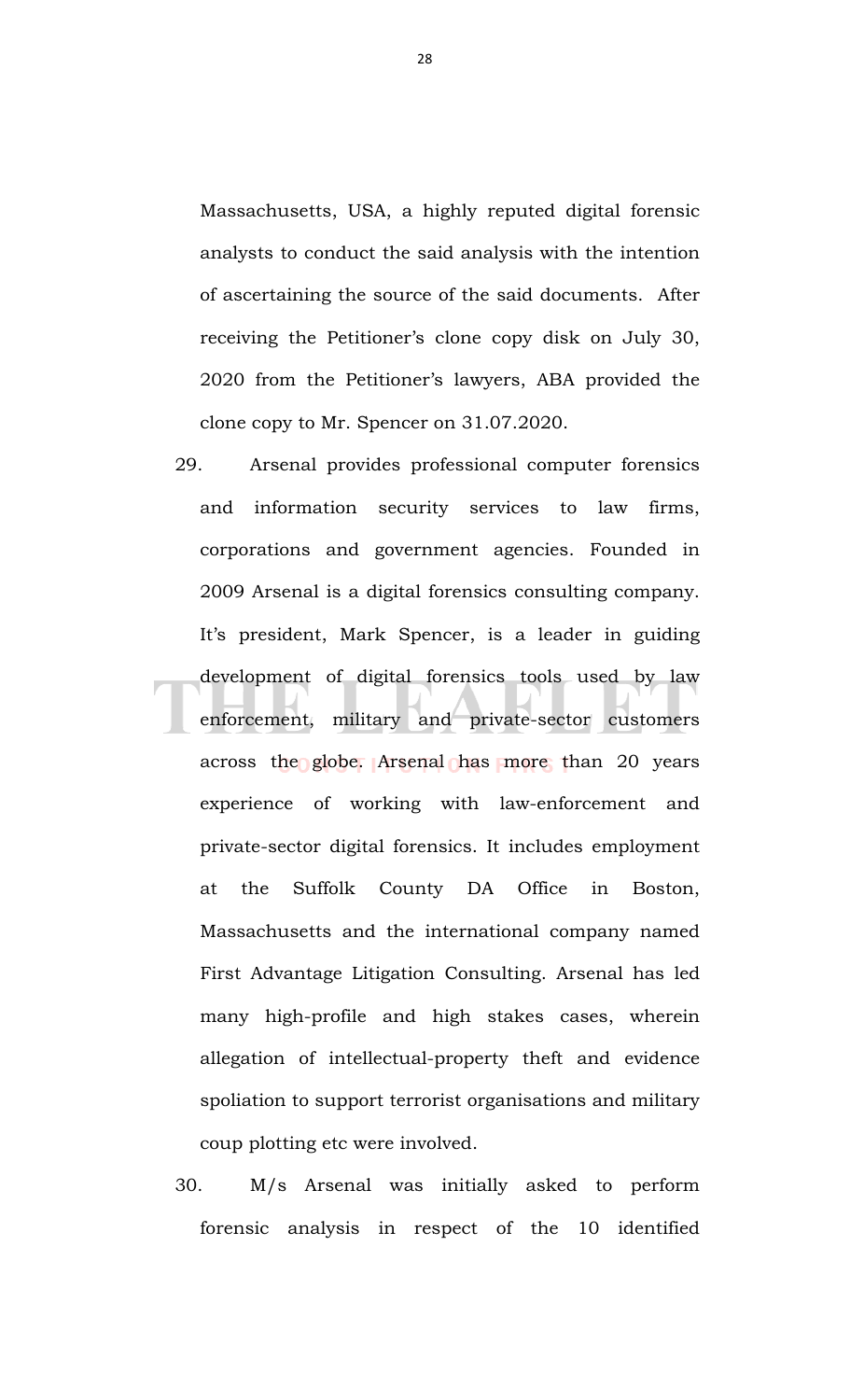Massachusetts, USA, a highly reputed digital forensic analysts to conduct the said analysis with the intention of ascertaining the source of the said documents. After receiving the Petitioner's clone copy disk on July 30, 2020 from the Petitioner's lawyers, ABA provided the clone copy to Mr. Spencer on 31.07.2020.

29. Arsenal provides professional computer forensics and information security services to law firms, corporations and government agencies. Founded in 2009 Arsenal is a digital forensics consulting company. It's president, Mark Spencer, is a leader in guiding development of digital forensics tools used by law enforcement, military and private-sector customers across the globe. Arsenal has more than 20 years experience of working with law-enforcement and private-sector digital forensics. It includes employment at the Suffolk County DA Office in Boston, Massachusetts and the international company named First Advantage Litigation Consulting. Arsenal has led many high-profile and high stakes cases, wherein allegation of intellectual-property theft and evidence spoliation to support terrorist organisations and military coup plotting etc were involved.

30. M/s Arsenal was initially asked to perform forensic analysis in respect of the 10 identified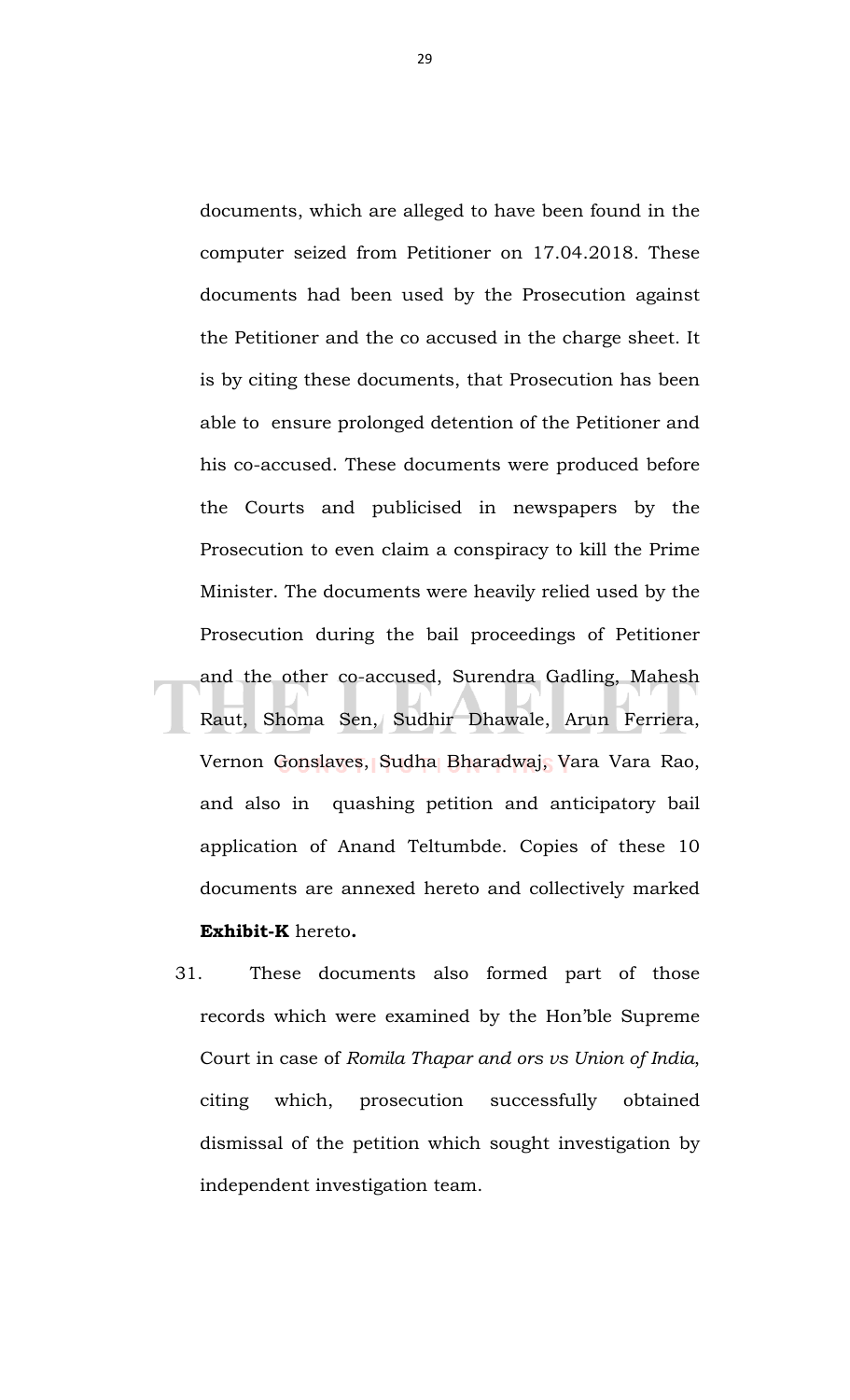documents, which are alleged to have been found in the computer seized from Petitioner on 17.04.2018. These documents had been used by the Prosecution against the Petitioner and the co accused in the charge sheet. It is by citing these documents, that Prosecution has been able to ensure prolonged detention of the Petitioner and his co-accused. These documents were produced before the Courts and publicised in newspapers by the Prosecution to even claim a conspiracy to kill the Prime Minister. The documents were heavily relied used by the Prosecution during the bail proceedings of Petitioner and the other co-accused, Surendra Gadling, Mahesh Raut, Shoma Sen, Sudhir Dhawale, Arun Ferriera, Vernon Gonslaves, Sudha Bharadwaj, Vara Vara Rao, and also in quashing petition and anticipatory bail application of Anand Teltumbde. Copies of these 10 documents are annexed hereto and collectively marked **Exhibit-K** hereto**.**

31. These documents also formed part of those records which were examined by the Hon'ble Supreme Court in case of *Romila Thapar and ors vs Union of India*, citing which, prosecution successfully obtained dismissal of the petition which sought investigation by independent investigation team.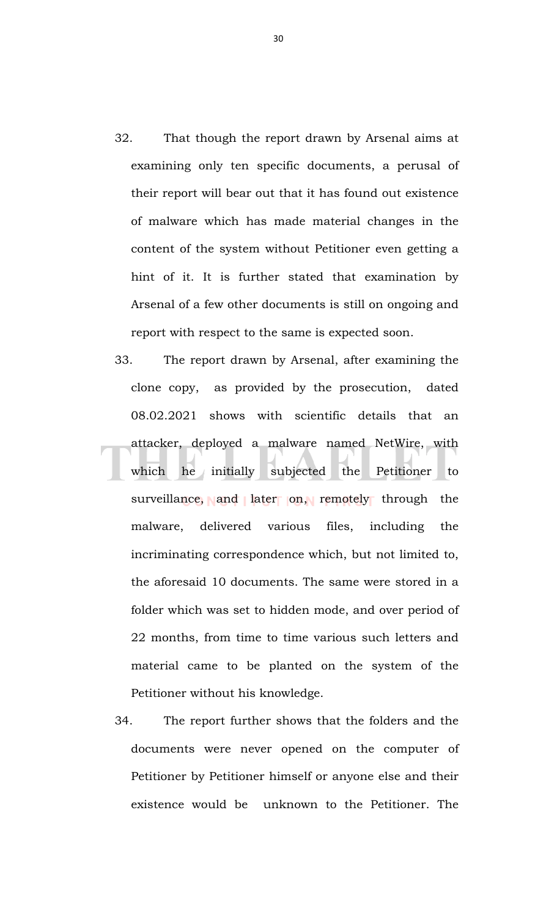32. That though the report drawn by Arsenal aims at examining only ten specific documents, a perusal of their report will bear out that it has found out existence of malware which has made material changes in the content of the system without Petitioner even getting a hint of it. It is further stated that examination by Arsenal of a few other documents is still on ongoing and report with respect to the same is expected soon.

33. The report drawn by Arsenal, after examining the clone copy, as provided by the prosecution, dated 08.02.2021 shows with scientific details that an attacker, deployed a malware named NetWire, with which he initially subjected the Petitioner to surveillance, and later on, remotely through the malware, delivered various files, including the incriminating correspondence which, but not limited to, the aforesaid 10 documents. The same were stored in a folder which was set to hidden mode, and over period of 22 months, from time to time various such letters and material came to be planted on the system of the Petitioner without his knowledge.

34. The report further shows that the folders and the documents were never opened on the computer of Petitioner by Petitioner himself or anyone else and their existence would be unknown to the Petitioner. The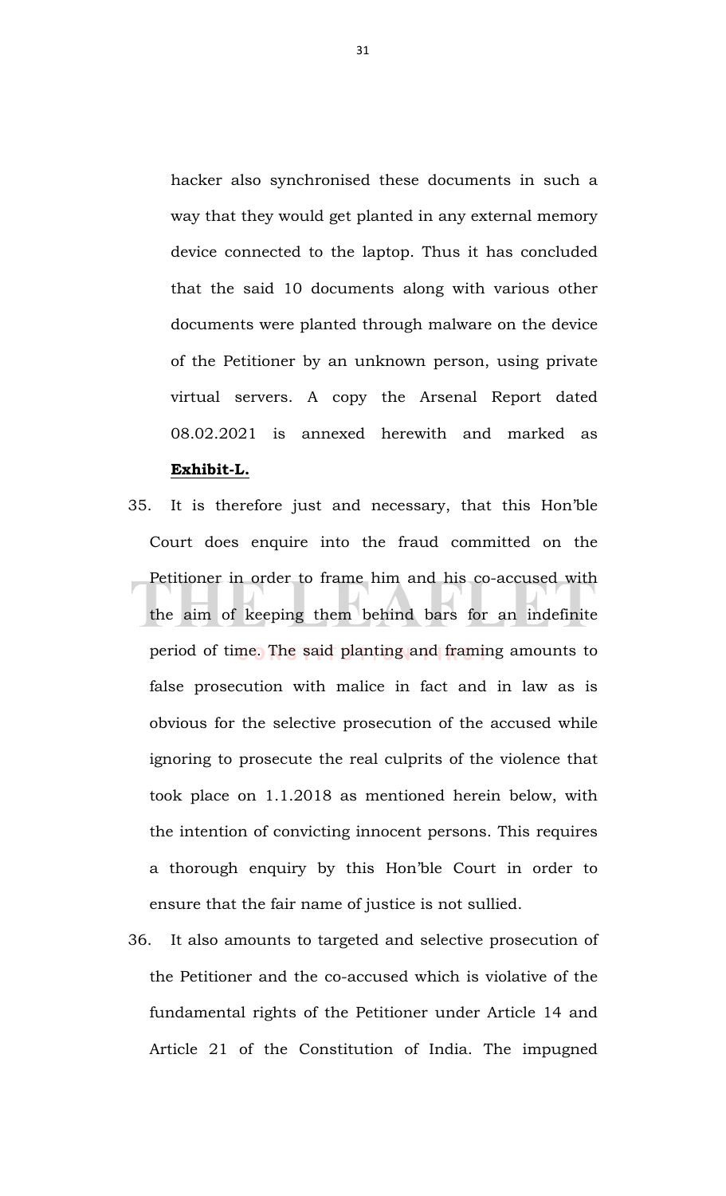hacker also synchronised these documents in such a way that they would get planted in any external memory device connected to the laptop. Thus it has concluded that the said 10 documents along with various other documents were planted through malware on the device of the Petitioner by an unknown person, using private virtual servers. A copy the Arsenal Report dated 08.02.2021 is annexed herewith and marked as **Exhibit-L.**

35. It is therefore just and necessary, that this Hon'ble Court does enquire into the fraud committed on the Petitioner in order to frame him and his co-accused with the aim of keeping them behind bars for an indefinite period of time. The said planting and framing amounts to false prosecution with malice in fact and in law as is obvious for the selective prosecution of the accused while ignoring to prosecute the real culprits of the violence that took place on 1.1.2018 as mentioned herein below, with the intention of convicting innocent persons. This requires a thorough enquiry by this Hon'ble Court in order to ensure that the fair name of justice is not sullied.

36. It also amounts to targeted and selective prosecution of the Petitioner and the co-accused which is violative of the fundamental rights of the Petitioner under Article 14 and Article 21 of the Constitution of India. The impugned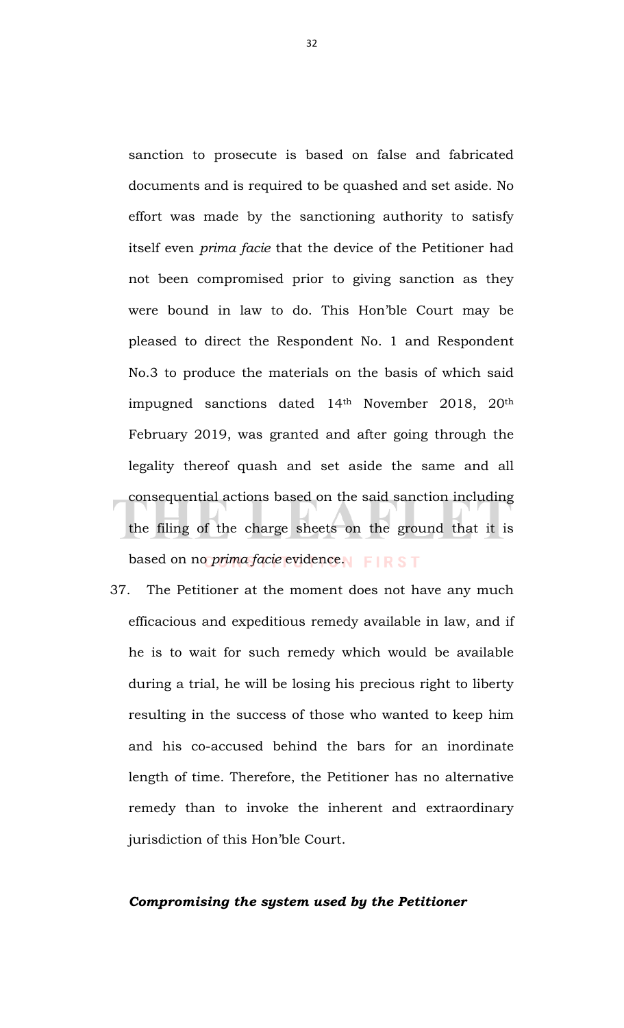sanction to prosecute is based on false and fabricated documents and is required to be quashed and set aside. No effort was made by the sanctioning authority to satisfy itself even *prima facie* that the device of the Petitioner had not been compromised prior to giving sanction as they were bound in law to do. This Hon'ble Court may be pleased to direct the Respondent No. 1 and Respondent No.3 to produce the materials on the basis of which said impugned sanctions dated 14th November 2018, 20th February 2019, was granted and after going through the legality thereof quash and set aside the same and all consequential actions based on the said sanction including the filing of the charge sheets on the ground that it is based on no *prima facie* evidence.

37. The Petitioner at the moment does not have any much efficacious and expeditious remedy available in law, and if he is to wait for such remedy which would be available during a trial, he will be losing his precious right to liberty resulting in the success of those who wanted to keep him and his co-accused behind the bars for an inordinate length of time. Therefore, the Petitioner has no alternative remedy than to invoke the inherent and extraordinary jurisdiction of this Hon'ble Court.

***Compromising the system used by the Petitioner***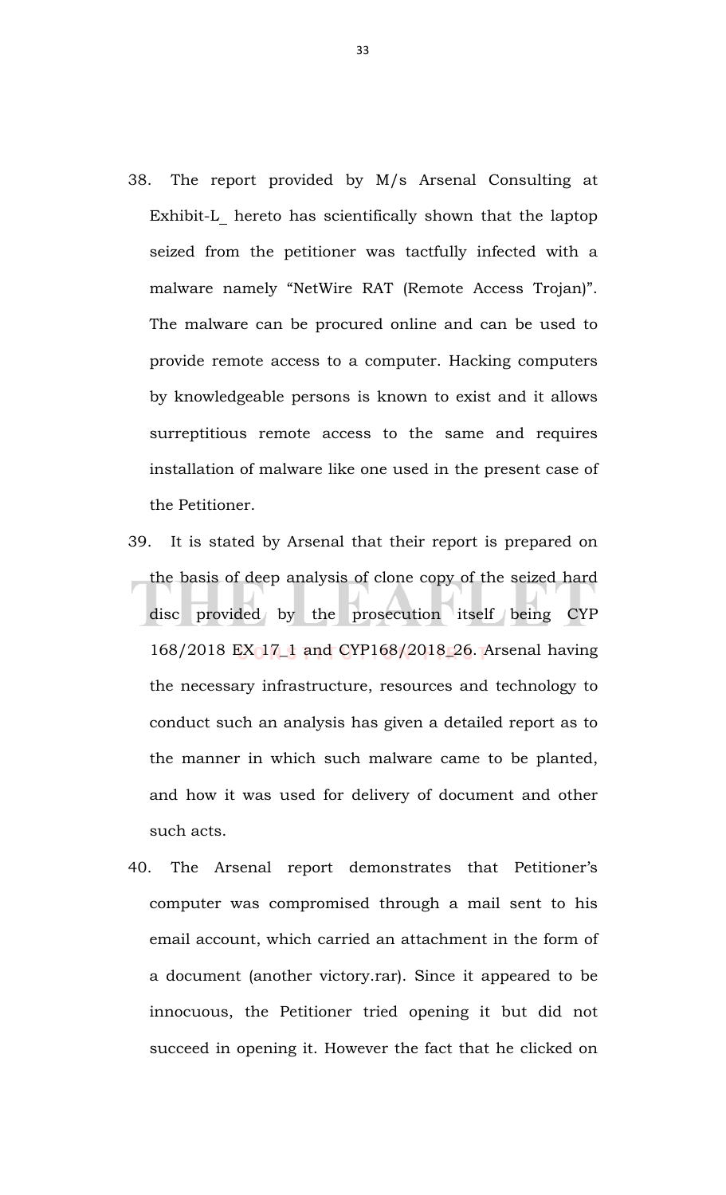38. The report provided by M/s Arsenal Consulting at Exhibit-L_ hereto has scientifically shown that the laptop seized from the petitioner was tactfully infected with a malware namely "NetWire RAT (Remote Access Trojan)". The malware can be procured online and can be used to provide remote access to a computer. Hacking computers by knowledgeable persons is known to exist and it allows surreptitious remote access to the same and requires installation of malware like one used in the present case of the Petitioner.

39. It is stated by Arsenal that their report is prepared on the basis of deep analysis of clone copy of the seized hard disc provided by the prosecution itself being CYP 168/2018 EX 17_1 and CYP168/2018_26. Arsenal having the necessary infrastructure, resources and technology to conduct such an analysis has given a detailed report as to the manner in which such malware came to be planted, and how it was used for delivery of document and other such acts.

40. The Arsenal report demonstrates that Petitioner's computer was compromised through a mail sent to his email account, which carried an attachment in the form of a document (another victory.rar). Since it appeared to be innocuous, the Petitioner tried opening it but did not succeed in opening it. However the fact that he clicked on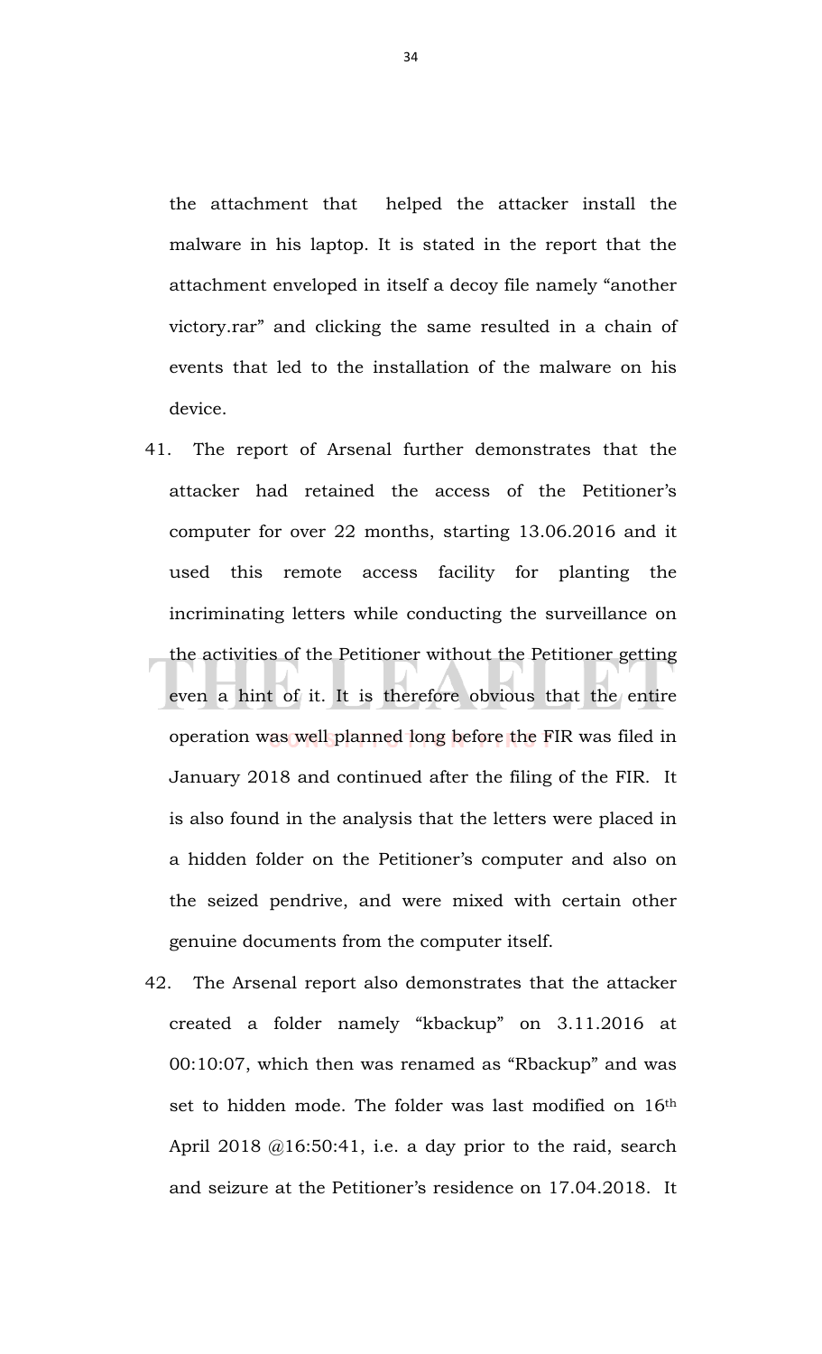the attachment that helped the attacker install the malware in his laptop. It is stated in the report that the attachment enveloped in itself a decoy file namely "another victory.rar" and clicking the same resulted in a chain of events that led to the installation of the malware on his device.

41. The report of Arsenal further demonstrates that the attacker had retained the access of the Petitioner's computer for over 22 months, starting 13.06.2016 and it used this remote access facility for planting the incriminating letters while conducting the surveillance on the activities of the Petitioner without the Petitioner getting even a hint of it. It is therefore obvious that the entire operation was well planned long before the FIR was filed in January 2018 and continued after the filing of the FIR. It is also found in the analysis that the letters were placed in a hidden folder on the Petitioner's computer and also on the seized pendrive, and were mixed with certain other genuine documents from the computer itself.

42. The Arsenal report also demonstrates that the attacker created a folder namely "kbackup" on 3.11.2016 at 00:10:07, which then was renamed as "Rbackup" and was set to hidden mode. The folder was last modified on 16th April 2018 @16:50:41, i.e. a day prior to the raid, search and seizure at the Petitioner's residence on 17.04.2018. It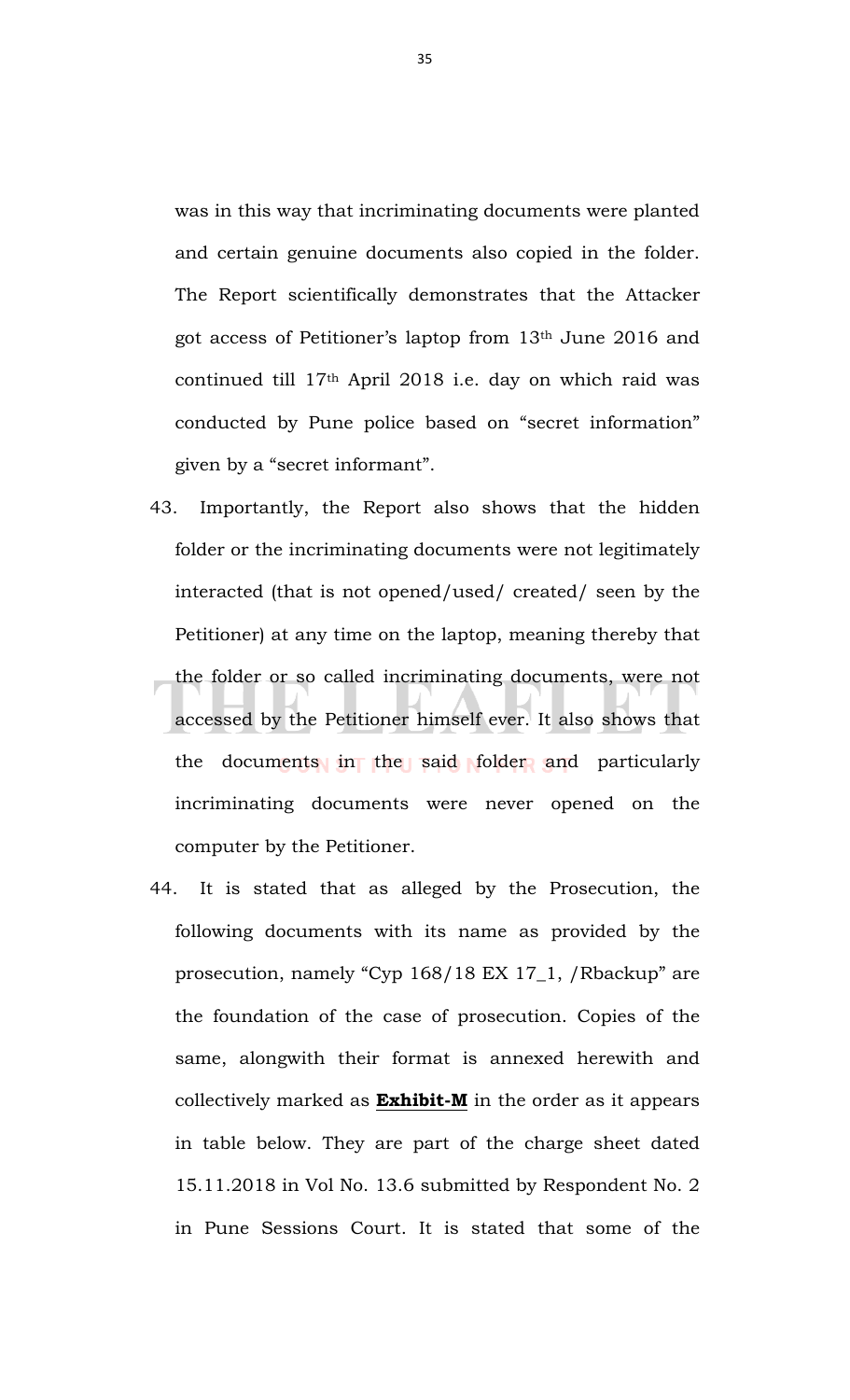was in this way that incriminating documents were planted and certain genuine documents also copied in the folder. The Report scientifically demonstrates that the Attacker got access of Petitioner's laptop from 13th June 2016 and continued till 17th April 2018 i.e. day on which raid was conducted by Pune police based on "secret information" given by a "secret informant".

43. Importantly, the Report also shows that the hidden folder or the incriminating documents were not legitimately interacted (that is not opened/used/ created/ seen by the Petitioner) at any time on the laptop, meaning thereby that the folder or so called incriminating documents, were not accessed by the Petitioner himself ever. It also shows that the documents in the said folder and particularly incriminating documents were never opened on the computer by the Petitioner.

44. It is stated that as alleged by the Prosecution, the following documents with its name as provided by the prosecution, namely "Cyp 168/18 EX 17_1, /Rbackup" are the foundation of the case of prosecution. Copies of the same, alongwith their format is annexed herewith and collectively marked as **Exhibit-M** in the order as it appears in table below. They are part of the charge sheet dated 15.11.2018 in Vol No. 13.6 submitted by Respondent No. 2 in Pune Sessions Court. It is stated that some of the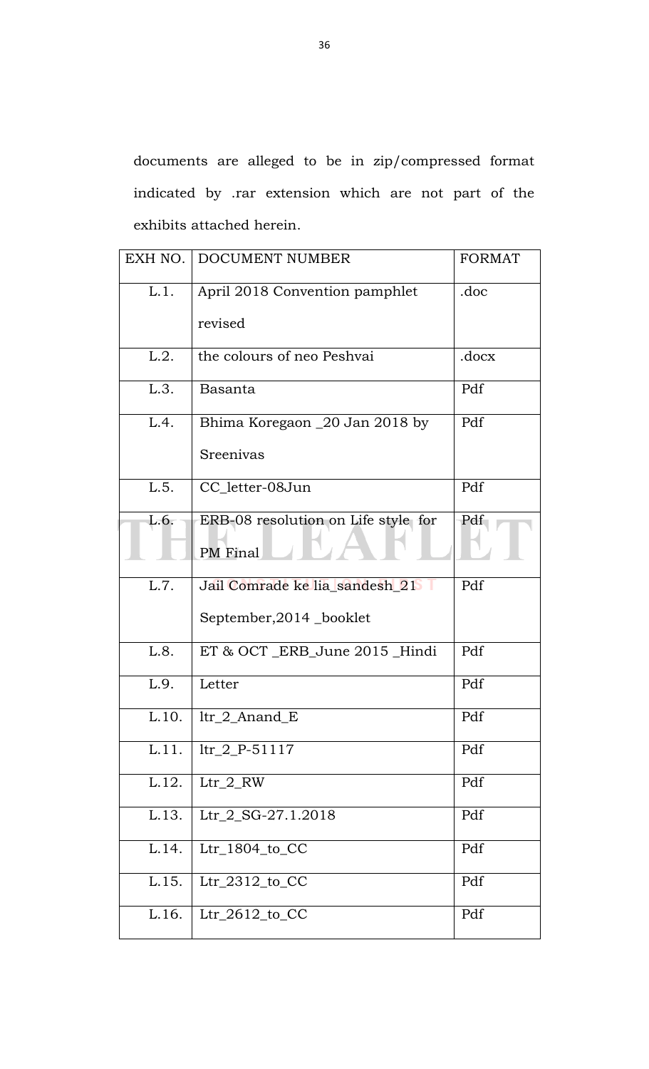documents are alleged to be in zip/compressed format indicated by .rar extension which are not part of the exhibits attached herein.

| EXH NO. | DOCUMENT NUMBER | FORMAT |
|---|---|---|
| L.1. | April 2018 Convention pamphlet revised | .doc |
| L.2. | the colours of neo Peshvai | .docx |
| L.3. | Basanta | Pdf |
| L.4. | Bhima Koregaon _20 Jan 2018 by Sreenivas | Pdf |
| L.5. | CC_letter-08Jun | Pdf |
| L.6. | ERB-08 resolution on Life style for PM Final | Pdf |
| L.7. | Jail Comrade ke lia_sandesh_21 September,2014 _booklet | Pdf |
| L.8. | ET & OCT _ERB_June 2015 _Hindi | Pdf |
| L.9. | Letter | Pdf |
| L.10. | ltr_2_Anand_E | Pdf |
| L.11. | ltr_2_P-51117 | Pdf |
| L.12. | Ltr_2_RW | Pdf |
| L.13. | Ltr_2_SG-27.1.2018 | Pdf |
| L.14. | Ltr_1804_to_CC | Pdf |
| L.15. | Ltr_2312_to_CC | Pdf |
| L.16. | Ltr_2612_to_CC | Pdf |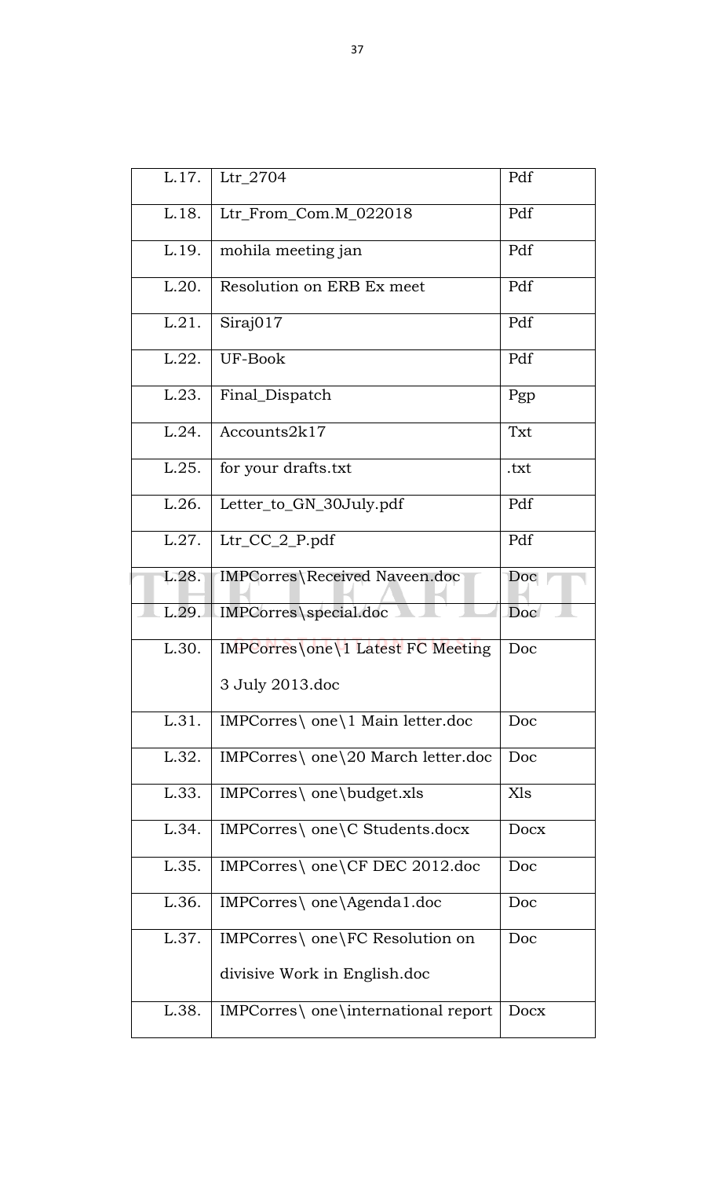| L.17. | Ltr_2704 | Pdf |
|---|---|---|
| L.18. | Ltr_From_Com.M_022018 | Pdf |
| L.19. | mohila meeting jan | Pdf |
| L.20. | Resolution on ERB Ex meet | Pdf |
| L.21. | Siraj017 | Pdf |
| L.22. | UF-Book | Pdf |
| L.23. | Final_Dispatch | Pgp |
| L.24. | Accounts2k17 | Txt |
| L.25. | for your drafts.txt | .txt |
| L.26. | Letter_to_GN_30July.pdf | Pdf |
| L.27. | Ltr_CC_2_P.pdf | Pdf |
| L.28. | IMPCorres\Received Naveen.doc | Doc |
| L.29. | IMPCorres\special.doc | Doc |
| L.30. | IMPCorres\one\1 Latest FC Meeting 3 July 2013.doc | Doc |
| L.31. | IMPCorres\ one\1 Main letter.doc | Doc |
| L.32. | IMPCorres\ one\20 March letter.doc | Doc |
| L.33. | IMPCorres\ one\budget.xls | Xls |
| L.34. | IMPCorres\ one\C Students.docx | Docx |
| L.35. | IMPCorres\ one\CF DEC 2012.doc | Doc |
| L.36. | IMPCorres\ one\Agenda1.doc | Doc |
| L.37. | IMPCorres\ one\FC Resolution on divisive Work in English.doc | Doc |
| L.38. | IMPCorres\ one\international report | Docx |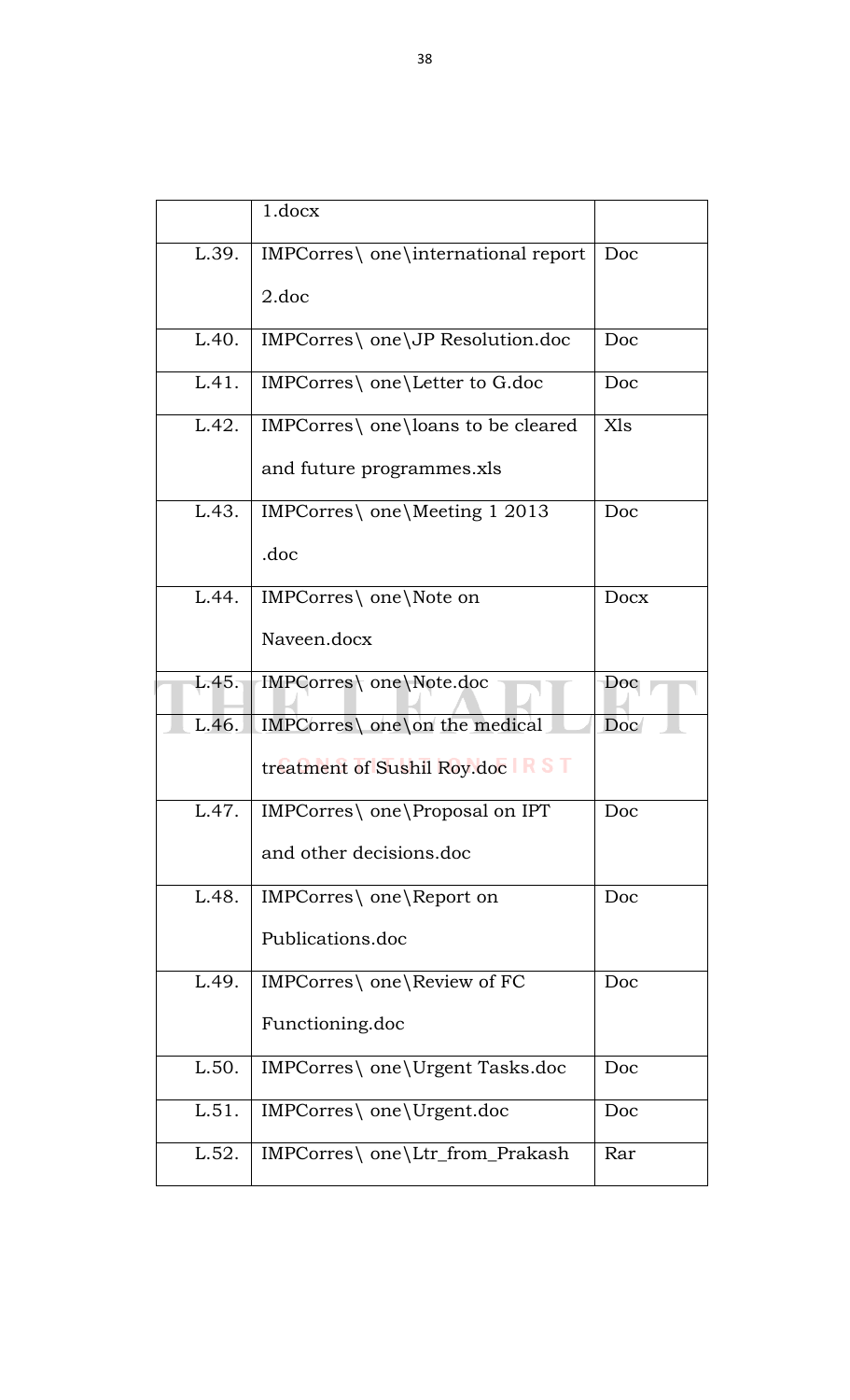| | 1.docx | |
|---|---|---|
| L.39. | IMPCorres\ one\international report 2.doc | Doc |
| L.40. | IMPCorres\ one\JP Resolution.doc | Doc |
| L.41. | IMPCorres\ one\Letter to G.doc | Doc |
| L.42. | IMPCorres\ one\loans to be cleared and future programmes.xls | Xls |
| L.43. | IMPCorres\ one\Meeting 1 2013 .doc | Doc |
| L.44. | IMPCorres\ one\Note on Naveen.docx | Docx |
| L.45. | IMPCorres\ one\Note.doc | Doc |
| L.46. | IMPCorres\ one\on the medical treatment of Sushil Roy.doc | Doc |
| L.47. | IMPCorres\ one\Proposal on IPT and other decisions.doc | Doc |
| L.48. | IMPCorres\ one\Report on Publications.doc | Doc |
| L.49. | IMPCorres\ one\Review of FC Functioning.doc | Doc |
| L.50. | IMPCorres\ one\Urgent Tasks.doc | Doc |
| L.51. | IMPCorres\ one\Urgent.doc | Doc |
| L.52. | IMPCorres\ one\Ltr_from_Prakash | Rar |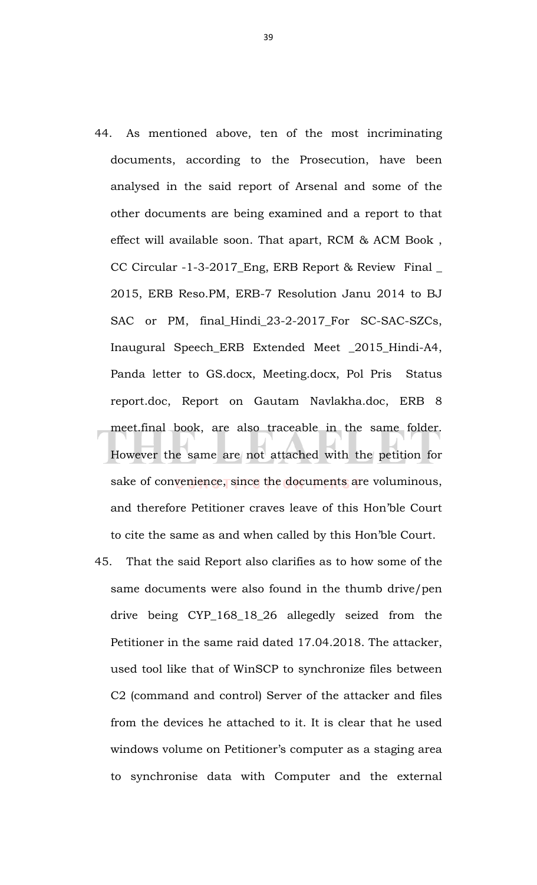44. As mentioned above, ten of the most incriminating documents, according to the Prosecution, have been analysed in the said report of Arsenal and some of the other documents are being examined and a report to that effect will available soon. That apart, RCM & ACM Book , CC Circular -1-3-2017_Eng, ERB Report & Review Final _ 2015, ERB Reso.PM, ERB-7 Resolution Janu 2014 to BJ SAC or PM, final_Hindi_23-2-2017_For SC-SAC-SZCs, Inaugural Speech_ERB Extended Meet _2015_Hindi-A4, Panda letter to GS.docx, Meeting.docx, Pol Pris Status report.doc, Report on Gautam Navlakha.doc, ERB 8 meet.final book, are also traceable in the same folder. However the same are not attached with the petition for sake of convenience, since the documents are voluminous, and therefore Petitioner craves leave of this Hon'ble Court to cite the same as and when called by this Hon'ble Court.

45. That the said Report also clarifies as to how some of the same documents were also found in the thumb drive/pen drive being CYP_168_18_26 allegedly seized from the Petitioner in the same raid dated 17.04.2018. The attacker, used tool like that of WinSCP to synchronize files between C2 (command and control) Server of the attacker and files from the devices he attached to it. It is clear that he used windows volume on Petitioner's computer as a staging area to synchronise data with Computer and the external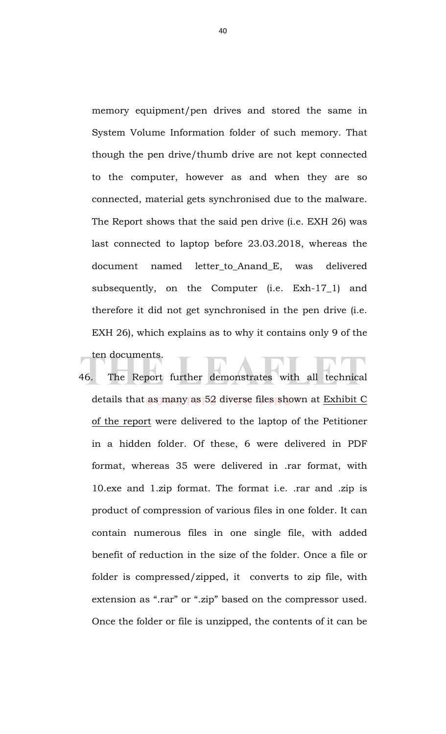memory equipment/pen drives and stored the same in System Volume Information folder of such memory. That though the pen drive/thumb drive are not kept connected to the computer, however as and when they are so connected, material gets synchronised due to the malware. The Report shows that the said pen drive (i.e. EXH 26) was last connected to laptop before 23.03.2018, whereas the document named letter_to_Anand_E, was delivered subsequently, on the Computer (i.e. Exh-17_1) and therefore it did not get synchronised in the pen drive (i.e. EXH 26), which explains as to why it contains only 9 of the ten documents.

46. The Report further demonstrates with all technical details that as many as 52 diverse files shown at Exhibit C of the report were delivered to the laptop of the Petitioner in a hidden folder. Of these, 6 were delivered in PDF format, whereas 35 were delivered in .rar format, with 10.exe and 1.zip format. The format i.e. .rar and .zip is product of compression of various files in one folder. It can contain numerous files in one single file, with added benefit of reduction in the size of the folder. Once a file or folder is compressed/zipped, it converts to zip file, with extension as ".rar" or ".zip" based on the compressor used. Once the folder or file is unzipped, the contents of it can be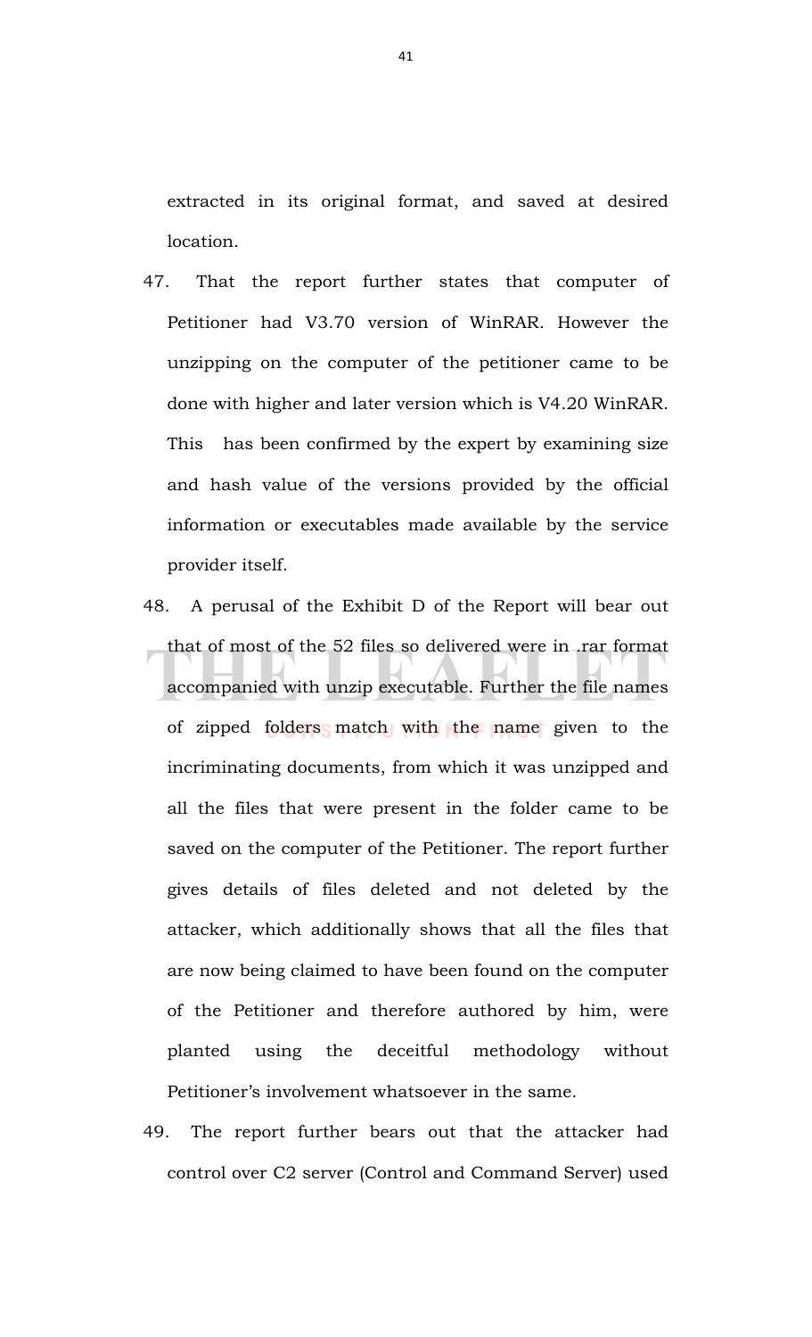extracted in its original format, and saved at desired location.

47. That the report further states that computer of Petitioner had V3.70 version of WinRAR. However the unzipping on the computer of the petitioner came to be done with higher and later version which is V4.20 WinRAR. This has been confirmed by the expert by examining size and hash value of the versions provided by the official information or executables made available by the service provider itself.

48. A perusal of the Exhibit D of the Report will bear out that of most of the 52 files so delivered were in .rar format accompanied with unzip executable. Further the file names of zipped folders match with the name given to the incriminating documents, from which it was unzipped and all the files that were present in the folder came to be saved on the computer of the Petitioner. The report further gives details of files deleted and not deleted by the attacker, which additionally shows that all the files that are now being claimed to have been found on the computer of the Petitioner and therefore authored by him, were planted using the deceitful methodology without Petitioner's involvement whatsoever in the same.

49. The report further bears out that the attacker had control over C2 server (Control and Command Server) used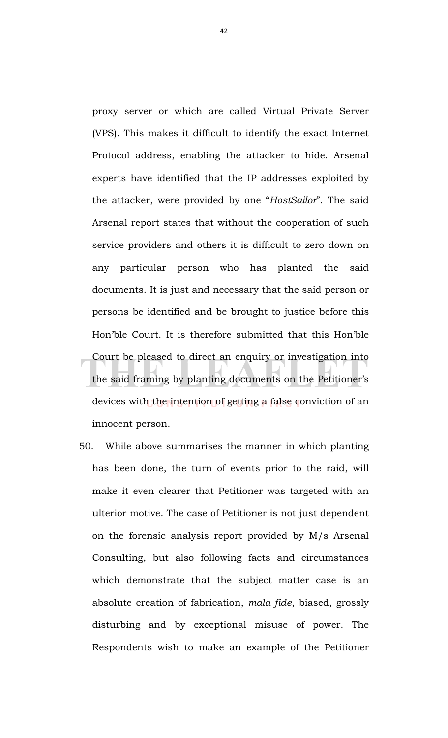proxy server or which are called Virtual Private Server (VPS). This makes it difficult to identify the exact Internet Protocol address, enabling the attacker to hide. Arsenal experts have identified that the IP addresses exploited by the attacker, were provided by one "*HostSailor*". The said Arsenal report states that without the cooperation of such service providers and others it is difficult to zero down on any particular person who has planted the said documents. It is just and necessary that the said person or persons be identified and be brought to justice before this Hon'ble Court. It is therefore submitted that this Hon'ble Court be pleased to direct an enquiry or investigation into the said framing by planting documents on the Petitioner's devices with the intention of getting a false conviction of an innocent person.

50. While above summarises the manner in which planting has been done, the turn of events prior to the raid, will make it even clearer that Petitioner was targeted with an ulterior motive. The case of Petitioner is not just dependent on the forensic analysis report provided by M/s Arsenal Consulting, but also following facts and circumstances which demonstrate that the subject matter case is an absolute creation of fabrication, *mala fide*, biased, grossly disturbing and by exceptional misuse of power. The Respondents wish to make an example of the Petitioner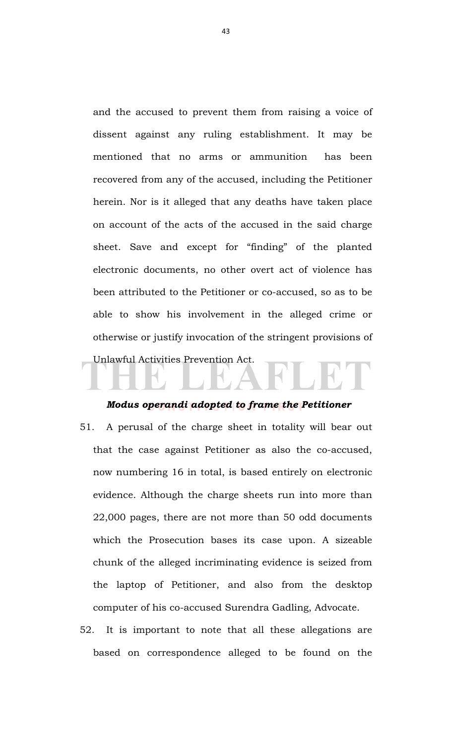and the accused to prevent them from raising a voice of dissent against any ruling establishment. It may be mentioned that no arms or ammunition has been recovered from any of the accused, including the Petitioner herein. Nor is it alleged that any deaths have taken place on account of the acts of the accused in the said charge sheet. Save and except for "finding" of the planted electronic documents, no other overt act of violence has been attributed to the Petitioner or co-accused, so as to be able to show his involvement in the alleged crime or otherwise or justify invocation of the stringent provisions of Unlawful Activities Prevention Act.

***Modus operandi adopted to frame the Petitioner***

51. A perusal of the charge sheet in totality will bear out that the case against Petitioner as also the co-accused, now numbering 16 in total, is based entirely on electronic evidence. Although the charge sheets run into more than 22,000 pages, there are not more than 50 odd documents which the Prosecution bases its case upon. A sizeable chunk of the alleged incriminating evidence is seized from the laptop of Petitioner, and also from the desktop computer of his co-accused Surendra Gadling, Advocate.

52. It is important to note that all these allegations are based on correspondence alleged to be found on the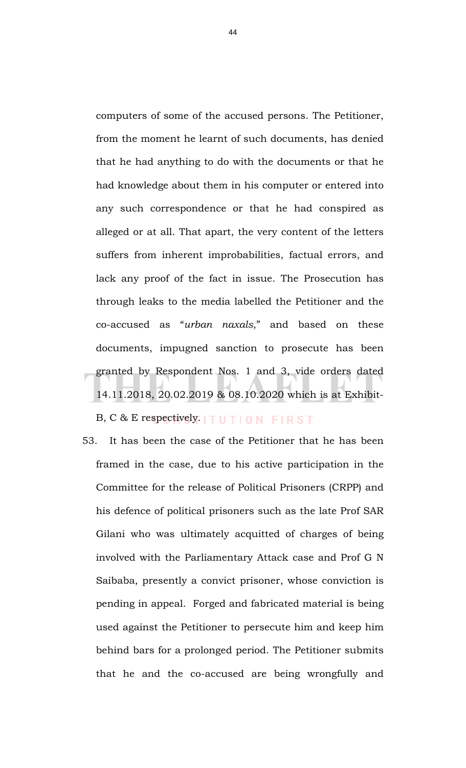computers of some of the accused persons. The Petitioner, from the moment he learnt of such documents, has denied that he had anything to do with the documents or that he had knowledge about them in his computer or entered into any such correspondence or that he had conspired as alleged or at all. That apart, the very content of the letters suffers from inherent improbabilities, factual errors, and lack any proof of the fact in issue. The Prosecution has through leaks to the media labelled the Petitioner and the co-accused as "*urban naxals*," and based on these documents, impugned sanction to prosecute has been granted by Respondent Nos. 1 and 3, vide orders dated 14.11.2018, 20.02.2019 & 08.10.2020 which is at Exhibit-B, C & E respectively.

53. It has been the case of the Petitioner that he has been framed in the case, due to his active participation in the Committee for the release of Political Prisoners (CRPP) and his defence of political prisoners such as the late Prof SAR Gilani who was ultimately acquitted of charges of being involved with the Parliamentary Attack case and Prof G N Saibaba, presently a convict prisoner, whose conviction is pending in appeal. Forged and fabricated material is being used against the Petitioner to persecute him and keep him behind bars for a prolonged period. The Petitioner submits that he and the co-accused are being wrongfully and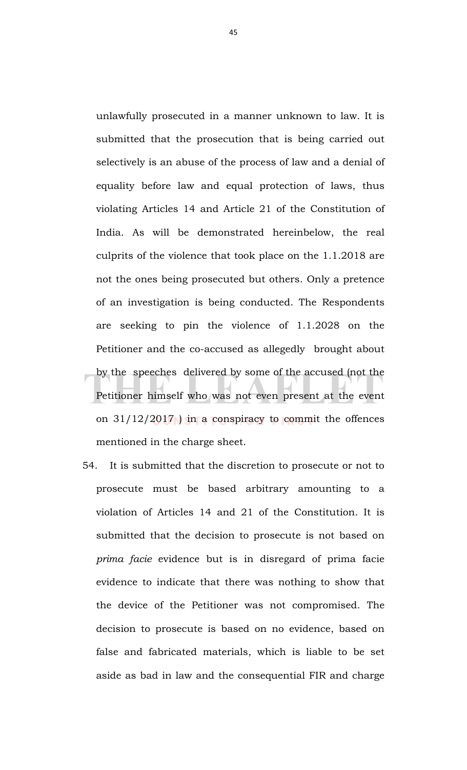unlawfully prosecuted in a manner unknown to law. It is submitted that the prosecution that is being carried out selectively is an abuse of the process of law and a denial of equality before law and equal protection of laws, thus violating Articles 14 and Article 21 of the Constitution of India. As will be demonstrated hereinbelow, the real culprits of the violence that took place on the 1.1.2018 are not the ones being prosecuted but others. Only a pretence of an investigation is being conducted. The Respondents are seeking to pin the violence of 1.1.2028 on the Petitioner and the co-accused as allegedly brought about by the speeches delivered by some of the accused (not the Petitioner himself who was not even present at the event on 31/12/2017 ) in a conspiracy to commit the offences mentioned in the charge sheet.

54. It is submitted that the discretion to prosecute or not to prosecute must be based arbitrary amounting to a violation of Articles 14 and 21 of the Constitution. It is submitted that the decision to prosecute is not based on *prima facie* evidence but is in disregard of prima facie evidence to indicate that there was nothing to show that the device of the Petitioner was not compromised. The decision to prosecute is based on no evidence, based on false and fabricated materials, which is liable to be set aside as bad in law and the consequential FIR and charge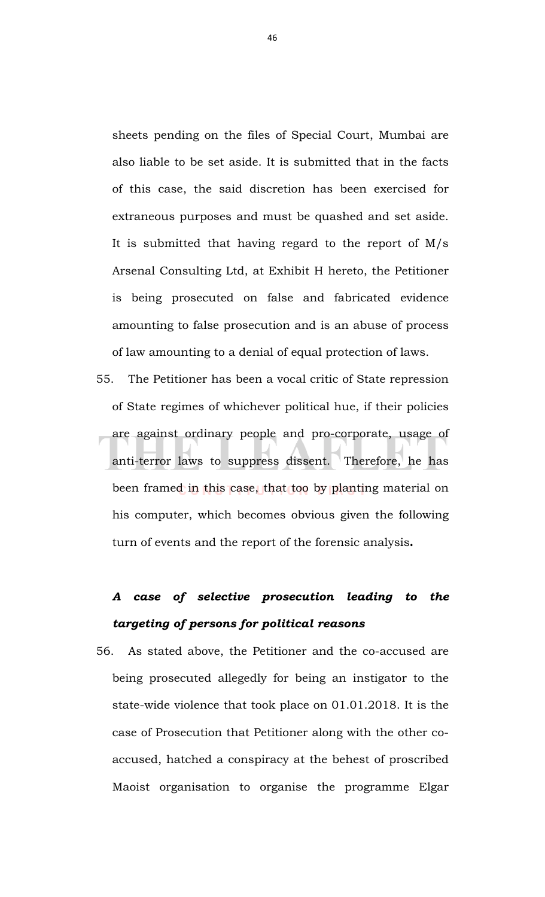sheets pending on the files of Special Court, Mumbai are also liable to be set aside. It is submitted that in the facts of this case, the said discretion has been exercised for extraneous purposes and must be quashed and set aside. It is submitted that having regard to the report of M/s Arsenal Consulting Ltd, at Exhibit H hereto, the Petitioner is being prosecuted on false and fabricated evidence amounting to false prosecution and is an abuse of process of law amounting to a denial of equal protection of laws.

55. The Petitioner has been a vocal critic of State repression of State regimes of whichever political hue, if their policies are against ordinary people and pro-corporate, usage of anti-terror laws to suppress dissent. Therefore, he has been framed in this case, that too by planting material on his computer, which becomes obvious given the following turn of events and the report of the forensic analysis**.**

***A case of selective prosecution leading to the targeting of persons for political reasons***

56. As stated above, the Petitioner and the co-accused are being prosecuted allegedly for being an instigator to the state-wide violence that took place on 01.01.2018. It is the case of Prosecution that Petitioner along with the other co-accused, hatched a conspiracy at the behest of proscribed Maoist organisation to organise the programme Elgar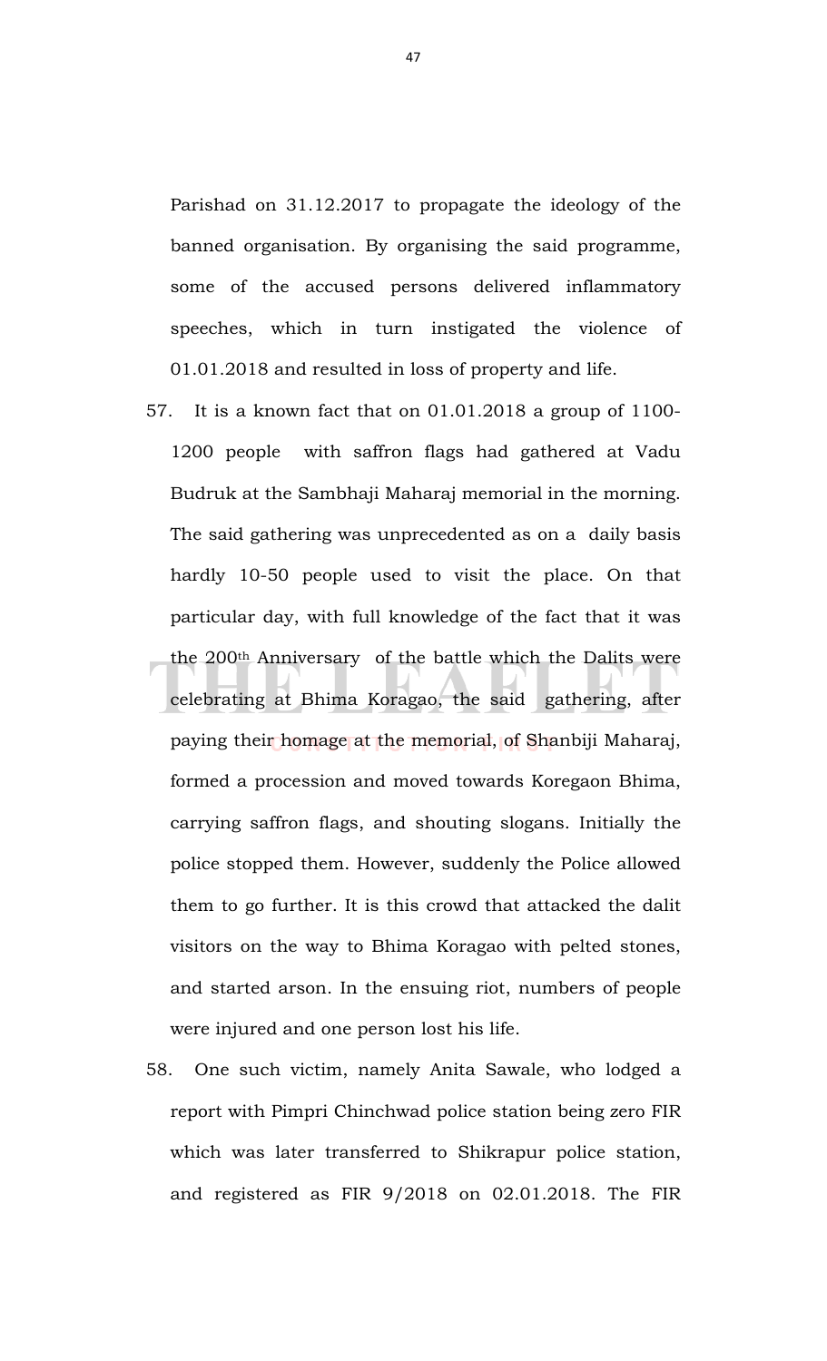Parishad on 31.12.2017 to propagate the ideology of the banned organisation. By organising the said programme, some of the accused persons delivered inflammatory speeches, which in turn instigated the violence of 01.01.2018 and resulted in loss of property and life.

57. It is a known fact that on 01.01.2018 a group of 1100-1200 people with saffron flags had gathered at Vadu Budruk at the Sambhaji Maharaj memorial in the morning. The said gathering was unprecedented as on a daily basis hardly 10-50 people used to visit the place. On that particular day, with full knowledge of the fact that it was the 200th Anniversary of the battle which the Dalits were celebrating at Bhima Koragao, the said gathering, after paying their homage at the memorial, of Shanbiji Maharaj, formed a procession and moved towards Koregaon Bhima, carrying saffron flags, and shouting slogans. Initially the police stopped them. However, suddenly the Police allowed them to go further. It is this crowd that attacked the dalit visitors on the way to Bhima Koragao with pelted stones, and started arson. In the ensuing riot, numbers of people were injured and one person lost his life.

58. One such victim, namely Anita Sawale, who lodged a report with Pimpri Chinchwad police station being zero FIR which was later transferred to Shikrapur police station, and registered as FIR 9/2018 on 02.01.2018. The FIR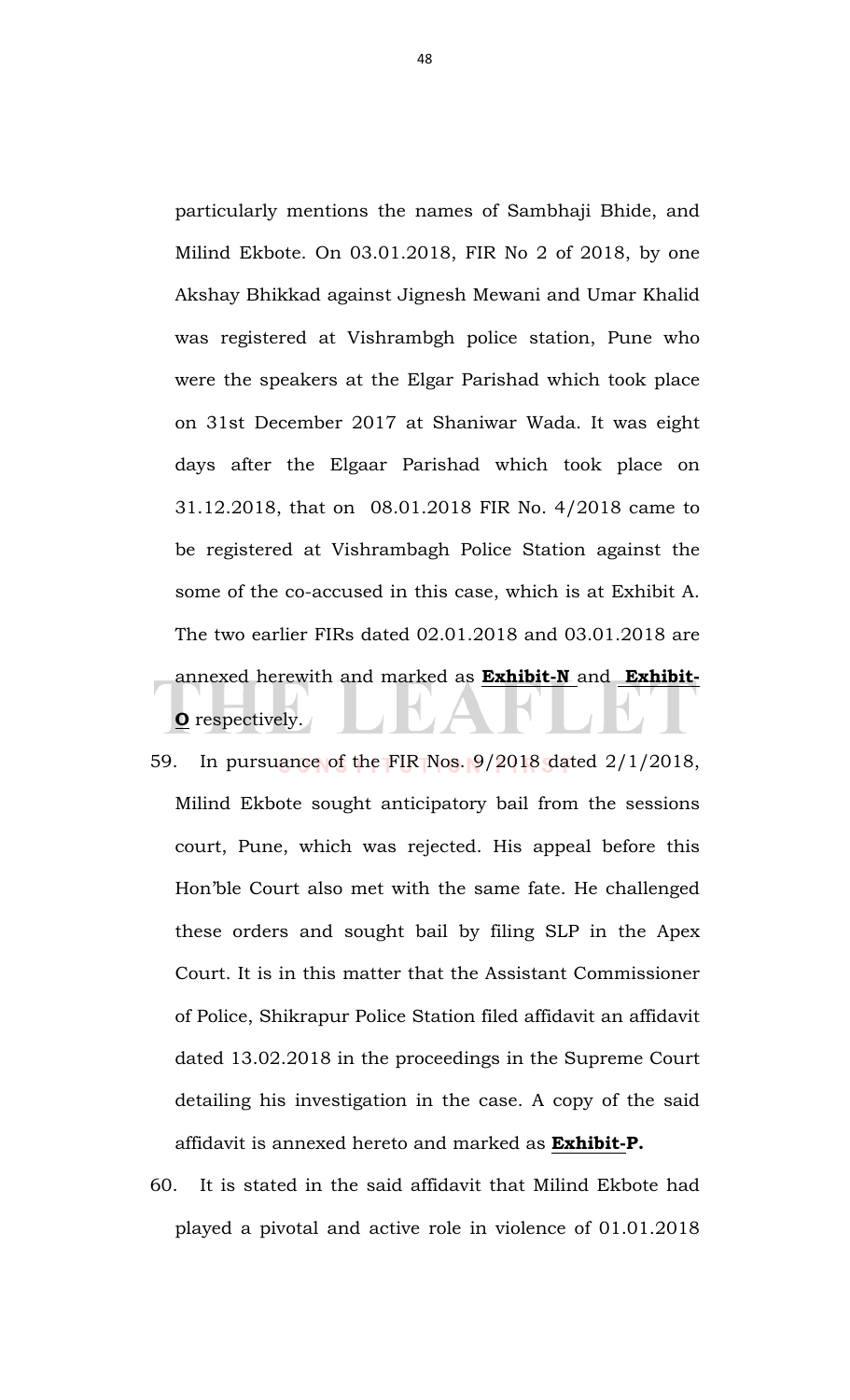particularly mentions the names of Sambhaji Bhide, and Milind Ekbote. On 03.01.2018, FIR No 2 of 2018, by one Akshay Bhikkad against Jignesh Mewani and Umar Khalid was registered at Vishrambgh police station, Pune who were the speakers at the Elgar Parishad which took place on 31st December 2017 at Shaniwar Wada. It was eight days after the Elgaar Parishad which took place on 31.12.2018, that on 08.01.2018 FIR No. 4/2018 came to be registered at Vishrambagh Police Station against the some of the co-accused in this case, which is at Exhibit A. The two earlier FIRs dated 02.01.2018 and 03.01.2018 are annexed herewith and marked as **Exhibit-N** and **Exhibit-O** respectively.

59. In pursuance of the FIR Nos. 9/2018 dated 2/1/2018, Milind Ekbote sought anticipatory bail from the sessions court, Pune, which was rejected. His appeal before this Hon'ble Court also met with the same fate. He challenged these orders and sought bail by filing SLP in the Apex Court. It is in this matter that the Assistant Commissioner of Police, Shikrapur Police Station filed affidavit an affidavit dated 13.02.2018 in the proceedings in the Supreme Court detailing his investigation in the case. A copy of the said affidavit is annexed hereto and marked as **Exhibit-P.**

60. It is stated in the said affidavit that Milind Ekbote had played a pivotal and active role in violence of 01.01.2018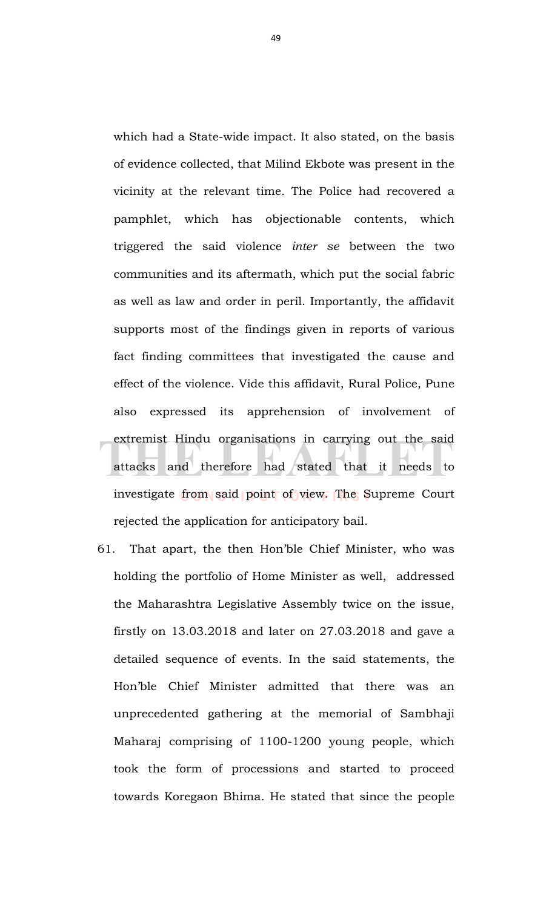which had a State-wide impact. It also stated, on the basis of evidence collected, that Milind Ekbote was present in the vicinity at the relevant time. The Police had recovered a pamphlet, which has objectionable contents, which triggered the said violence *inter se* between the two communities and its aftermath, which put the social fabric as well as law and order in peril. Importantly, the affidavit supports most of the findings given in reports of various fact finding committees that investigated the cause and effect of the violence. Vide this affidavit, Rural Police, Pune also expressed its apprehension of involvement of extremist Hindu organisations in carrying out the said attacks and therefore had stated that it needs to investigate from said point of view. The Supreme Court rejected the application for anticipatory bail.

61. That apart, the then Hon'ble Chief Minister, who was holding the portfolio of Home Minister as well, addressed the Maharashtra Legislative Assembly twice on the issue, firstly on 13.03.2018 and later on 27.03.2018 and gave a detailed sequence of events. In the said statements, the Hon'ble Chief Minister admitted that there was an unprecedented gathering at the memorial of Sambhaji Maharaj comprising of 1100-1200 young people, which took the form of processions and started to proceed towards Koregaon Bhima. He stated that since the people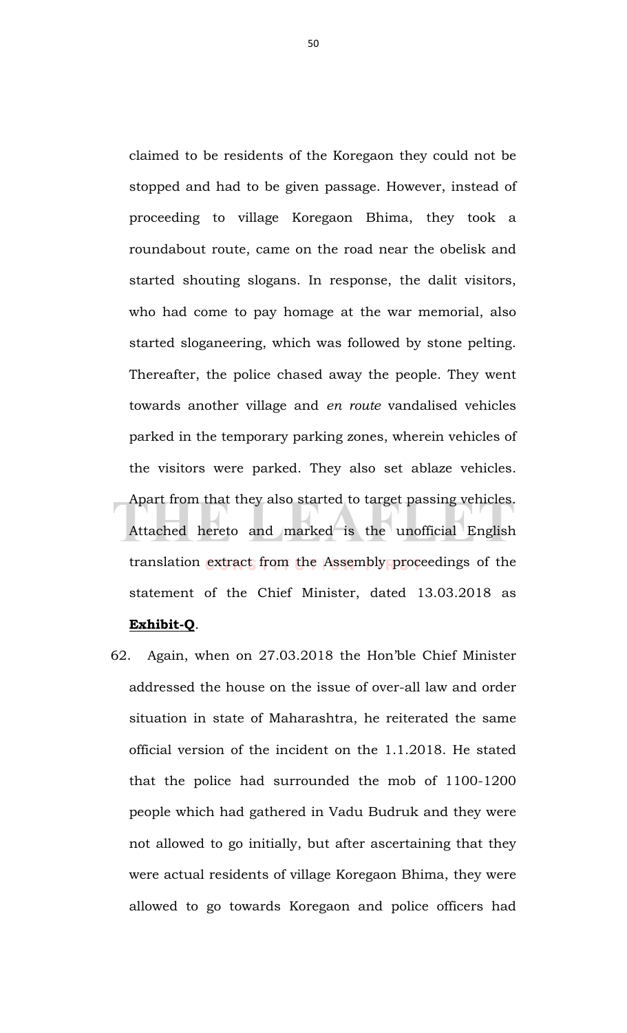claimed to be residents of the Koregaon they could not be stopped and had to be given passage. However, instead of proceeding to village Koregaon Bhima, they took a roundabout route, came on the road near the obelisk and started shouting slogans. In response, the dalit visitors, who had come to pay homage at the war memorial, also started sloganeering, which was followed by stone pelting. Thereafter, the police chased away the people. They went towards another village and *en route* vandalised vehicles parked in the temporary parking zones, wherein vehicles of the visitors were parked. They also set ablaze vehicles. Apart from that they also started to target passing vehicles. Attached hereto and marked is the unofficial English translation extract from the Assembly proceedings of the statement of the Chief Minister, dated 13.03.2018 as **Exhibit-Q**.

62. Again, when on 27.03.2018 the Hon'ble Chief Minister addressed the house on the issue of over-all law and order situation in state of Maharashtra, he reiterated the same official version of the incident on the 1.1.2018. He stated that the police had surrounded the mob of 1100-1200 people which had gathered in Vadu Budruk and they were not allowed to go initially, but after ascertaining that they were actual residents of village Koregaon Bhima, they were allowed to go towards Koregaon and police officers had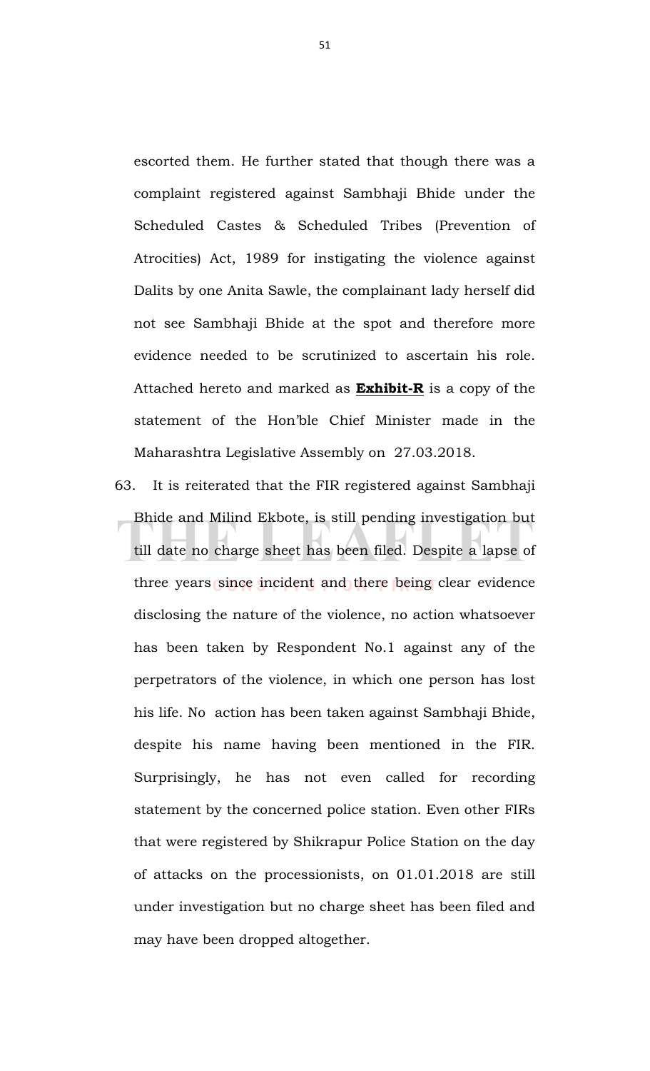escorted them. He further stated that though there was a complaint registered against Sambhaji Bhide under the Scheduled Castes & Scheduled Tribes (Prevention of Atrocities) Act, 1989 for instigating the violence against Dalits by one Anita Sawle, the complainant lady herself did not see Sambhaji Bhide at the spot and therefore more evidence needed to be scrutinized to ascertain his role. Attached hereto and marked as **Exhibit-R** is a copy of the statement of the Hon'ble Chief Minister made in the Maharashtra Legislative Assembly on 27.03.2018.

63. It is reiterated that the FIR registered against Sambhaji Bhide and Milind Ekbote, is still pending investigation but till date no charge sheet has been filed. Despite a lapse of three years since incident and there being clear evidence disclosing the nature of the violence, no action whatsoever has been taken by Respondent No.1 against any of the perpetrators of the violence, in which one person has lost his life. No action has been taken against Sambhaji Bhide, despite his name having been mentioned in the FIR. Surprisingly, he has not even called for recording statement by the concerned police station. Even other FIRs that were registered by Shikrapur Police Station on the day of attacks on the processionists, on 01.01.2018 are still under investigation but no charge sheet has been filed and may have been dropped altogether.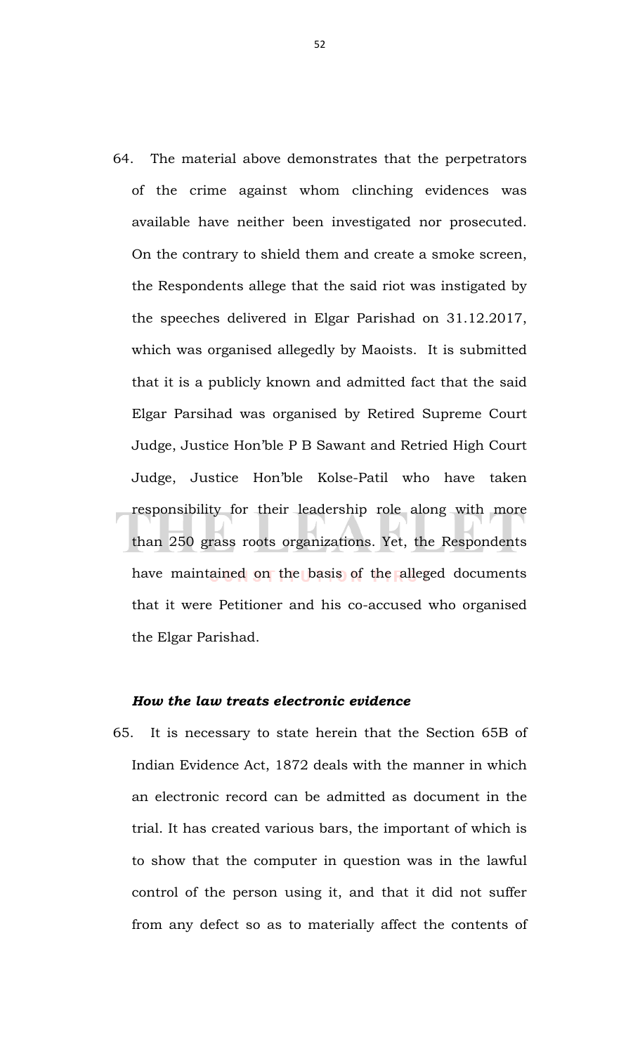64. The material above demonstrates that the perpetrators of the crime against whom clinching evidences was available have neither been investigated nor prosecuted. On the contrary to shield them and create a smoke screen, the Respondents allege that the said riot was instigated by the speeches delivered in Elgar Parishad on 31.12.2017, which was organised allegedly by Maoists. It is submitted that it is a publicly known and admitted fact that the said Elgar Parsihad was organised by Retired Supreme Court Judge, Justice Hon'ble P B Sawant and Retried High Court Judge, Justice Hon'ble Kolse-Patil who have taken responsibility for their leadership role along with more than 250 grass roots organizations. Yet, the Respondents have maintained on the basis of the alleged documents that it were Petitioner and his co-accused who organised the Elgar Parishad.

***How the law treats electronic evidence***

65. It is necessary to state herein that the Section 65B of Indian Evidence Act, 1872 deals with the manner in which an electronic record can be admitted as document in the trial. It has created various bars, the important of which is to show that the computer in question was in the lawful control of the person using it, and that it did not suffer from any defect so as to materially affect the contents of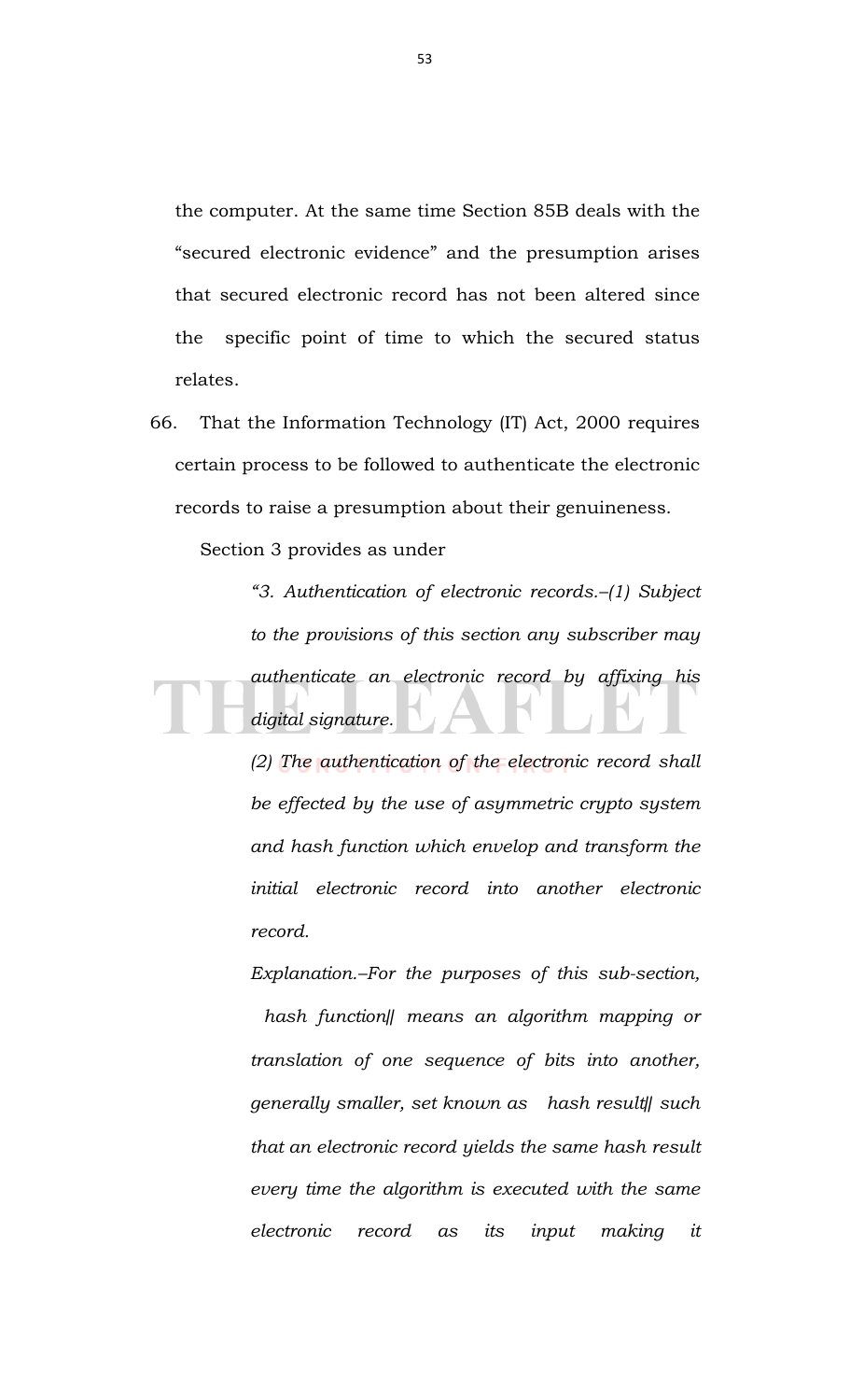the computer. At the same time Section 85B deals with the "secured electronic evidence" and the presumption arises that secured electronic record has not been altered since the specific point of time to which the secured status relates.

66. That the Information Technology (IT) Act, 2000 requires certain process to be followed to authenticate the electronic records to raise a presumption about their genuineness.

Section 3 provides as under

> *"3. Authentication of electronic records.–(1) Subject to the provisions of this section any subscriber may authenticate an electronic record by affixing his digital signature.*
>
> *(2) The authentication of the electronic record shall be effected by the use of asymmetric crypto system and hash function which envelop and transform the initial electronic record into another electronic record.*
>
> *Explanation.–For the purposes of this sub-section, hash function‖ means an algorithm mapping or translation of one sequence of bits into another, generally smaller, set known as hash result‖ such that an electronic record yields the same hash result every time the algorithm is executed with the same electronic record as its input making it*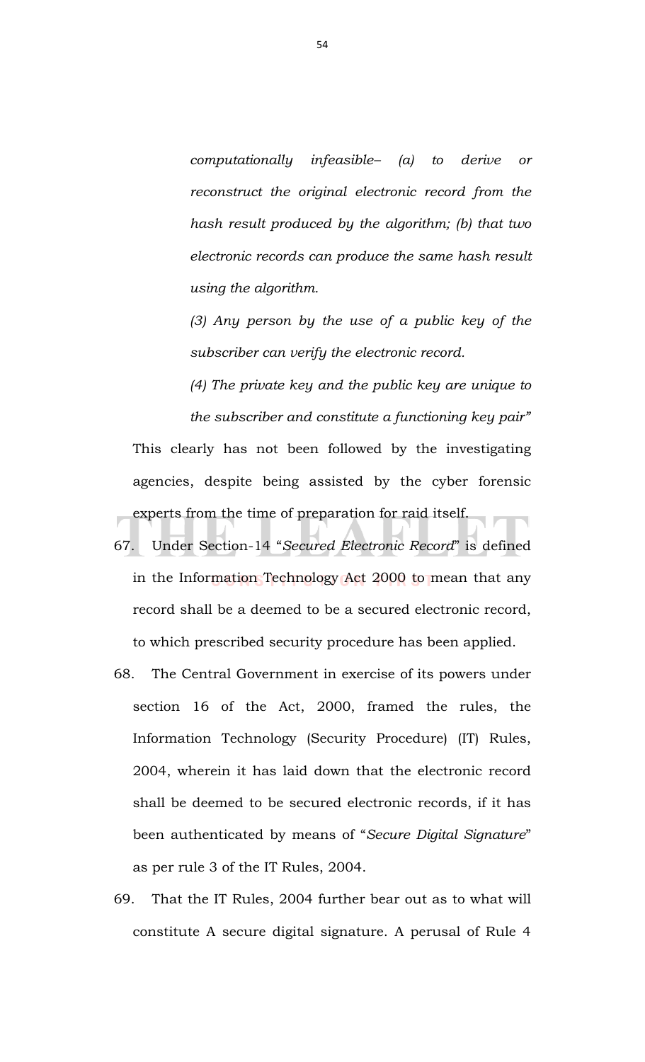*computationally infeasible– (a) to derive or reconstruct the original electronic record from the hash result produced by the algorithm; (b) that two electronic records can produce the same hash result using the algorithm.*

*(3) Any person by the use of a public key of the subscriber can verify the electronic record.*

*(4) The private key and the public key are unique to the subscriber and constitute a functioning key pair"*

This clearly has not been followed by the investigating agencies, despite being assisted by the cyber forensic experts from the time of preparation for raid itself.

67. Under Section-14 "*Secured Electronic Record*" is defined in the Information Technology Act 2000 to mean that any record shall be a deemed to be a secured electronic record, to which prescribed security procedure has been applied.

68. The Central Government in exercise of its powers under section 16 of the Act, 2000, framed the rules, the Information Technology (Security Procedure) (IT) Rules, 2004, wherein it has laid down that the electronic record shall be deemed to be secured electronic records, if it has been authenticated by means of "*Secure Digital Signature*" as per rule 3 of the IT Rules, 2004.

69. That the IT Rules, 2004 further bear out as to what will constitute A secure digital signature. A perusal of Rule 4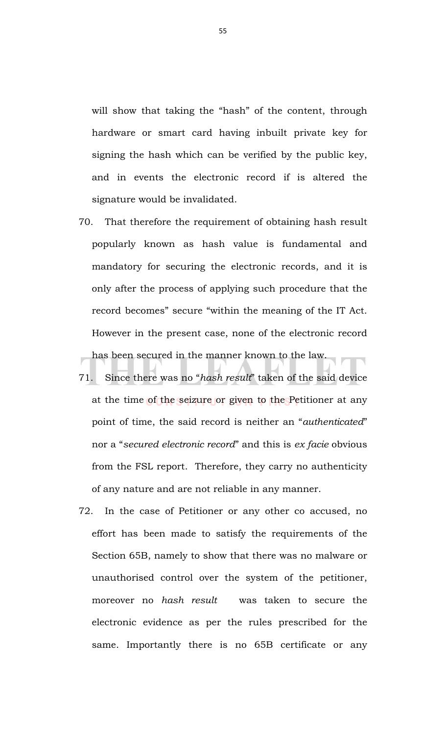will show that taking the "hash" of the content, through hardware or smart card having inbuilt private key for signing the hash which can be verified by the public key, and in events the electronic record if is altered the signature would be invalidated.

70. That therefore the requirement of obtaining hash result popularly known as hash value is fundamental and mandatory for securing the electronic records, and it is only after the process of applying such procedure that the record becomes" secure "within the meaning of the IT Act. However in the present case, none of the electronic record has been secured in the manner known to the law.

71. Since there was no "*hash result*" taken of the said device at the time of the seizure or given to the Petitioner at any point of time, the said record is neither an "*authenticated*" nor a "*secured electronic record*" and this is *ex facie* obvious from the FSL report. Therefore, they carry no authenticity of any nature and are not reliable in any manner.

72. In the case of Petitioner or any other co accused, no effort has been made to satisfy the requirements of the Section 65B, namely to show that there was no malware or unauthorised control over the system of the petitioner, moreover no *hash result* was taken to secure the electronic evidence as per the rules prescribed for the same. Importantly there is no 65B certificate or any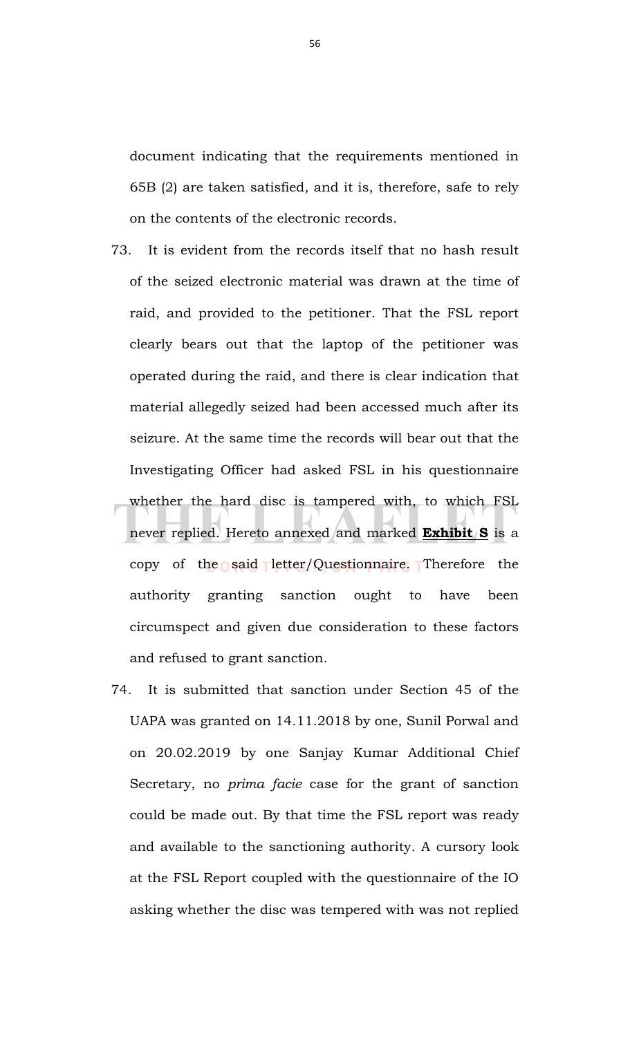document indicating that the requirements mentioned in 65B (2) are taken satisfied, and it is, therefore, safe to rely on the contents of the electronic records.

73. It is evident from the records itself that no hash result of the seized electronic material was drawn at the time of raid, and provided to the petitioner. That the FSL report clearly bears out that the laptop of the petitioner was operated during the raid, and there is clear indication that material allegedly seized had been accessed much after its seizure. At the same time the records will bear out that the Investigating Officer had asked FSL in his questionnaire whether the hard disc is tampered with, to which FSL never replied. Hereto annexed and marked **Exhibit S** is a copy of the said letter/Questionnaire. Therefore the authority granting sanction ought to have been circumspect and given due consideration to these factors and refused to grant sanction.

74. It is submitted that sanction under Section 45 of the UAPA was granted on 14.11.2018 by one, Sunil Porwal and on 20.02.2019 by one Sanjay Kumar Additional Chief Secretary, no *prima facie* case for the grant of sanction could be made out. By that time the FSL report was ready and available to the sanctioning authority. A cursory look at the FSL Report coupled with the questionnaire of the IO asking whether the disc was tempered with was not replied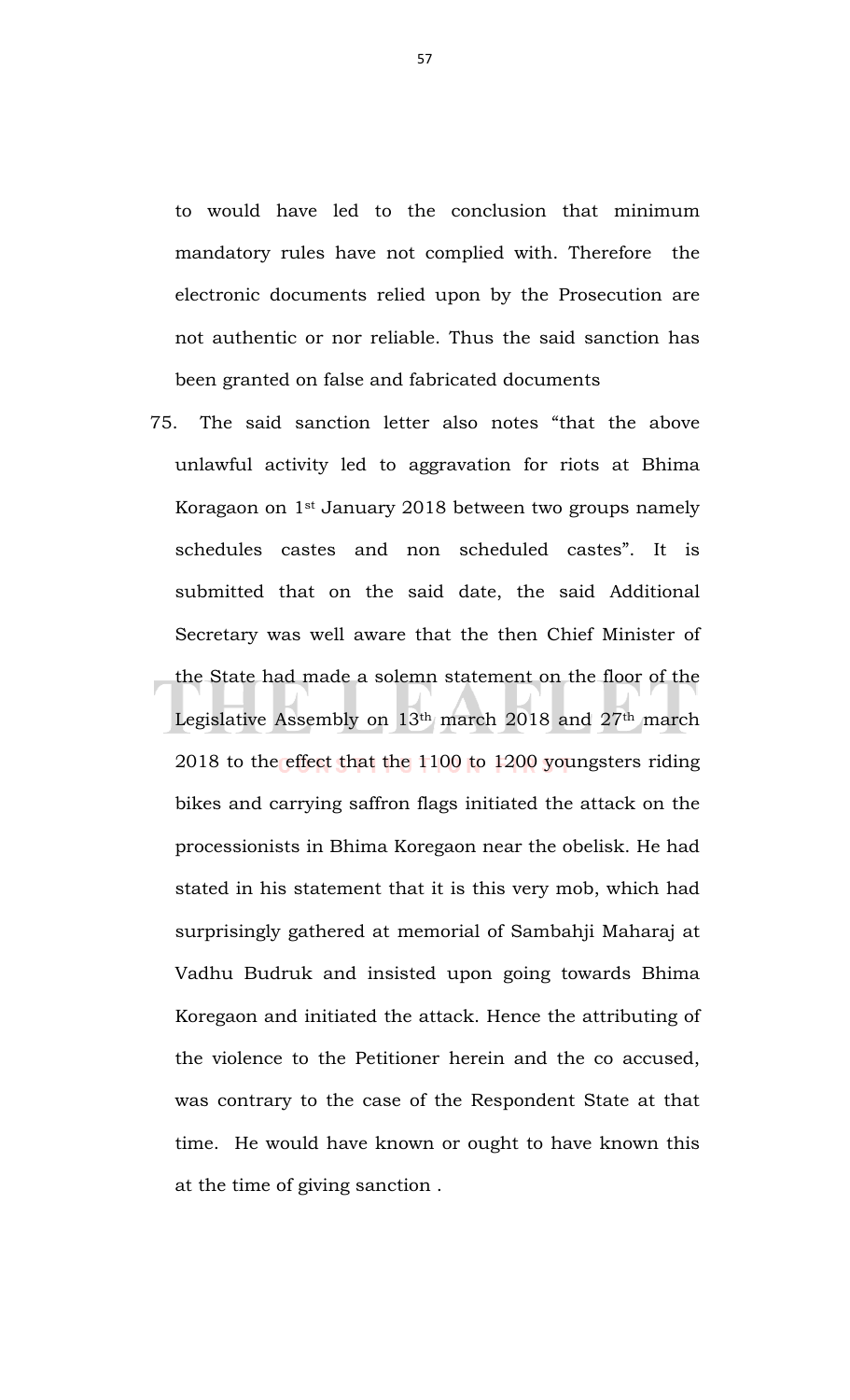to would have led to the conclusion that minimum mandatory rules have not complied with. Therefore the electronic documents relied upon by the Prosecution are not authentic or nor reliable. Thus the said sanction has been granted on false and fabricated documents

75. The said sanction letter also notes "that the above unlawful activity led to aggravation for riots at Bhima Koragaon on 1st January 2018 between two groups namely schedules castes and non scheduled castes". It is submitted that on the said date, the said Additional Secretary was well aware that the then Chief Minister of the State had made a solemn statement on the floor of the Legislative Assembly on 13th march 2018 and 27th march 2018 to the effect that the 1100 to 1200 youngsters riding bikes and carrying saffron flags initiated the attack on the processionists in Bhima Koregaon near the obelisk. He had stated in his statement that it is this very mob, which had surprisingly gathered at memorial of Sambahji Maharaj at Vadhu Budruk and insisted upon going towards Bhima Koregaon and initiated the attack. Hence the attributing of the violence to the Petitioner herein and the co accused, was contrary to the case of the Respondent State at that time. He would have known or ought to have known this at the time of giving sanction .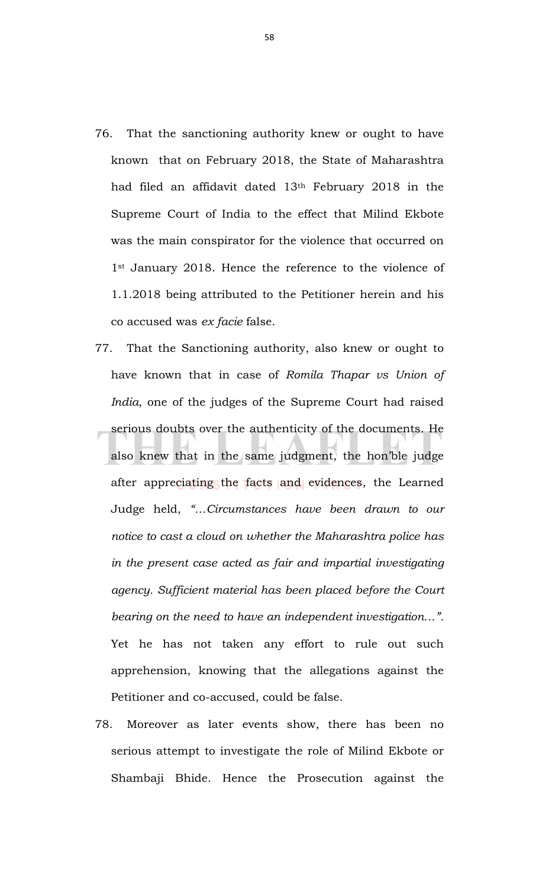76. That the sanctioning authority knew or ought to have known that on February 2018, the State of Maharashtra had filed an affidavit dated 13th February 2018 in the Supreme Court of India to the effect that Milind Ekbote was the main conspirator for the violence that occurred on 1st January 2018. Hence the reference to the violence of 1.1.2018 being attributed to the Petitioner herein and his co accused was *ex facie* false.

77. That the Sanctioning authority, also knew or ought to have known that in case of *Romila Thapar vs Union of India*, one of the judges of the Supreme Court had raised serious doubts over the authenticity of the documents. He also knew that in the same judgment, the hon'ble judge after appreciating the facts and evidences, the Learned Judge held, *"…Circumstances have been drawn to our notice to cast a cloud on whether the Maharashtra police has in the present case acted as fair and impartial investigating agency. Sufficient material has been placed before the Court bearing on the need to have an independent investigation…".* Yet he has not taken any effort to rule out such apprehension, knowing that the allegations against the Petitioner and co-accused, could be false.

78. Moreover as later events show, there has been no serious attempt to investigate the role of Milind Ekbote or Shambaji Bhide. Hence the Prosecution against the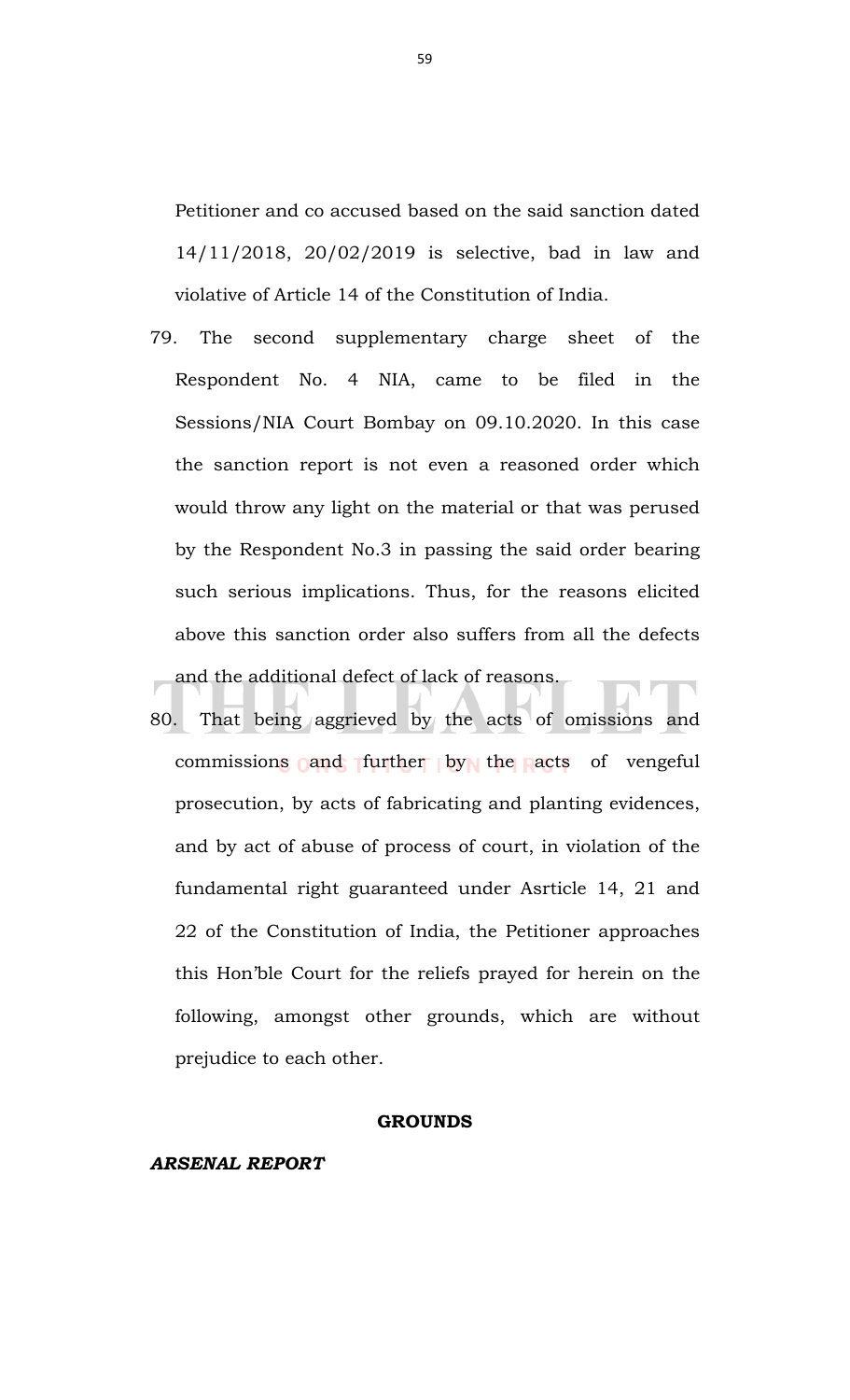Petitioner and co accused based on the said sanction dated 14/11/2018, 20/02/2019 is selective, bad in law and violative of Article 14 of the Constitution of India.

79. The second supplementary charge sheet of the Respondent No. 4 NIA, came to be filed in the Sessions/NIA Court Bombay on 09.10.2020. In this case the sanction report is not even a reasoned order which would throw any light on the material or that was perused by the Respondent No.3 in passing the said order bearing such serious implications. Thus, for the reasons elicited above this sanction order also suffers from all the defects and the additional defect of lack of reasons.

80. That being aggrieved by the acts of omissions and commissions and further by the acts of vengeful prosecution, by acts of fabricating and planting evidences, and by act of abuse of process of court, in violation of the fundamental right guaranteed under Asrticle 14, 21 and 22 of the Constitution of India, the Petitioner approaches this Hon'ble Court for the reliefs prayed for herein on the following, amongst other grounds, which are without prejudice to each other.

**GROUNDS**

***ARSENAL REPORT***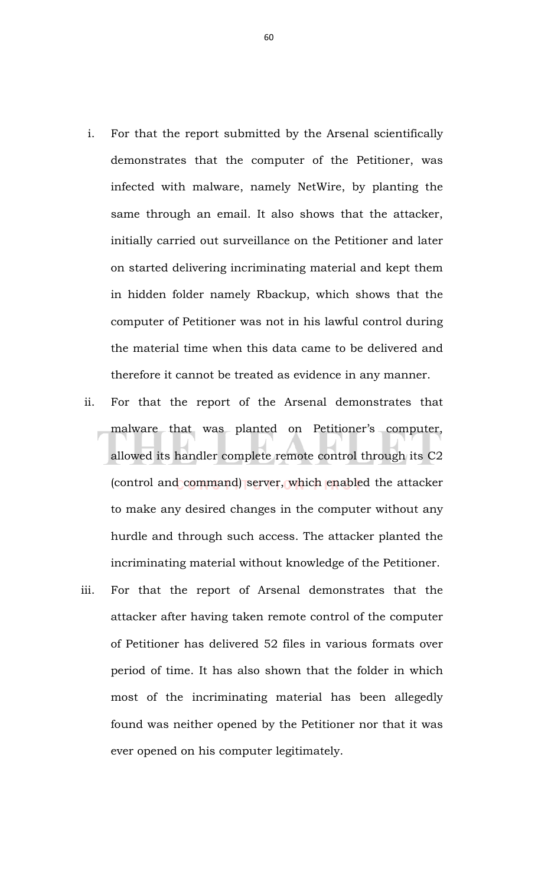i. For that the report submitted by the Arsenal scientifically demonstrates that the computer of the Petitioner, was infected with malware, namely NetWire, by planting the same through an email. It also shows that the attacker, initially carried out surveillance on the Petitioner and later on started delivering incriminating material and kept them in hidden folder namely Rbackup, which shows that the computer of Petitioner was not in his lawful control during the material time when this data came to be delivered and therefore it cannot be treated as evidence in any manner.

ii. For that the report of the Arsenal demonstrates that malware that was planted on Petitioner's computer, allowed its handler complete remote control through its C2 (control and command) server, which enabled the attacker to make any desired changes in the computer without any hurdle and through such access. The attacker planted the incriminating material without knowledge of the Petitioner.

iii. For that the report of Arsenal demonstrates that the attacker after having taken remote control of the computer of Petitioner has delivered 52 files in various formats over period of time. It has also shown that the folder in which most of the incriminating material has been allegedly found was neither opened by the Petitioner nor that it was ever opened on his computer legitimately.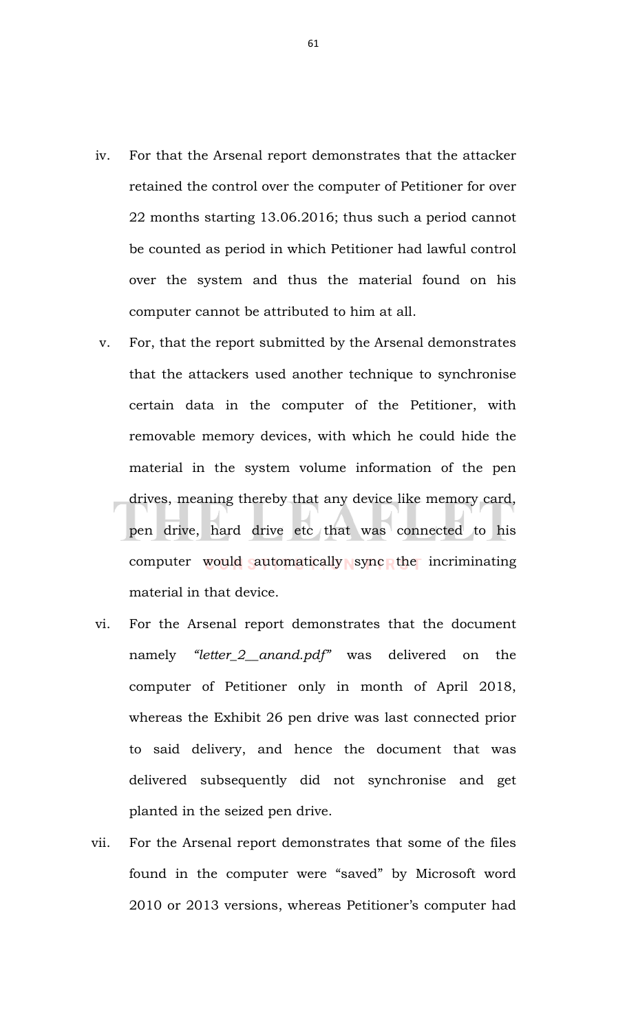iv. For that the Arsenal report demonstrates that the attacker retained the control over the computer of Petitioner for over 22 months starting 13.06.2016; thus such a period cannot be counted as period in which Petitioner had lawful control over the system and thus the material found on his computer cannot be attributed to him at all.

v. For, that the report submitted by the Arsenal demonstrates that the attackers used another technique to synchronise certain data in the computer of the Petitioner, with removable memory devices, with which he could hide the material in the system volume information of the pen drives, meaning thereby that any device like memory card, pen drive, hard drive etc that was connected to his computer would automatically sync the incriminating material in that device.

vi. For the Arsenal report demonstrates that the document namely *"letter_2__anand.pdf"* was delivered on the computer of Petitioner only in month of April 2018, whereas the Exhibit 26 pen drive was last connected prior to said delivery, and hence the document that was delivered subsequently did not synchronise and get planted in the seized pen drive.

vii. For the Arsenal report demonstrates that some of the files found in the computer were "saved" by Microsoft word 2010 or 2013 versions, whereas Petitioner's computer had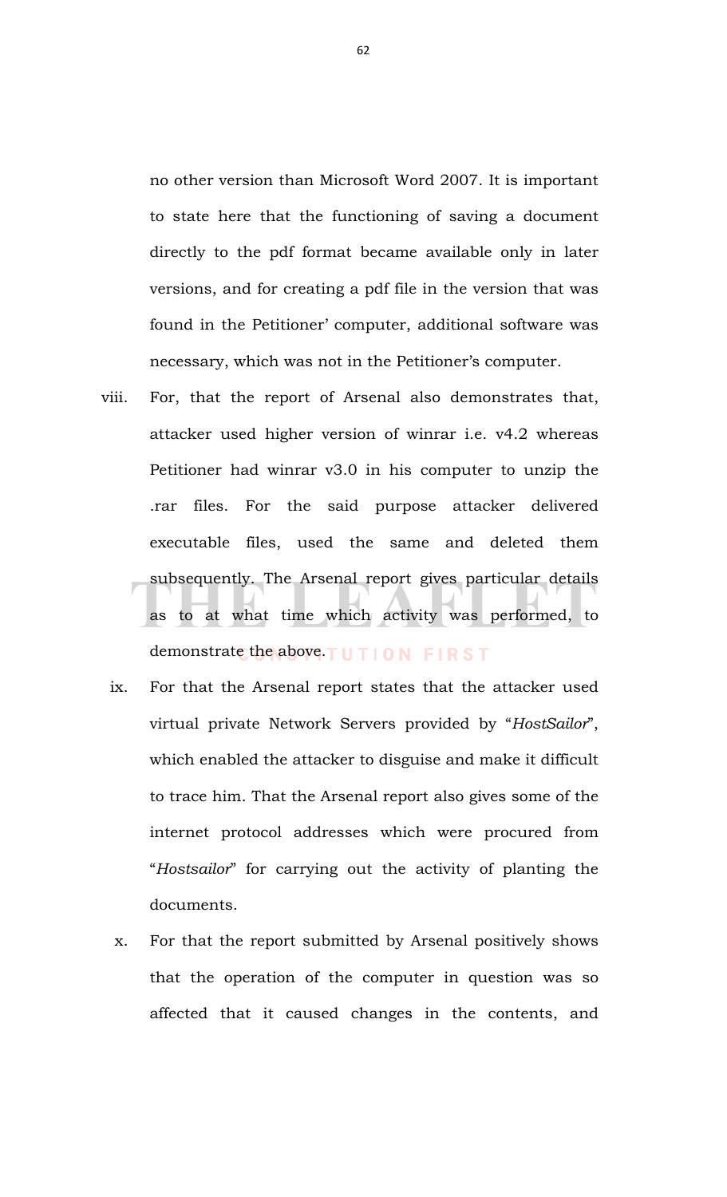no other version than Microsoft Word 2007. It is important to state here that the functioning of saving a document directly to the pdf format became available only in later versions, and for creating a pdf file in the version that was found in the Petitioner' computer, additional software was necessary, which was not in the Petitioner's computer.

viii. For, that the report of Arsenal also demonstrates that, attacker used higher version of winrar i.e. v4.2 whereas Petitioner had winrar v3.0 in his computer to unzip the .rar files. For the said purpose attacker delivered executable files, used the same and deleted them subsequently. The Arsenal report gives particular details as to at what time which activity was performed, to demonstrate the above.

ix. For that the Arsenal report states that the attacker used virtual private Network Servers provided by "*HostSailor*", which enabled the attacker to disguise and make it difficult to trace him. That the Arsenal report also gives some of the internet protocol addresses which were procured from "*Hostsailor*" for carrying out the activity of planting the documents.

x. For that the report submitted by Arsenal positively shows that the operation of the computer in question was so affected that it caused changes in the contents, and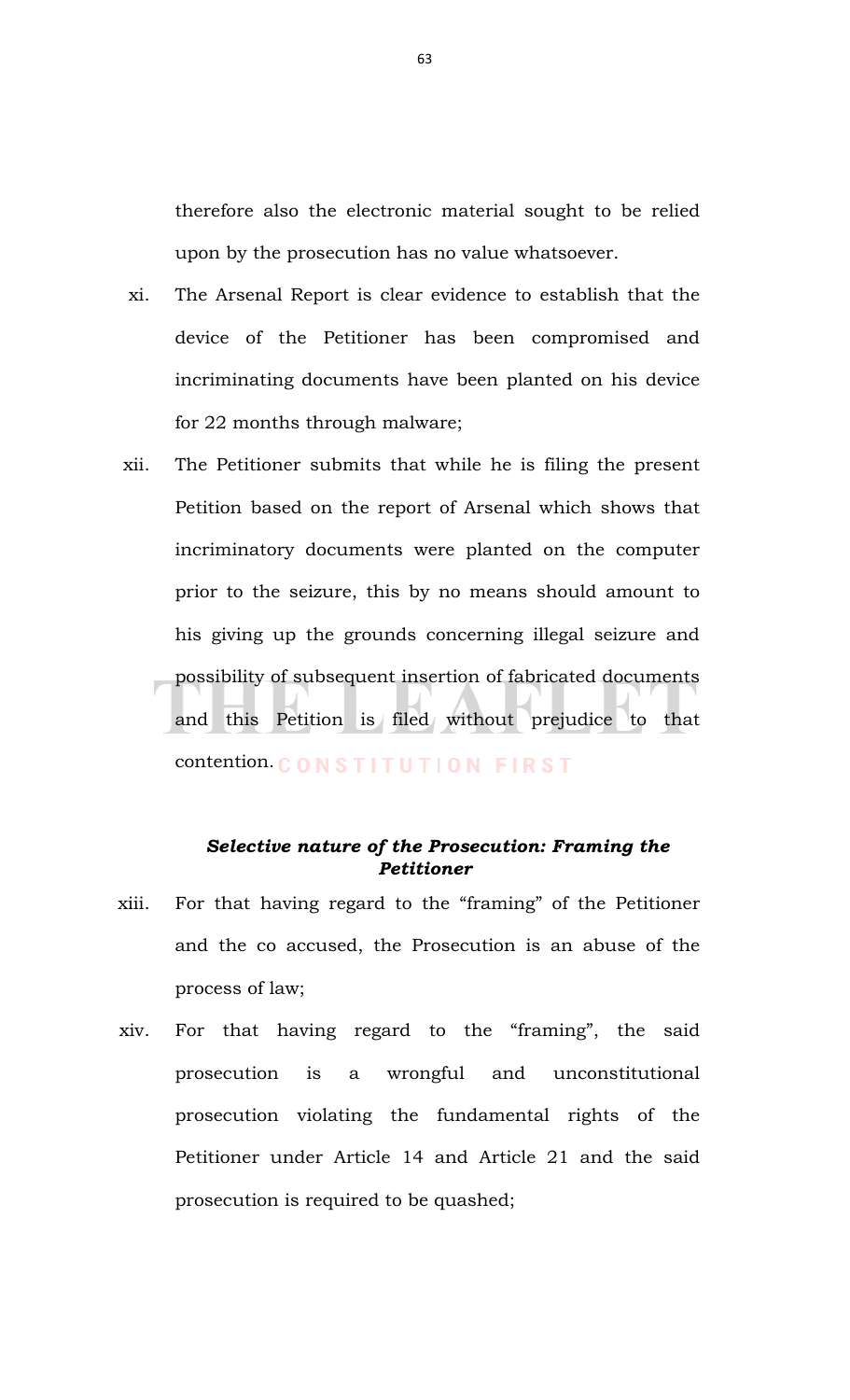therefore also the electronic material sought to be relied upon by the prosecution has no value whatsoever.

xi. The Arsenal Report is clear evidence to establish that the device of the Petitioner has been compromised and incriminating documents have been planted on his device for 22 months through malware;

xii. The Petitioner submits that while he is filing the present Petition based on the report of Arsenal which shows that incriminatory documents were planted on the computer prior to the seizure, this by no means should amount to his giving up the grounds concerning illegal seizure and possibility of subsequent insertion of fabricated documents and this Petition is filed without prejudice to that contention.

***Selective nature of the Prosecution: Framing the Petitioner***

xiii. For that having regard to the "framing" of the Petitioner and the co accused, the Prosecution is an abuse of the process of law;

xiv. For that having regard to the "framing", the said prosecution is a wrongful and unconstitutional prosecution violating the fundamental rights of the Petitioner under Article 14 and Article 21 and the said prosecution is required to be quashed;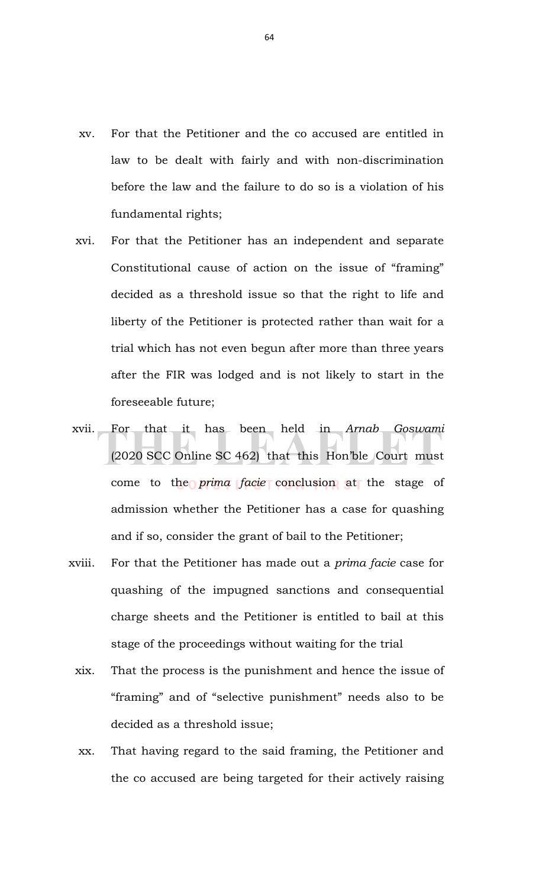xv. For that the Petitioner and the co accused are entitled in law to be dealt with fairly and with non-discrimination before the law and the failure to do so is a violation of his fundamental rights;

xvi. For that the Petitioner has an independent and separate Constitutional cause of action on the issue of "framing" decided as a threshold issue so that the right to life and liberty of the Petitioner is protected rather than wait for a trial which has not even begun after more than three years after the FIR was lodged and is not likely to start in the foreseeable future;

xvii. For that it has been held in *Arnab Goswami* (2020 SCC Online SC 462) that this Hon'ble Court must come to the *prima facie* conclusion at the stage of admission whether the Petitioner has a case for quashing and if so, consider the grant of bail to the Petitioner;

xviii. For that the Petitioner has made out a *prima facie* case for quashing of the impugned sanctions and consequential charge sheets and the Petitioner is entitled to bail at this stage of the proceedings without waiting for the trial

xix. That the process is the punishment and hence the issue of "framing" and of "selective punishment" needs also to be decided as a threshold issue;

xx. That having regard to the said framing, the Petitioner and the co accused are being targeted for their actively raising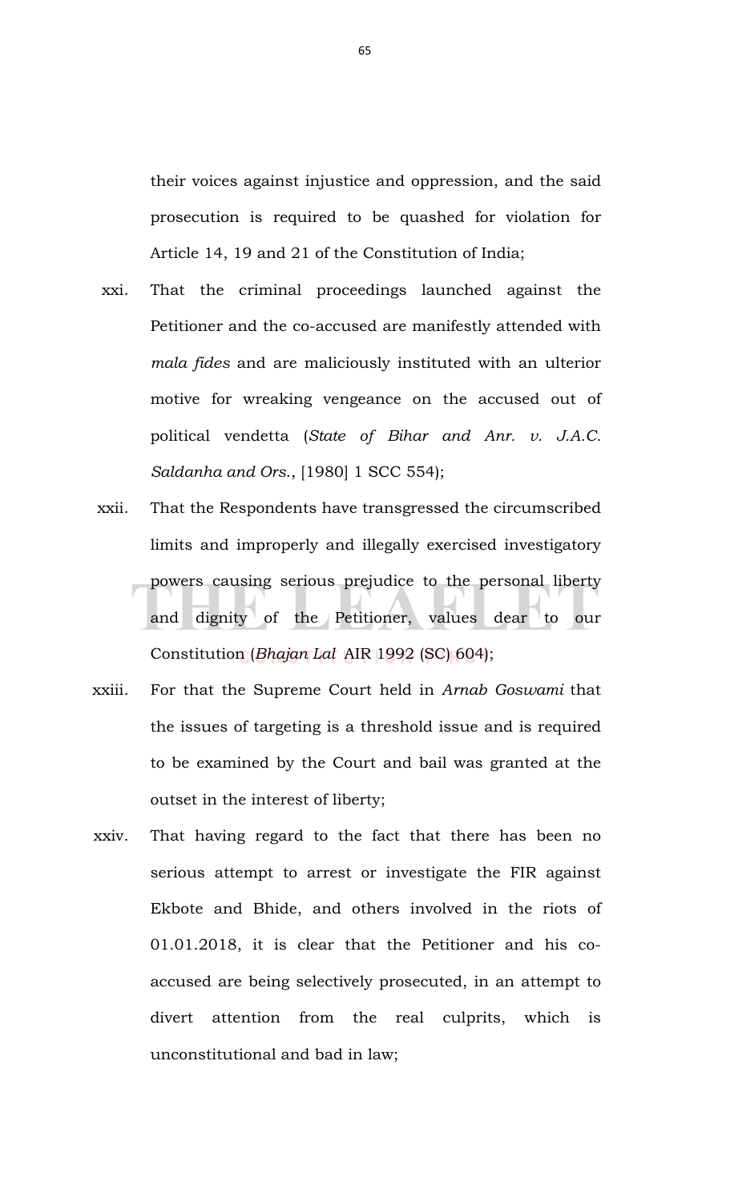their voices against injustice and oppression, and the said prosecution is required to be quashed for violation for Article 14, 19 and 21 of the Constitution of India;

xxi. That the criminal proceedings launched against the Petitioner and the co-accused are manifestly attended with *mala fides* and are maliciously instituted with an ulterior motive for wreaking vengeance on the accused out of political vendetta (*State of Bihar and Anr. v. J.A.C. Saldanha and Ors.*, [1980] 1 SCC 554);

xxii. That the Respondents have transgressed the circumscribed limits and improperly and illegally exercised investigatory powers causing serious prejudice to the personal liberty and dignity of the Petitioner, values dear to our Constitution (*Bhajan Lal* AIR 1992 (SC) 604);

xxiii. For that the Supreme Court held in *Arnab Goswami* that the issues of targeting is a threshold issue and is required to be examined by the Court and bail was granted at the outset in the interest of liberty;

xxiv. That having regard to the fact that there has been no serious attempt to arrest or investigate the FIR against Ekbote and Bhide, and others involved in the riots of 01.01.2018, it is clear that the Petitioner and his co-accused are being selectively prosecuted, in an attempt to divert attention from the real culprits, which is unconstitutional and bad in law;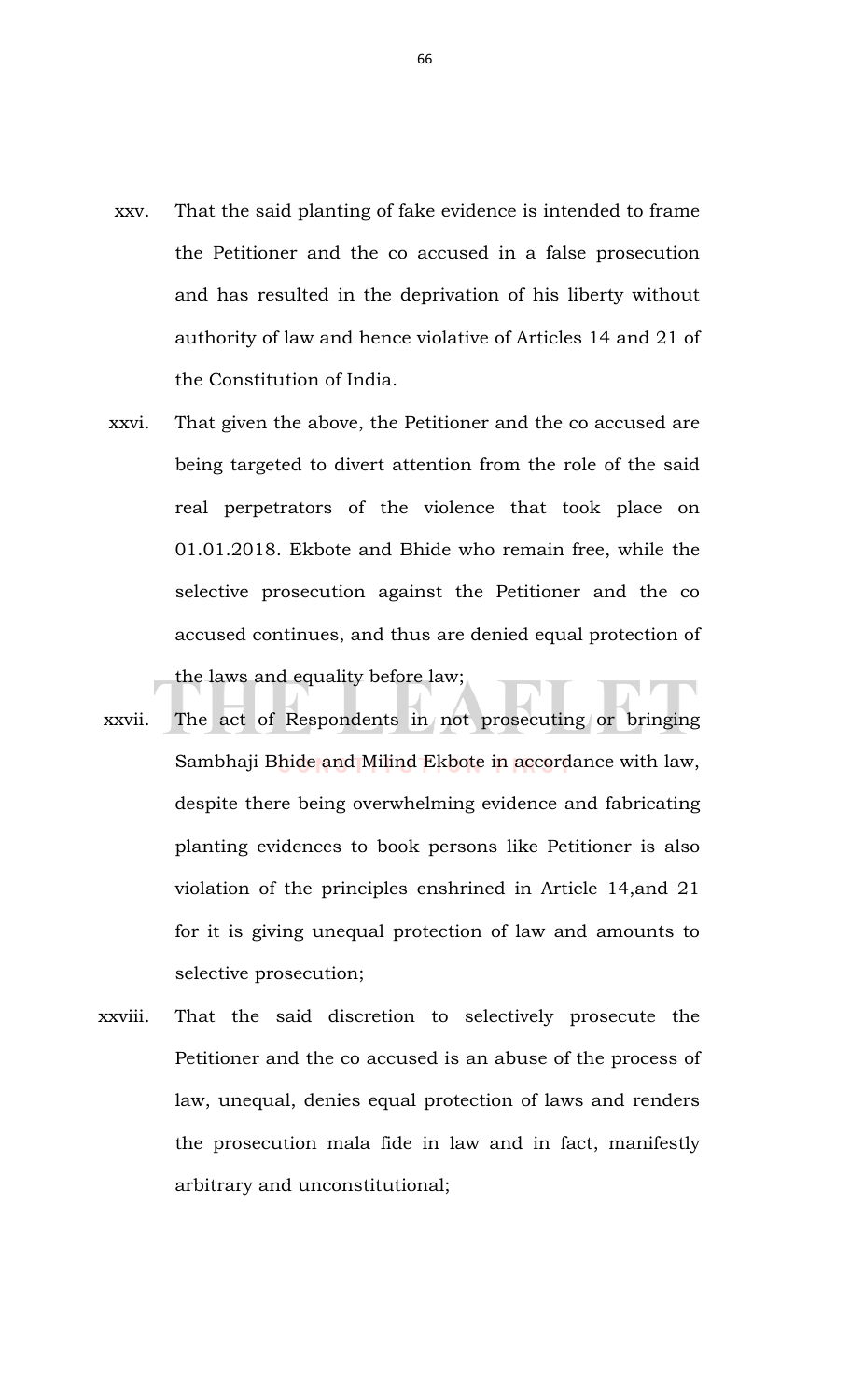xxv. That the said planting of fake evidence is intended to frame the Petitioner and the co accused in a false prosecution and has resulted in the deprivation of his liberty without authority of law and hence violative of Articles 14 and 21 of the Constitution of India.

xxvi. That given the above, the Petitioner and the co accused are being targeted to divert attention from the role of the said real perpetrators of the violence that took place on 01.01.2018. Ekbote and Bhide who remain free, while the selective prosecution against the Petitioner and the co accused continues, and thus are denied equal protection of the laws and equality before law;

xxvii. The act of Respondents in not prosecuting or bringing Sambhaji Bhide and Milind Ekbote in accordance with law, despite there being overwhelming evidence and fabricating planting evidences to book persons like Petitioner is also violation of the principles enshrined in Article 14,and 21 for it is giving unequal protection of law and amounts to selective prosecution;

xxviii. That the said discretion to selectively prosecute the Petitioner and the co accused is an abuse of the process of law, unequal, denies equal protection of laws and renders the prosecution mala fide in law and in fact, manifestly arbitrary and unconstitutional;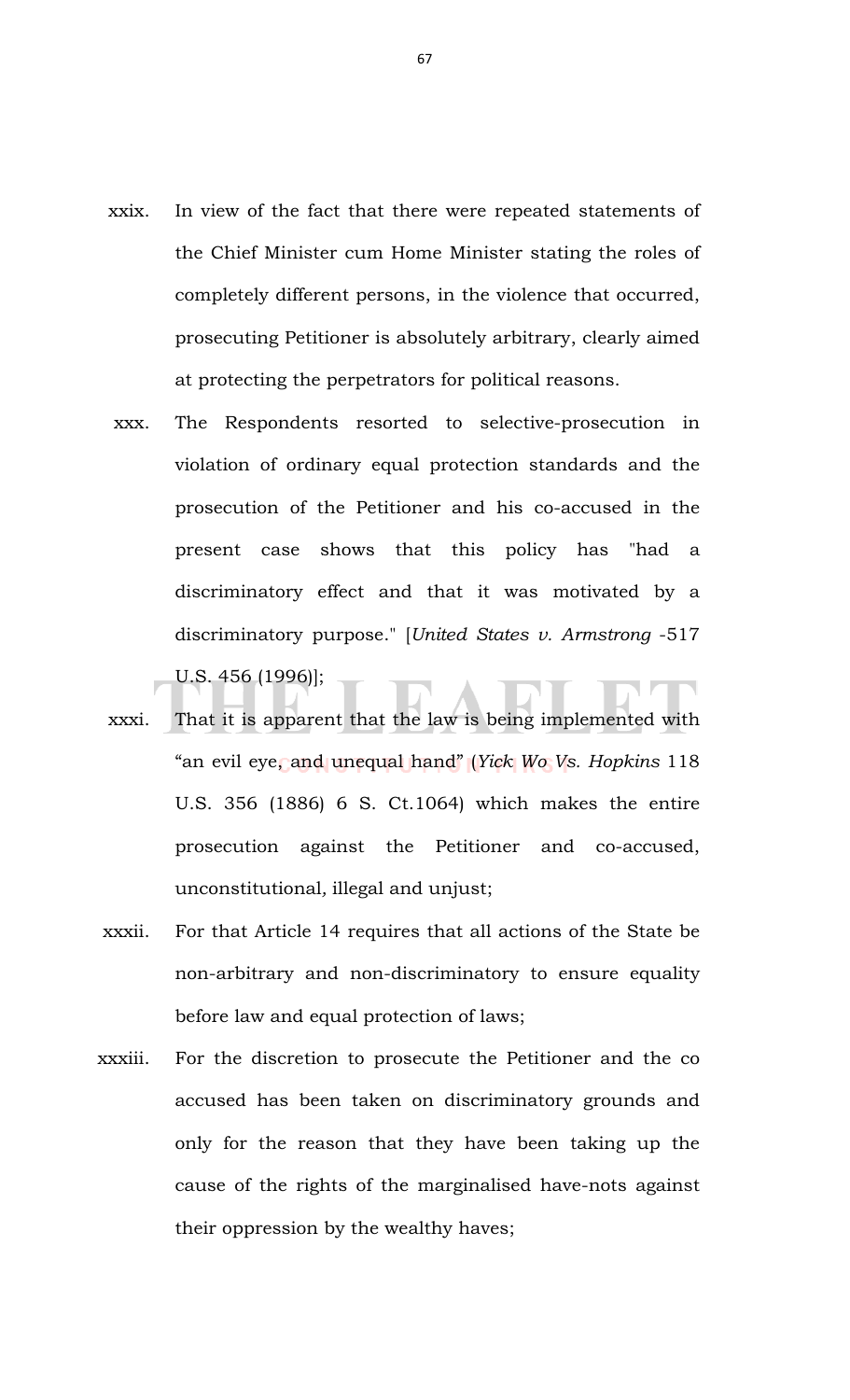xxix. In view of the fact that there were repeated statements of the Chief Minister cum Home Minister stating the roles of completely different persons, in the violence that occurred, prosecuting Petitioner is absolutely arbitrary, clearly aimed at protecting the perpetrators for political reasons.

xxx. The Respondents resorted to selective-prosecution in violation of ordinary equal protection standards and the prosecution of the Petitioner and his co-accused in the present case shows that this policy has "had a discriminatory effect and that it was motivated by a discriminatory purpose." [*United States v. Armstrong* -517 U.S. 456 (1996)];

xxxi. That it is apparent that the law is being implemented with "an evil eye, and unequal hand" (*Yick Wo Vs. Hopkins* 118 U.S. 356 (1886) 6 S. Ct.1064) which makes the entire prosecution against the Petitioner and co-accused, unconstitutional, illegal and unjust;

xxxii. For that Article 14 requires that all actions of the State be non-arbitrary and non-discriminatory to ensure equality before law and equal protection of laws;

xxxiii. For the discretion to prosecute the Petitioner and the co accused has been taken on discriminatory grounds and only for the reason that they have been taking up the cause of the rights of the marginalised have-nots against their oppression by the wealthy haves;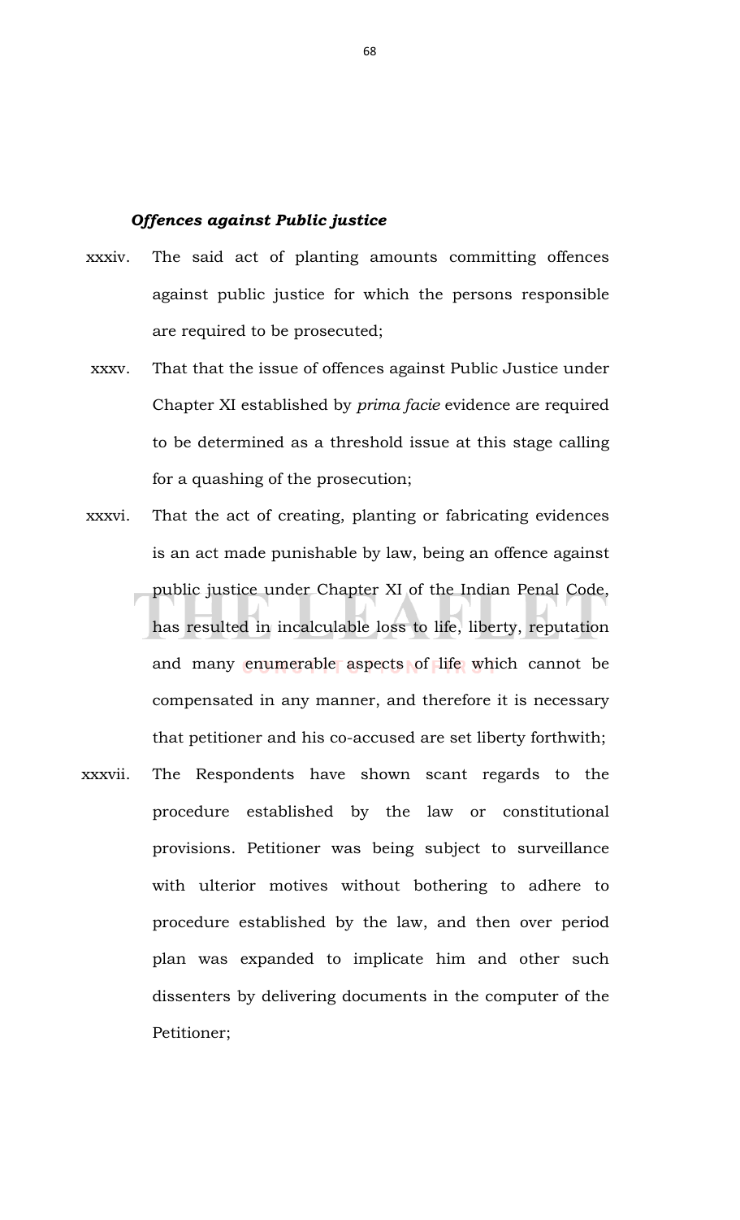***Offences against Public justice***

xxxiv. The said act of planting amounts committing offences against public justice for which the persons responsible are required to be prosecuted;

xxxv. That that the issue of offences against Public Justice under Chapter XI established by *prima facie* evidence are required to be determined as a threshold issue at this stage calling for a quashing of the prosecution;

xxxvi. That the act of creating, planting or fabricating evidences is an act made punishable by law, being an offence against public justice under Chapter XI of the Indian Penal Code, has resulted in incalculable loss to life, liberty, reputation and many enumerable aspects of life which cannot be compensated in any manner, and therefore it is necessary that petitioner and his co-accused are set liberty forthwith;

xxxvii. The Respondents have shown scant regards to the procedure established by the law or constitutional provisions. Petitioner was being subject to surveillance with ulterior motives without bothering to adhere to procedure established by the law, and then over period plan was expanded to implicate him and other such dissenters by delivering documents in the computer of the Petitioner;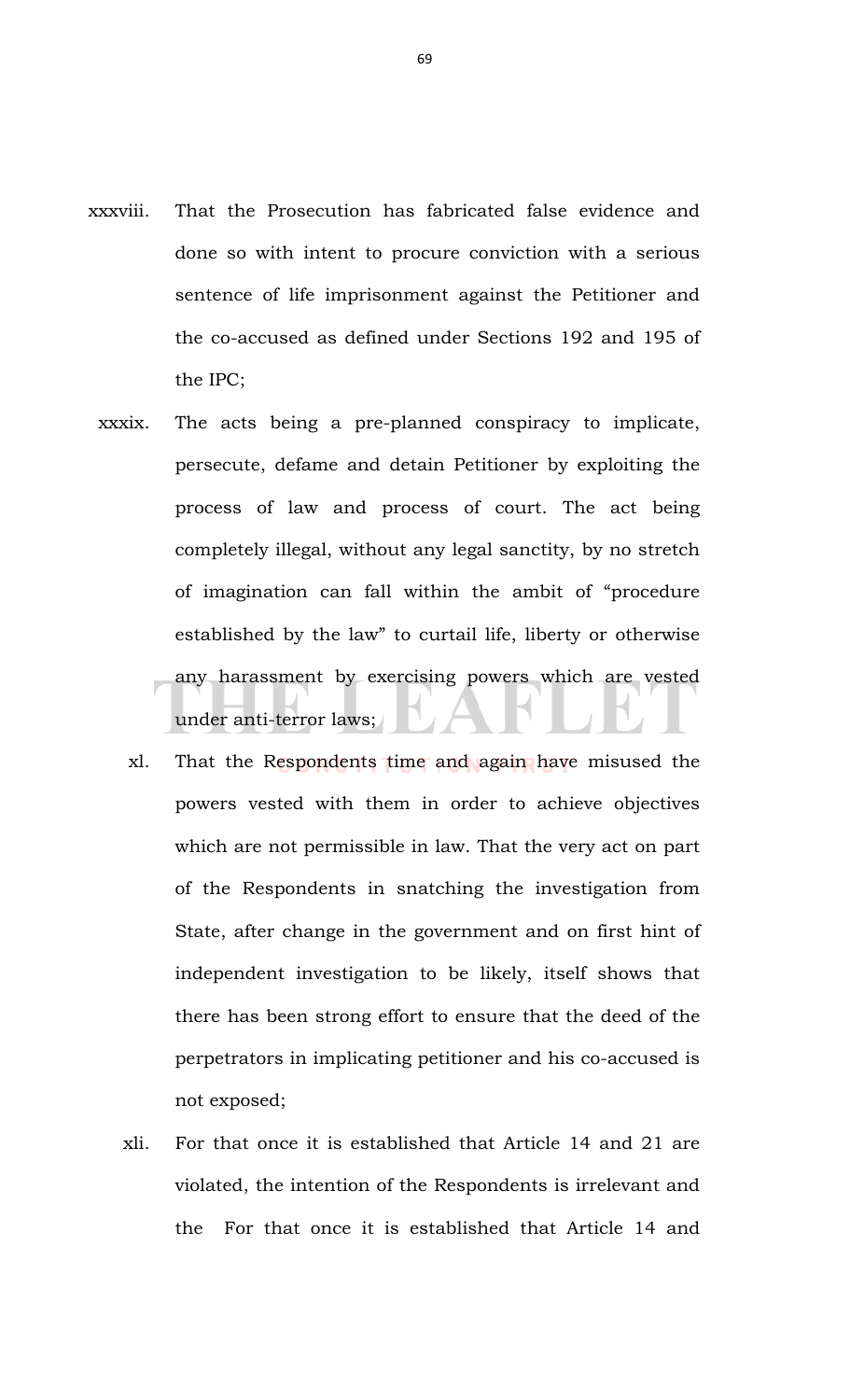xxxviii. That the Prosecution has fabricated false evidence and done so with intent to procure conviction with a serious sentence of life imprisonment against the Petitioner and the co-accused as defined under Sections 192 and 195 of the IPC;

xxxix. The acts being a pre-planned conspiracy to implicate, persecute, defame and detain Petitioner by exploiting the process of law and process of court. The act being completely illegal, without any legal sanctity, by no stretch of imagination can fall within the ambit of "procedure established by the law" to curtail life, liberty or otherwise any harassment by exercising powers which are vested under anti-terror laws;

xl. That the Respondents time and again have misused the powers vested with them in order to achieve objectives which are not permissible in law. That the very act on part of the Respondents in snatching the investigation from State, after change in the government and on first hint of independent investigation to be likely, itself shows that there has been strong effort to ensure that the deed of the perpetrators in implicating petitioner and his co-accused is not exposed;

xli. For that once it is established that Article 14 and 21 are violated, the intention of the Respondents is irrelevant and the For that once it is established that Article 14 and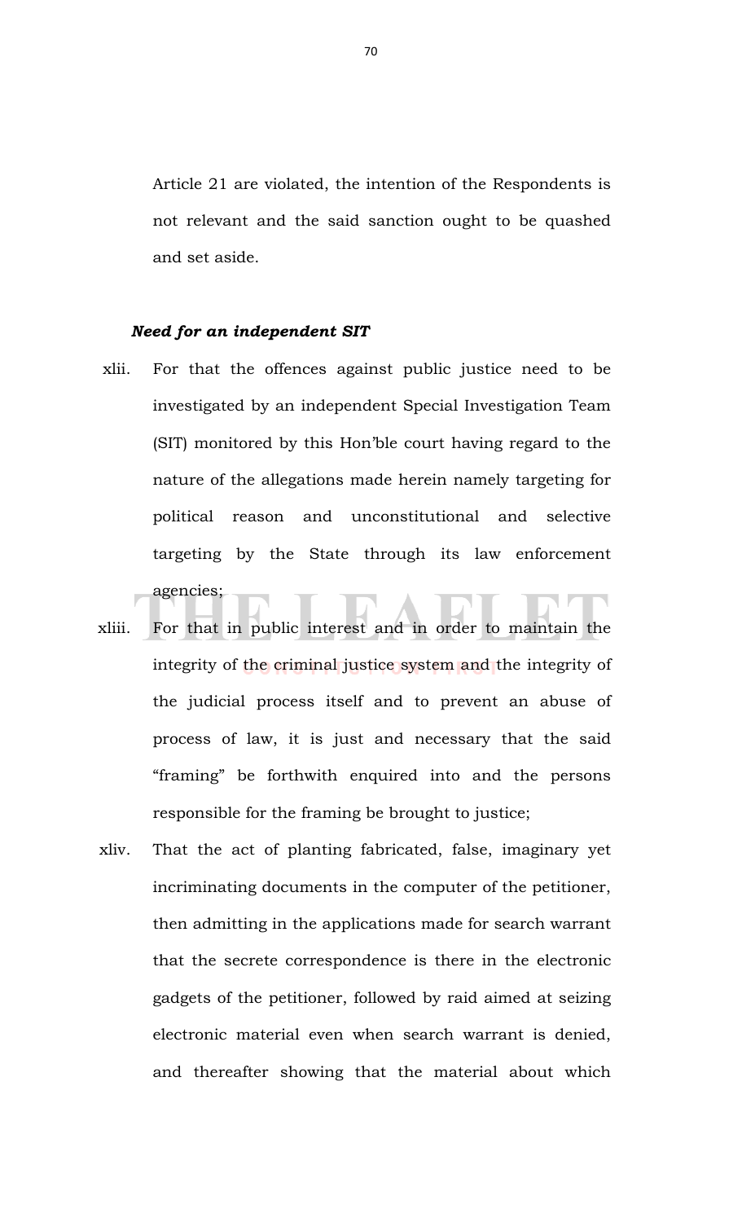Article 21 are violated, the intention of the Respondents is not relevant and the said sanction ought to be quashed and set aside.

***Need for an independent SIT***

xlii. For that the offences against public justice need to be investigated by an independent Special Investigation Team (SIT) monitored by this Hon'ble court having regard to the nature of the allegations made herein namely targeting for political reason and unconstitutional and selective targeting by the State through its law enforcement agencies;

xliii. For that in public interest and in order to maintain the integrity of the criminal justice system and the integrity of the judicial process itself and to prevent an abuse of process of law, it is just and necessary that the said "framing" be forthwith enquired into and the persons responsible for the framing be brought to justice;

xliv. That the act of planting fabricated, false, imaginary yet incriminating documents in the computer of the petitioner, then admitting in the applications made for search warrant that the secrete correspondence is there in the electronic gadgets of the petitioner, followed by raid aimed at seizing electronic material even when search warrant is denied, and thereafter showing that the material about which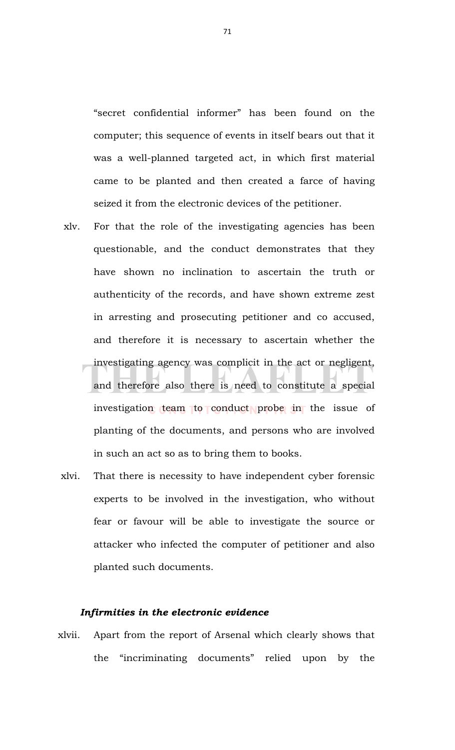"secret confidential informer" has been found on the computer; this sequence of events in itself bears out that it was a well-planned targeted act, in which first material came to be planted and then created a farce of having seized it from the electronic devices of the petitioner.

xlv. For that the role of the investigating agencies has been questionable, and the conduct demonstrates that they have shown no inclination to ascertain the truth or authenticity of the records, and have shown extreme zest in arresting and prosecuting petitioner and co accused, and therefore it is necessary to ascertain whether the investigating agency was complicit in the act or negligent, and therefore also there is need to constitute a special investigation team to conduct probe in the issue of planting of the documents, and persons who are involved in such an act so as to bring them to books.

xlvi. That there is necessity to have independent cyber forensic experts to be involved in the investigation, who without fear or favour will be able to investigate the source or attacker who infected the computer of petitioner and also planted such documents.

***Infirmities in the electronic evidence***

xlvii. Apart from the report of Arsenal which clearly shows that the "incriminating documents" relied upon by the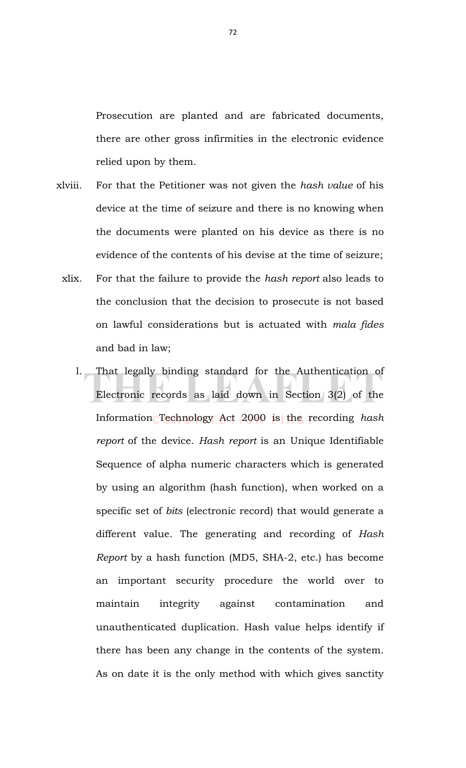Prosecution are planted and are fabricated documents, there are other gross infirmities in the electronic evidence relied upon by them.

xlviii. For that the Petitioner was not given the *hash value* of his device at the time of seizure and there is no knowing when the documents were planted on his device as there is no evidence of the contents of his devise at the time of seizure;

xlix. For that the failure to provide the *hash report* also leads to the conclusion that the decision to prosecute is not based on lawful considerations but is actuated with *mala fides* and bad in law;

l. That legally binding standard for the Authentication of Electronic records as laid down in Section 3(2) of the Information Technology Act 2000 is the recording *hash report* of the device. *Hash report* is an Unique Identifiable Sequence of alpha numeric characters which is generated by using an algorithm (hash function), when worked on a specific set of *bits* (electronic record) that would generate a different value. The generating and recording of *Hash Report* by a hash function (MD5, SHA-2, etc.) has become an important security procedure the world over to maintain integrity against contamination and unauthenticated duplication. Hash value helps identify if there has been any change in the contents of the system. As on date it is the only method with which gives sanctity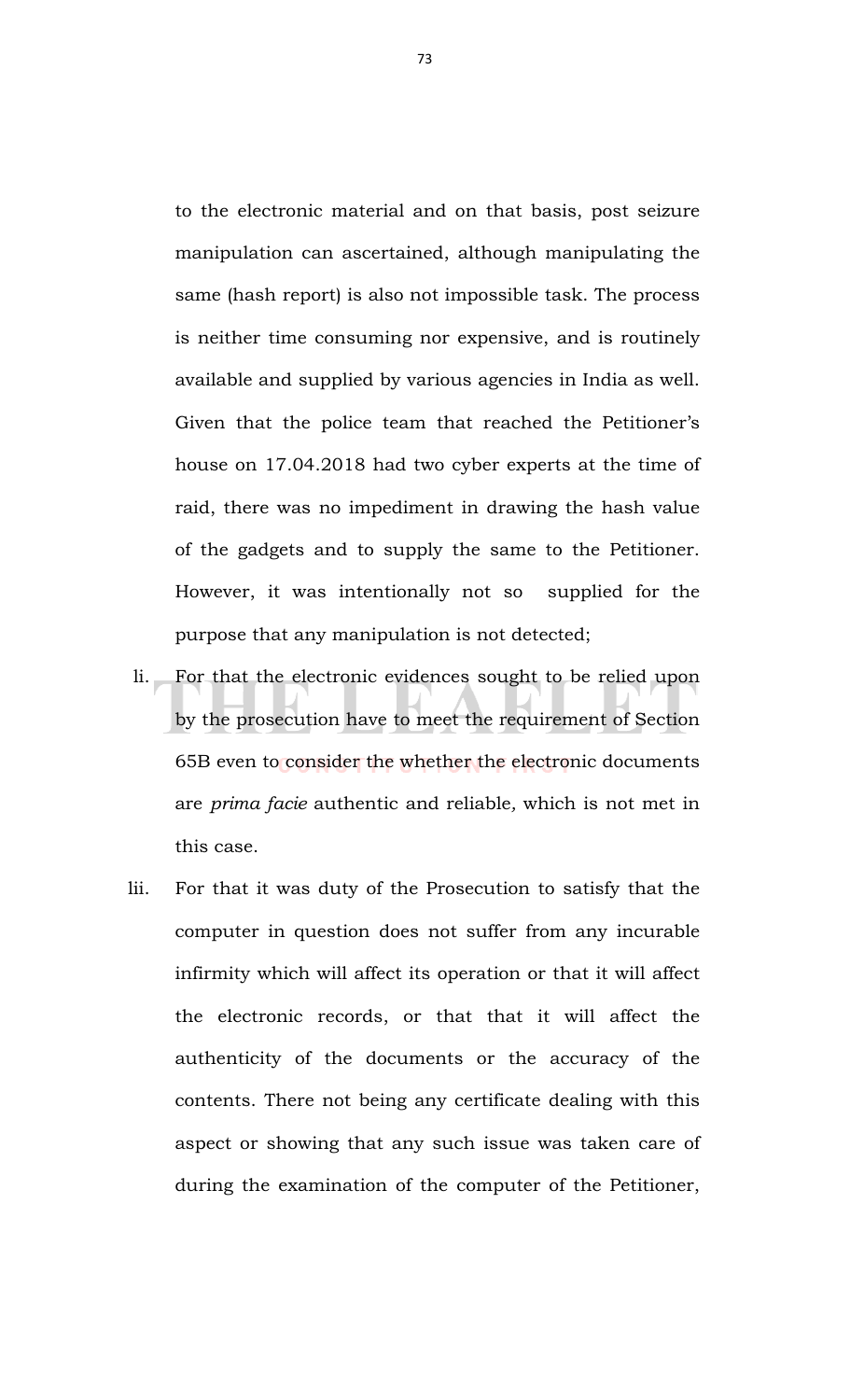to the electronic material and on that basis, post seizure manipulation can ascertained, although manipulating the same (hash report) is also not impossible task. The process is neither time consuming nor expensive, and is routinely available and supplied by various agencies in India as well. Given that the police team that reached the Petitioner's house on 17.04.2018 had two cyber experts at the time of raid, there was no impediment in drawing the hash value of the gadgets and to supply the same to the Petitioner. However, it was intentionally not so supplied for the purpose that any manipulation is not detected;

li. For that the electronic evidences sought to be relied upon by the prosecution have to meet the requirement of Section 65B even to consider the whether the electronic documents are *prima facie* authentic and reliable, which is not met in this case.

lii. For that it was duty of the Prosecution to satisfy that the computer in question does not suffer from any incurable infirmity which will affect its operation or that it will affect the electronic records, or that that it will affect the authenticity of the documents or the accuracy of the contents. There not being any certificate dealing with this aspect or showing that any such issue was taken care of during the examination of the computer of the Petitioner,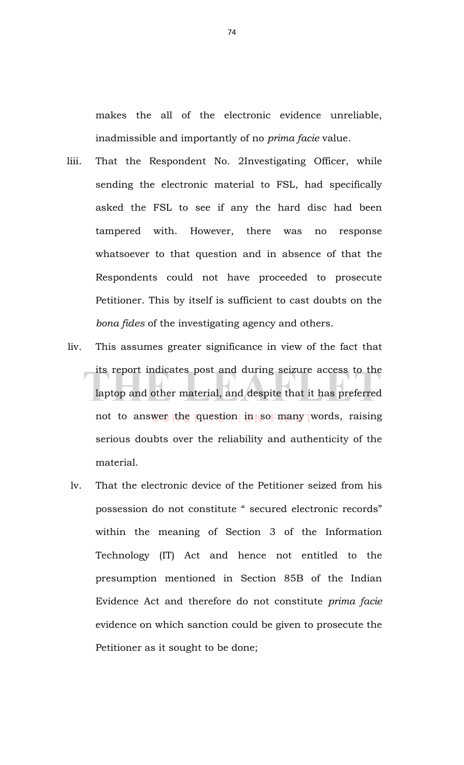makes the all of the electronic evidence unreliable, inadmissible and importantly of no *prima facie* value.

liii. That the Respondent No. 2Investigating Officer, while sending the electronic material to FSL, had specifically asked the FSL to see if any the hard disc had been tampered with. However, there was no response whatsoever to that question and in absence of that the Respondents could not have proceeded to prosecute Petitioner. This by itself is sufficient to cast doubts on the *bona fides* of the investigating agency and others.

liv. This assumes greater significance in view of the fact that its report indicates post and during seizure access to the laptop and other material, and despite that it has preferred not to answer the question in so many words, raising serious doubts over the reliability and authenticity of the material.

lv. That the electronic device of the Petitioner seized from his possession do not constitute " secured electronic records" within the meaning of Section 3 of the Information Technology (IT) Act and hence not entitled to the presumption mentioned in Section 85B of the Indian Evidence Act and therefore do not constitute *prima facie* evidence on which sanction could be given to prosecute the Petitioner as it sought to be done;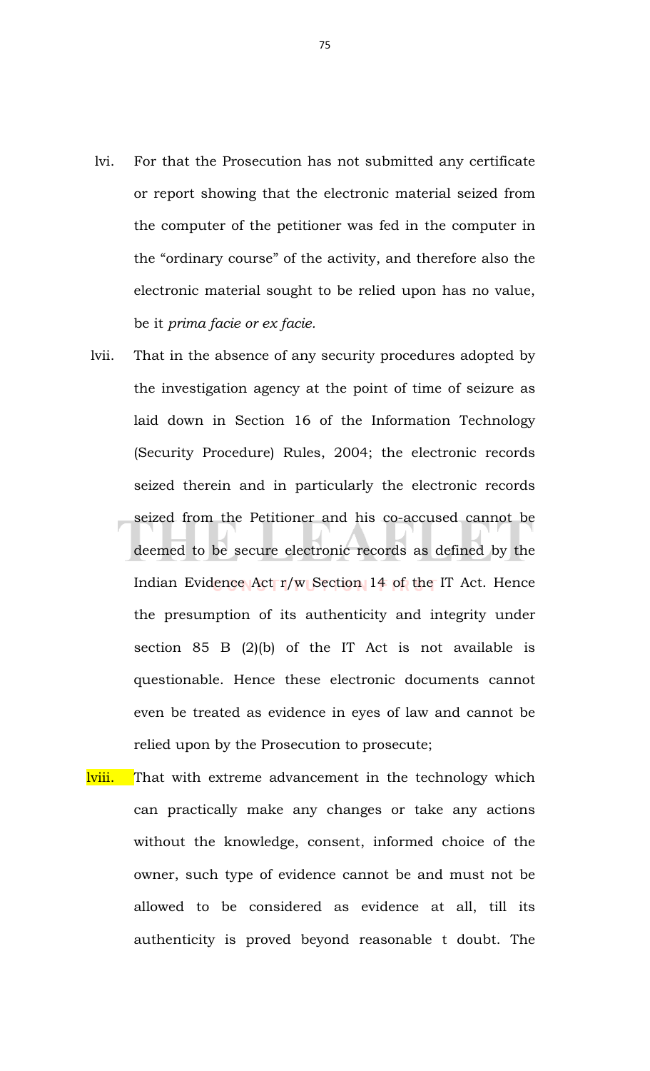lvi. For that the Prosecution has not submitted any certificate or report showing that the electronic material seized from the computer of the petitioner was fed in the computer in the "ordinary course" of the activity, and therefore also the electronic material sought to be relied upon has no value, be it *prima facie or ex facie.*

lvii. That in the absence of any security procedures adopted by the investigation agency at the point of time of seizure as laid down in Section 16 of the Information Technology (Security Procedure) Rules, 2004; the electronic records seized therein and in particularly the electronic records seized from the Petitioner and his co-accused cannot be deemed to be secure electronic records as defined by the Indian Evidence Act r/w Section 14 of the IT Act. Hence the presumption of its authenticity and integrity under section 85 B (2)(b) of the IT Act is not available is questionable. Hence these electronic documents cannot even be treated as evidence in eyes of law and cannot be relied upon by the Prosecution to prosecute;

lviii. That with extreme advancement in the technology which can practically make any changes or take any actions without the knowledge, consent, informed choice of the owner, such type of evidence cannot be and must not be allowed to be considered as evidence at all, till its authenticity is proved beyond reasonable t doubt. The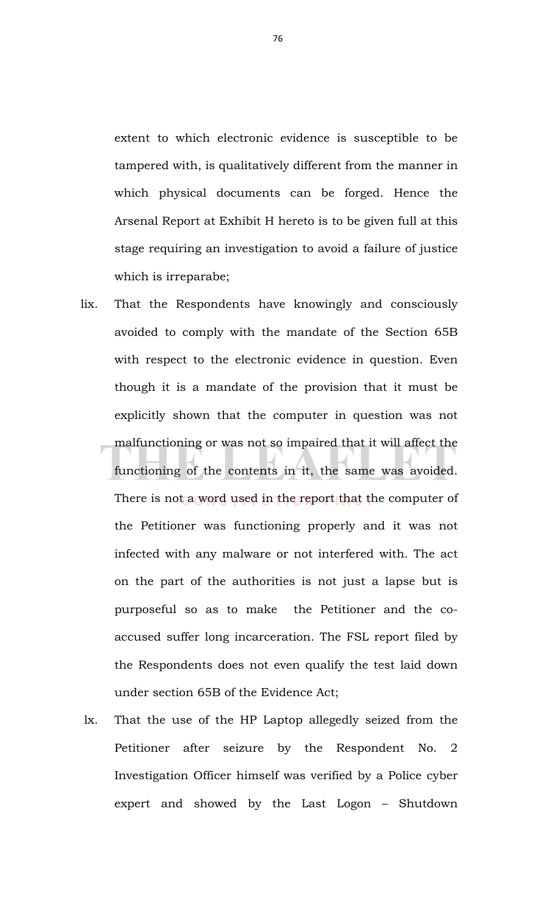extent to which electronic evidence is susceptible to be tampered with, is qualitatively different from the manner in which physical documents can be forged. Hence the Arsenal Report at Exhibit H hereto is to be given full at this stage requiring an investigation to avoid a failure of justice which is irreparabe;

lix. That the Respondents have knowingly and consciously avoided to comply with the mandate of the Section 65B with respect to the electronic evidence in question. Even though it is a mandate of the provision that it must be explicitly shown that the computer in question was not malfunctioning or was not so impaired that it will affect the functioning of the contents in it, the same was avoided. There is not a word used in the report that the computer of the Petitioner was functioning properly and it was not infected with any malware or not interfered with. The act on the part of the authorities is not just a lapse but is purposeful so as to make the Petitioner and the co-accused suffer long incarceration. The FSL report filed by the Respondents does not even qualify the test laid down under section 65B of the Evidence Act;

lx. That the use of the HP Laptop allegedly seized from the Petitioner after seizure by the Respondent No. 2 Investigation Officer himself was verified by a Police cyber expert and showed by the Last Logon – Shutdown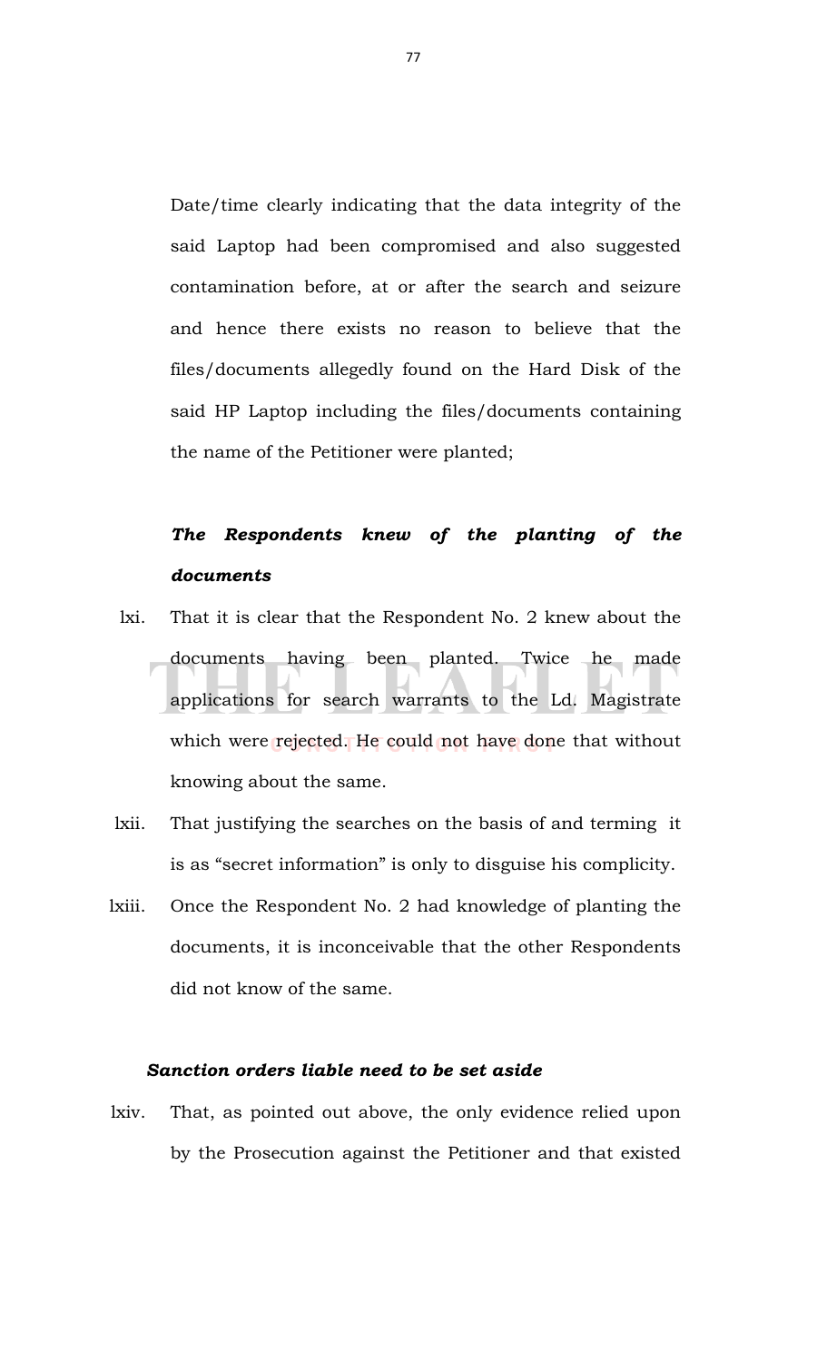Date/time clearly indicating that the data integrity of the said Laptop had been compromised and also suggested contamination before, at or after the search and seizure and hence there exists no reason to believe that the files/documents allegedly found on the Hard Disk of the said HP Laptop including the files/documents containing the name of the Petitioner were planted;

***The Respondents knew of the planting of the documents***

lxi. That it is clear that the Respondent No. 2 knew about the documents having been planted. Twice he made applications for search warrants to the Ld. Magistrate which were rejected. He could not have done that without knowing about the same.

lxii. That justifying the searches on the basis of and terming it is as "secret information" is only to disguise his complicity.

lxiii. Once the Respondent No. 2 had knowledge of planting the documents, it is inconceivable that the other Respondents did not know of the same.

***Sanction orders liable need to be set aside***

lxiv. That, as pointed out above, the only evidence relied upon by the Prosecution against the Petitioner and that existed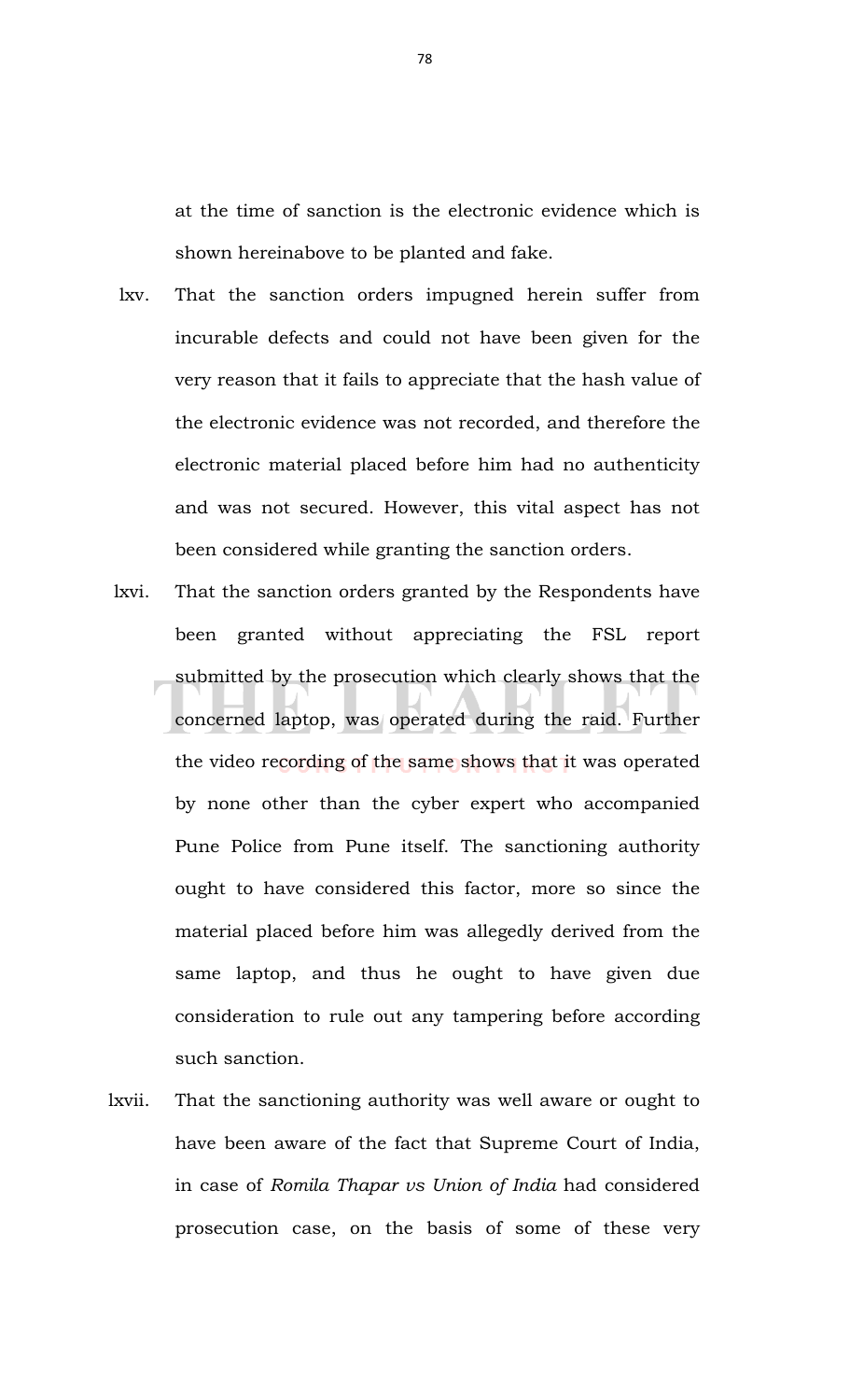at the time of sanction is the electronic evidence which is shown hereinabove to be planted and fake.

lxv. That the sanction orders impugned herein suffer from incurable defects and could not have been given for the very reason that it fails to appreciate that the hash value of the electronic evidence was not recorded, and therefore the electronic material placed before him had no authenticity and was not secured. However, this vital aspect has not been considered while granting the sanction orders.

lxvi. That the sanction orders granted by the Respondents have been granted without appreciating the FSL report submitted by the prosecution which clearly shows that the concerned laptop, was operated during the raid. Further the video recording of the same shows that it was operated by none other than the cyber expert who accompanied Pune Police from Pune itself. The sanctioning authority ought to have considered this factor, more so since the material placed before him was allegedly derived from the same laptop, and thus he ought to have given due consideration to rule out any tampering before according such sanction.

lxvii. That the sanctioning authority was well aware or ought to have been aware of the fact that Supreme Court of India, in case of *Romila Thapar vs Union of India* had considered prosecution case, on the basis of some of these very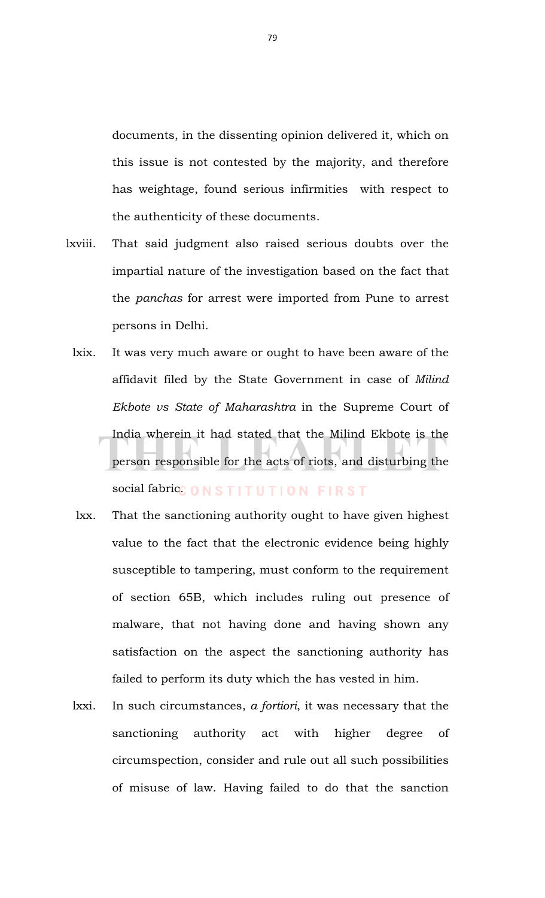documents, in the dissenting opinion delivered it, which on this issue is not contested by the majority, and therefore has weightage, found serious infirmities with respect to the authenticity of these documents.

lxviii. That said judgment also raised serious doubts over the impartial nature of the investigation based on the fact that the *panchas* for arrest were imported from Pune to arrest persons in Delhi.

lxix. It was very much aware or ought to have been aware of the affidavit filed by the State Government in case of *Milind Ekbote vs State of Maharashtra* in the Supreme Court of India wherein it had stated that the Milind Ekbote is the person responsible for the acts of riots, and disturbing the social fabric.

lxx. That the sanctioning authority ought to have given highest value to the fact that the electronic evidence being highly susceptible to tampering, must conform to the requirement of section 65B, which includes ruling out presence of malware, that not having done and having shown any satisfaction on the aspect the sanctioning authority has failed to perform its duty which the has vested in him.

lxxi. In such circumstances, *a fortiori*, it was necessary that the sanctioning authority act with higher degree of circumspection, consider and rule out all such possibilities of misuse of law. Having failed to do that the sanction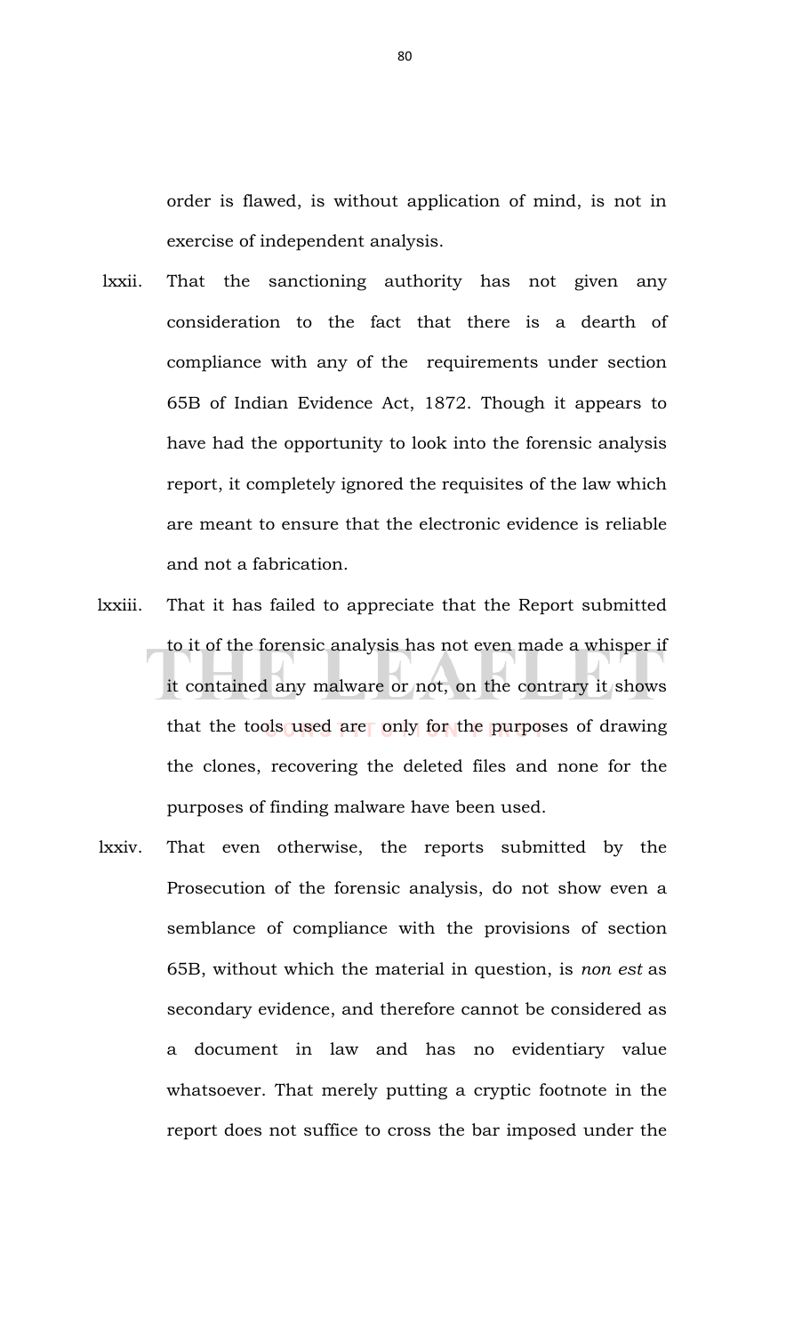order is flawed, is without application of mind, is not in exercise of independent analysis.

lxxii. That the sanctioning authority has not given any consideration to the fact that there is a dearth of compliance with any of the requirements under section 65B of Indian Evidence Act, 1872. Though it appears to have had the opportunity to look into the forensic analysis report, it completely ignored the requisites of the law which are meant to ensure that the electronic evidence is reliable and not a fabrication.

lxxiii. That it has failed to appreciate that the Report submitted to it of the forensic analysis has not even made a whisper if it contained any malware or not, on the contrary it shows that the tools used are only for the purposes of drawing the clones, recovering the deleted files and none for the purposes of finding malware have been used.

lxxiv. That even otherwise, the reports submitted by the Prosecution of the forensic analysis, do not show even a semblance of compliance with the provisions of section 65B, without which the material in question, is *non est* as secondary evidence, and therefore cannot be considered as a document in law and has no evidentiary value whatsoever. That merely putting a cryptic footnote in the report does not suffice to cross the bar imposed under the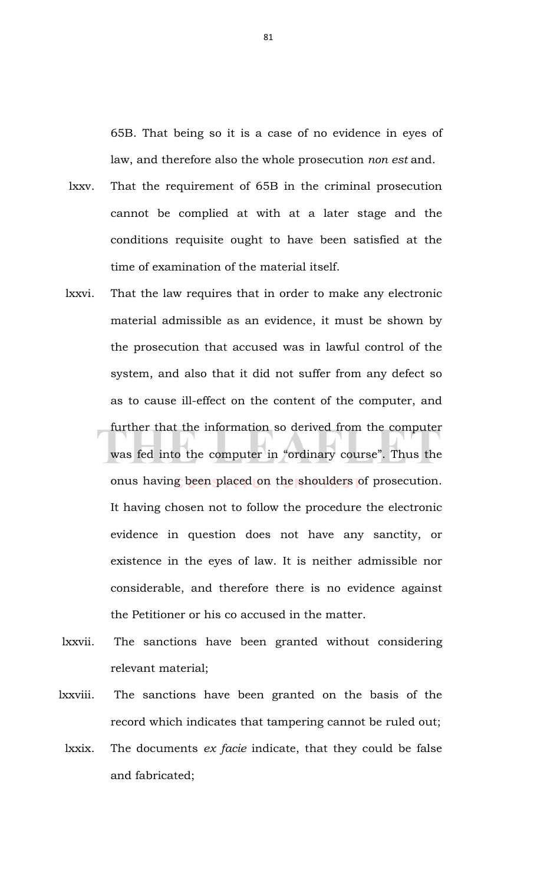65B. That being so it is a case of no evidence in eyes of law, and therefore also the whole prosecution *non est* and.

lxxv. That the requirement of 65B in the criminal prosecution cannot be complied at with at a later stage and the conditions requisite ought to have been satisfied at the time of examination of the material itself.

lxxvi. That the law requires that in order to make any electronic material admissible as an evidence, it must be shown by the prosecution that accused was in lawful control of the system, and also that it did not suffer from any defect so as to cause ill-effect on the content of the computer, and further that the information so derived from the computer was fed into the computer in "ordinary course". Thus the onus having been placed on the shoulders of prosecution. It having chosen not to follow the procedure the electronic evidence in question does not have any sanctity, or existence in the eyes of law. It is neither admissible nor considerable, and therefore there is no evidence against the Petitioner or his co accused in the matter.

lxxvii. The sanctions have been granted without considering relevant material;

lxxviii. The sanctions have been granted on the basis of the record which indicates that tampering cannot be ruled out;

lxxix. The documents *ex facie* indicate, that they could be false and fabricated;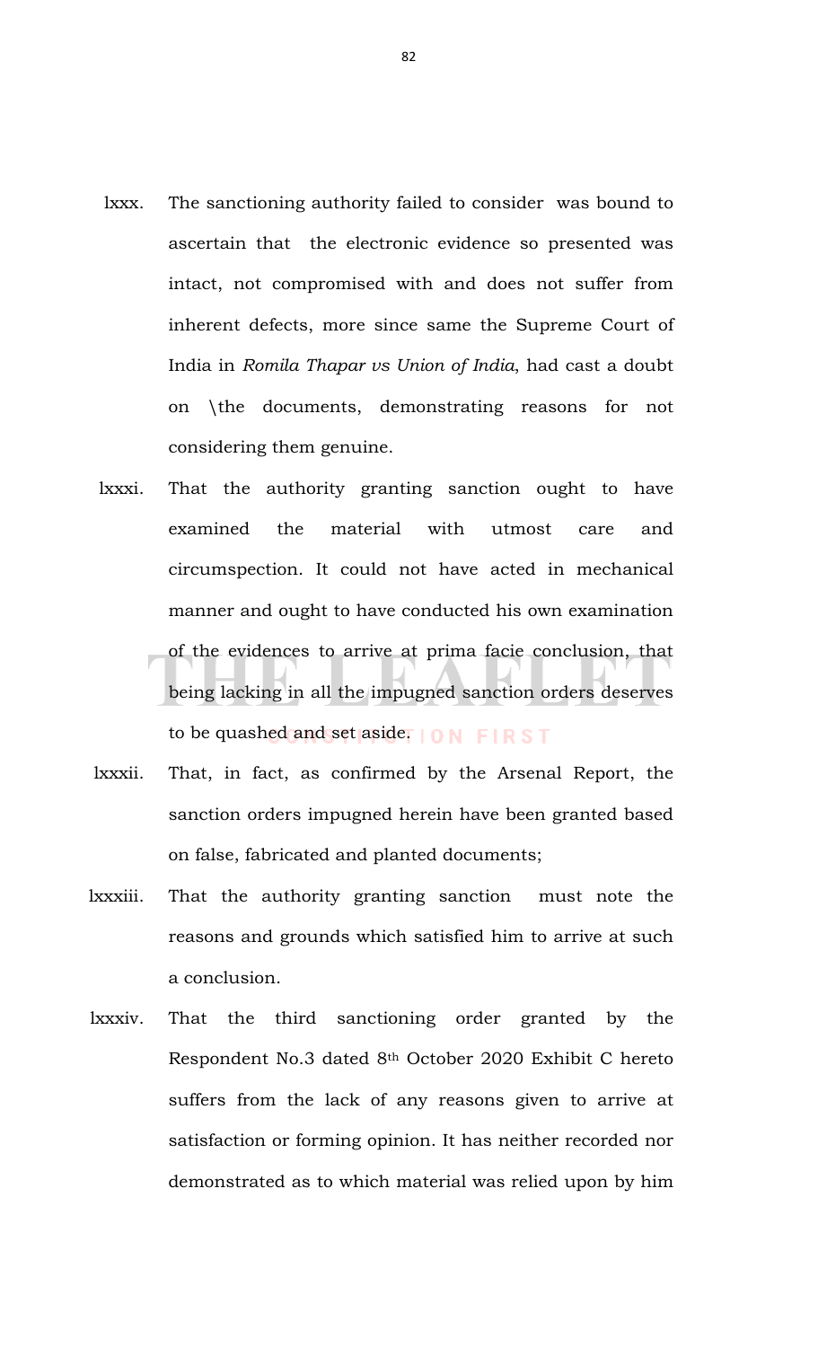lxxx. The sanctioning authority failed to consider was bound to ascertain that the electronic evidence so presented was intact, not compromised with and does not suffer from inherent defects, more since same the Supreme Court of India in *Romila Thapar vs Union of India*, had cast a doubt on \the documents, demonstrating reasons for not considering them genuine.

lxxxi. That the authority granting sanction ought to have examined the material with utmost care and circumspection. It could not have acted in mechanical manner and ought to have conducted his own examination of the evidences to arrive at prima facie conclusion, that being lacking in all the impugned sanction orders deserves to be quashed and set aside.

lxxxii. That, in fact, as confirmed by the Arsenal Report, the sanction orders impugned herein have been granted based on false, fabricated and planted documents;

lxxxiii. That the authority granting sanction must note the reasons and grounds which satisfied him to arrive at such a conclusion.

lxxxiv. That the third sanctioning order granted by the Respondent No.3 dated 8th October 2020 Exhibit C hereto suffers from the lack of any reasons given to arrive at satisfaction or forming opinion. It has neither recorded nor demonstrated as to which material was relied upon by him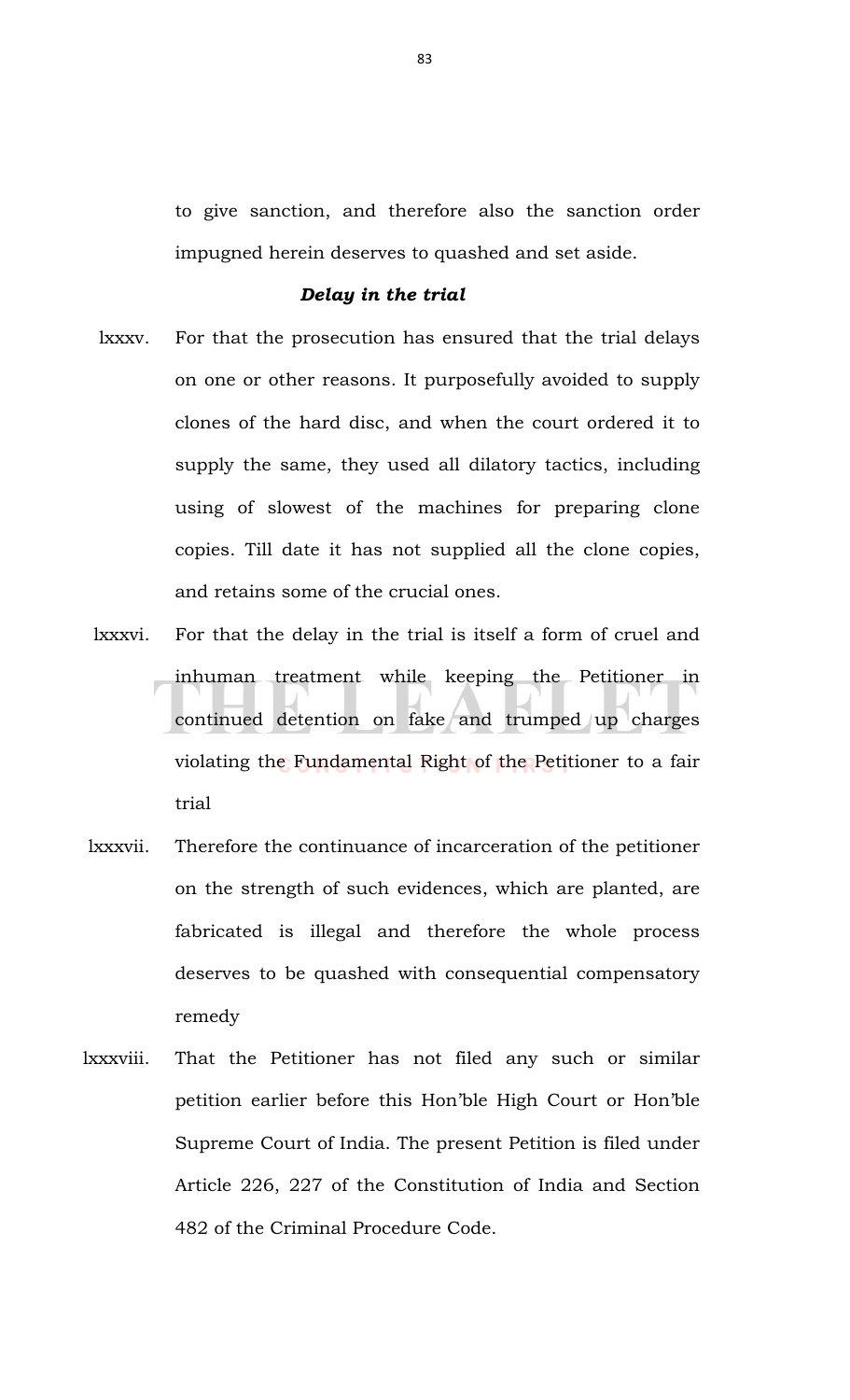to give sanction, and therefore also the sanction order impugned herein deserves to quashed and set aside.

***Delay in the trial***

lxxxv. For that the prosecution has ensured that the trial delays on one or other reasons. It purposefully avoided to supply clones of the hard disc, and when the court ordered it to supply the same, they used all dilatory tactics, including using of slowest of the machines for preparing clone copies. Till date it has not supplied all the clone copies, and retains some of the crucial ones.

lxxxvi. For that the delay in the trial is itself a form of cruel and inhuman treatment while keeping the Petitioner in continued detention on fake and trumped up charges violating the Fundamental Right of the Petitioner to a fair trial

lxxxvii. Therefore the continuance of incarceration of the petitioner on the strength of such evidences, which are planted, are fabricated is illegal and therefore the whole process deserves to be quashed with consequential compensatory remedy

lxxxviii. That the Petitioner has not filed any such or similar petition earlier before this Hon'ble High Court or Hon'ble Supreme Court of India. The present Petition is filed under Article 226, 227 of the Constitution of India and Section 482 of the Criminal Procedure Code.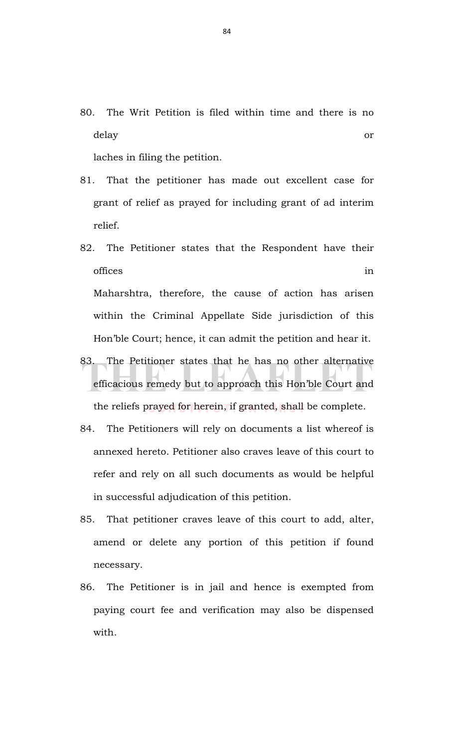80. The Writ Petition is filed within time and there is no delay or laches in filing the petition.

81. That the petitioner has made out excellent case for grant of relief as prayed for including grant of ad interim relief.

82. The Petitioner states that the Respondent have their offices in Maharshtra, therefore, the cause of action has arisen within the Criminal Appellate Side jurisdiction of this Hon'ble Court; hence, it can admit the petition and hear it.

83. The Petitioner states that he has no other alternative efficacious remedy but to approach this Hon'ble Court and the reliefs prayed for herein, if granted, shall be complete.

84. The Petitioners will rely on documents a list whereof is annexed hereto. Petitioner also craves leave of this court to refer and rely on all such documents as would be helpful in successful adjudication of this petition.

85. That petitioner craves leave of this court to add, alter, amend or delete any portion of this petition if found necessary.

86. The Petitioner is in jail and hence is exempted from paying court fee and verification may also be dispensed with.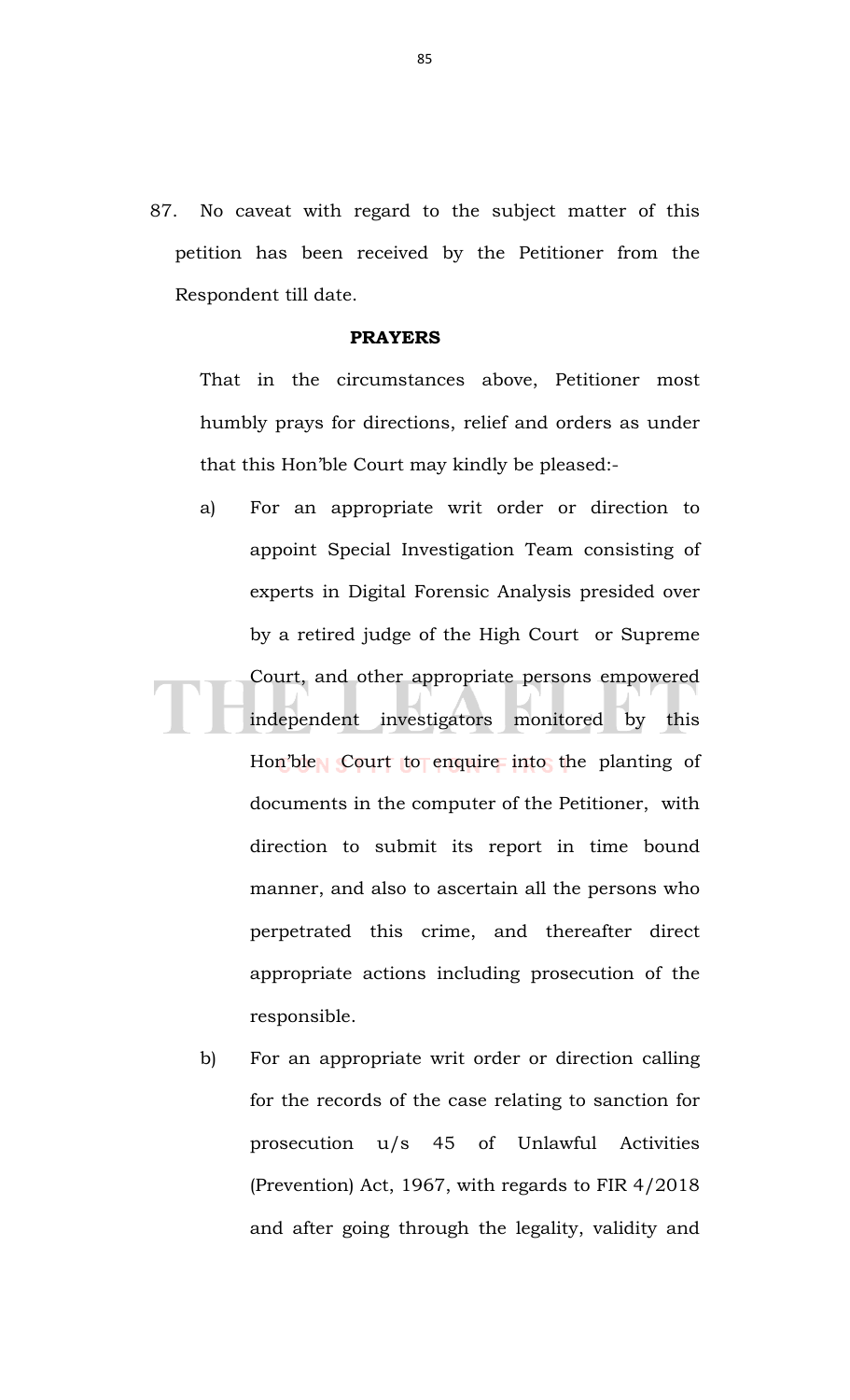87. No caveat with regard to the subject matter of this petition has been received by the Petitioner from the Respondent till date.

**PRAYERS**

That in the circumstances above, Petitioner most humbly prays for directions, relief and orders as under that this Hon'ble Court may kindly be pleased:-

a) For an appropriate writ order or direction to appoint Special Investigation Team consisting of experts in Digital Forensic Analysis presided over by a retired judge of the High Court or Supreme Court, and other appropriate persons empowered independent investigators monitored by this Hon'ble Court to enquire into the planting of documents in the computer of the Petitioner, with direction to submit its report in time bound manner, and also to ascertain all the persons who perpetrated this crime, and thereafter direct appropriate actions including prosecution of the responsible.

b) For an appropriate writ order or direction calling for the records of the case relating to sanction for prosecution u/s 45 of Unlawful Activities (Prevention) Act, 1967, with regards to FIR 4/2018 and after going through the legality, validity and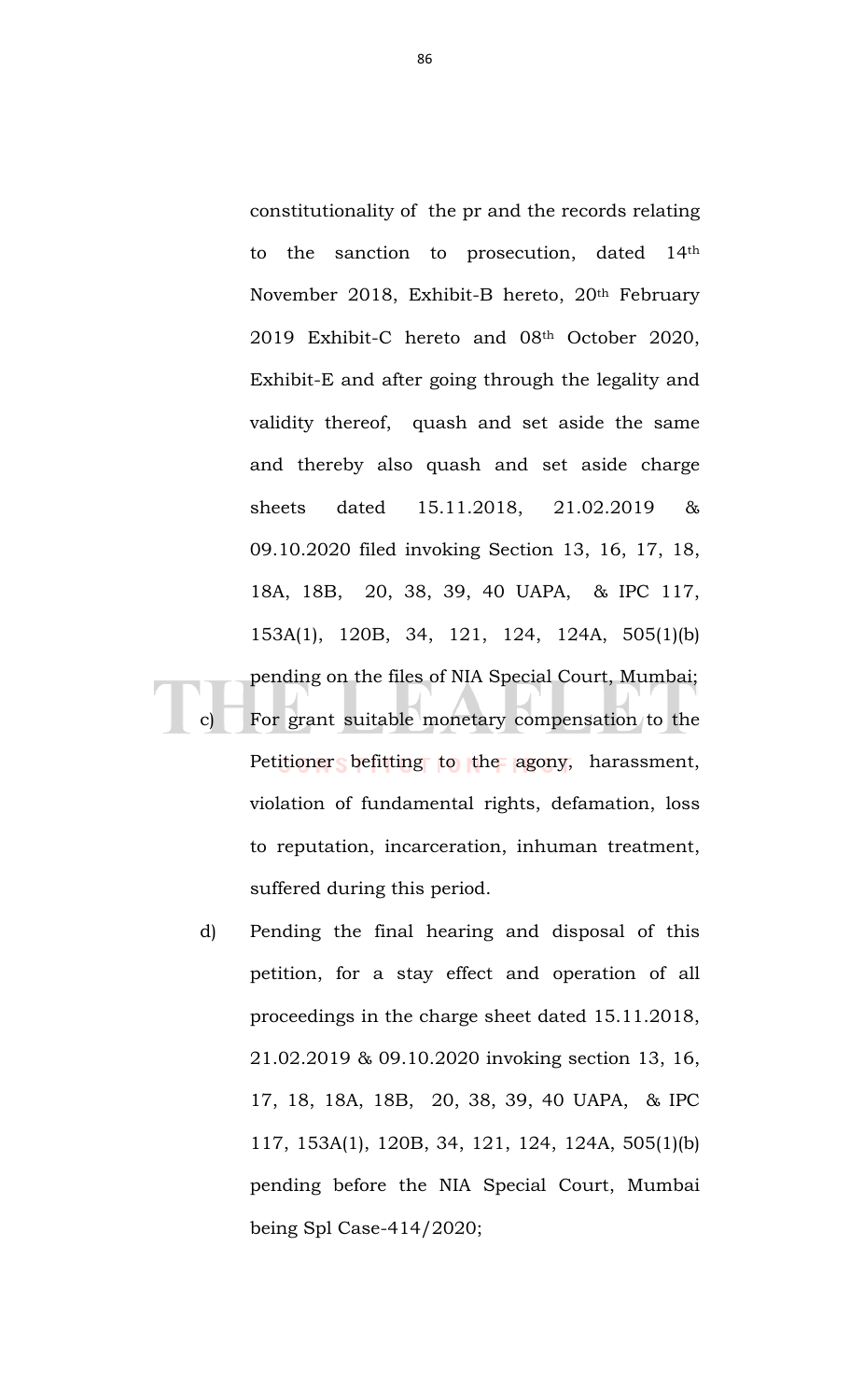constitutionality of the pr and the records relating to the sanction to prosecution, dated 14th November 2018, Exhibit-B hereto, 20th February 2019 Exhibit-C hereto and 08th October 2020, Exhibit-E and after going through the legality and validity thereof, quash and set aside the same and thereby also quash and set aside charge sheets dated 15.11.2018, 21.02.2019 & 09.10.2020 filed invoking Section 13, 16, 17, 18, 18A, 18B, 20, 38, 39, 40 UAPA, & IPC 117, 153A(1), 120B, 34, 121, 124, 124A, 505(1)(b) pending on the files of NIA Special Court, Mumbai;

c) For grant suitable monetary compensation to the Petitioner befitting to the agony, harassment, violation of fundamental rights, defamation, loss to reputation, incarceration, inhuman treatment, suffered during this period.

d) Pending the final hearing and disposal of this petition, for a stay effect and operation of all proceedings in the charge sheet dated 15.11.2018, 21.02.2019 & 09.10.2020 invoking section 13, 16, 17, 18, 18A, 18B, 20, 38, 39, 40 UAPA, & IPC 117, 153A(1), 120B, 34, 121, 124, 124A, 505(1)(b) pending before the NIA Special Court, Mumbai being Spl Case-414/2020;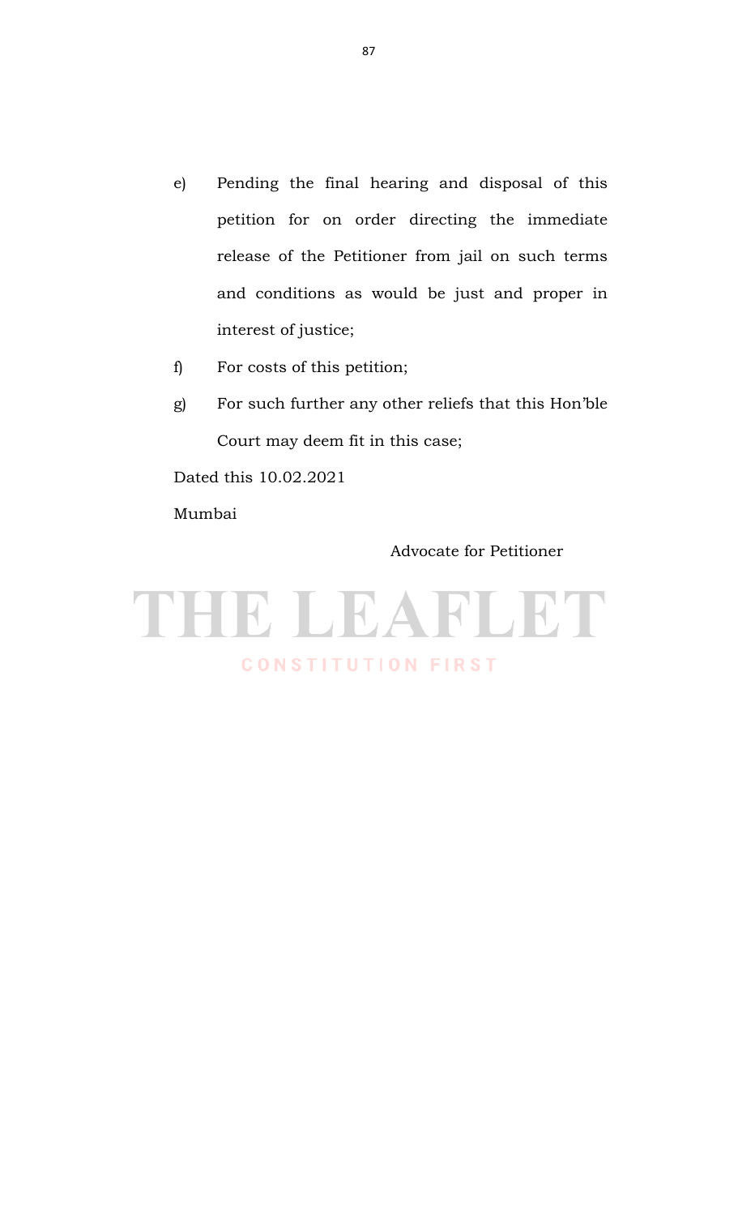e) Pending the final hearing and disposal of this petition for on order directing the immediate release of the Petitioner from jail on such terms and conditions as would be just and proper in interest of justice;

f) For costs of this petition;

g) For such further any other reliefs that this Hon'ble Court may deem fit in this case;

Dated this 10.02.2021

Mumbai

Advocate for Petitioner